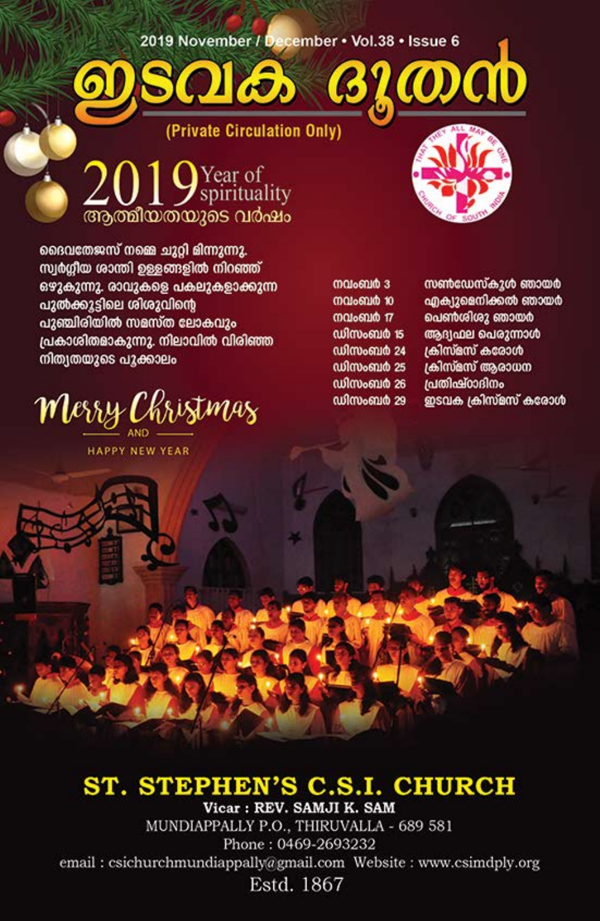2019 November / December • Vol.38 • Issue 6

# ഇടവക ദൂതൻ

(Private Circulation Only)

## 2019 Year of spirituality
### ആത്മീയതയുടെ വർഷം

ദൈവതേജസ് നമ്മെ ചുറ്റി മിന്നുന്നു. സ്വർഗ്ഗീയ ശാന്തി ഉള്ളങ്ങളിൽ നിറഞ്ഞ് ഒഴുകുന്നു. രാവുകളെ പകലുകളാക്കുന്ന പുൽക്കൂട്ടിലെ ശിശുവിന്റെ പുഞ്ചിരിയിൽ സമസ്ത ലോകവും പ്രകാശിതമാകുന്നു. നിലാവിൽ വിരിഞ്ഞ നിത്യതയുടെ പൂക്കാലം

*Merry Christmas*

AND

HAPPY NEW YEAR

| | |
|---|---|
| നവംബർ 3 | സൺഡേസ്കൂൾ ഞായർ |
| നവംബർ 10 | എക്യുമെനിക്കൽ ഞായർ |
| നവംബർ 17 | പെൺശിശു ഞായർ |
| ഡിസംബർ 15 | ആദ്യഫല പെരുന്നാൾ |
| ഡിസംബർ 24 | ക്രിസ്മസ് കരോൾ |
| ഡിസംബർ 25 | ക്രിസ്മസ് ആരാധന |
| ഡിസംബർ 26 | പ്രതിഷ്ഠാദിനം |
| ഡിസംബർ 29 | ഇടവക ക്രിസ്മസ് കരോൾ |

## ST. STEPHEN'S C.S.I. CHURCH

**Vicar : REV. SAMJI K. SAM**

MUNDIAPPALLY P.O., THIRUVALLA - 689 581

Phone : 0469-2693232

email : csichurchmundiappally@gmail.com Website : www.csimdply.org

Estd. 1867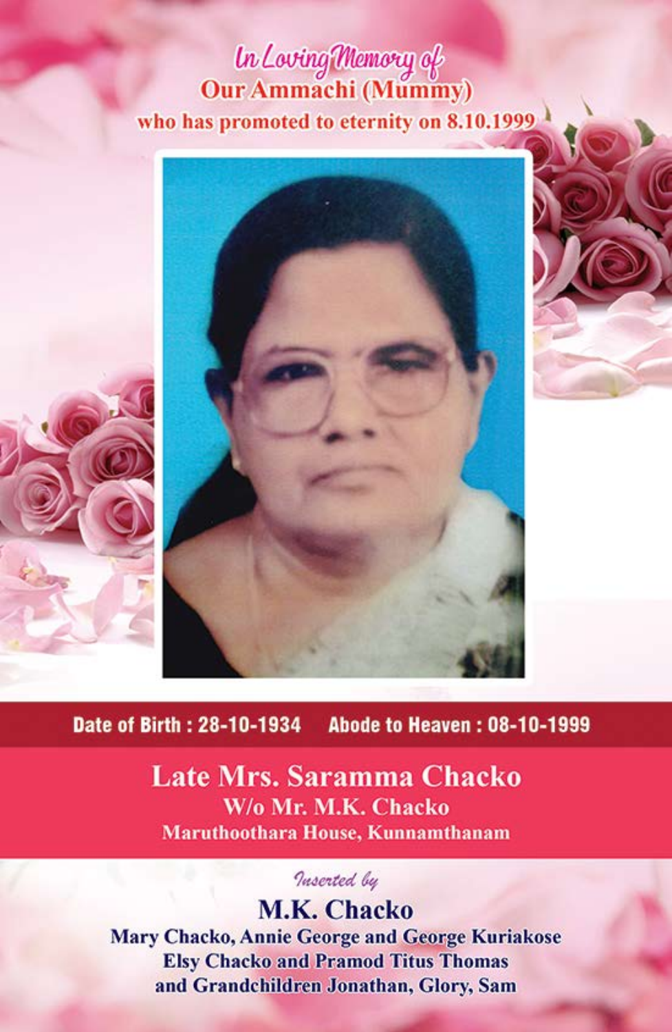*In Loving Memory of*

**Our Ammachi (Mummy)**

**who has promoted to eternity on 8.10.1999**

**Date of Birth : 28-10-1934 Abode to Heaven : 08-10-1999**

# Late Mrs. Saramma Chacko

**W/o Mr. M.K. Chacko**

**Maruthoothara House, Kunnamthanam**

*Inserted by*

## M.K. Chacko

**Mary Chacko, Annie George and George Kuriakose**

**Elsy Chacko and Pramod Titus Thomas**

**and Grandchildren Jonathan, Glory, Sam**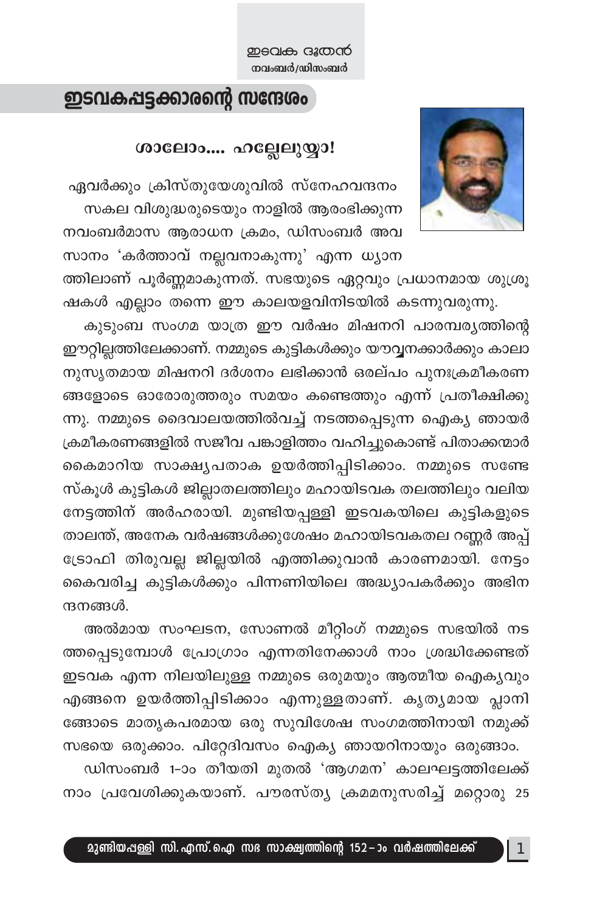## ഇടവകപ്പട്ടക്കാരന്റെ സന്ദേശം

### ശാലോം.... ഹല്ലേലുയ്യാ!

ഏവർക്കും ക്രിസ്തുയേശുവിൽ സ്നേഹവന്ദനം

സകല വിശുദ്ധരുടെയും നാളിൽ ആരംഭിക്കുന്ന നവംബർമാസ ആരാധന ക്രമം, ഡിസംബർ അവസാനം 'കർത്താവ് നല്ലവനാകുന്നു' എന്ന ധ്യാനത്തിലാണ് പൂർണ്ണമാകുന്നത്. സഭയുടെ ഏറ്റവും പ്രധാനമായ ശുശ്രൂഷകൾ എല്ലാം തന്നെ ഈ കാലയളവിനിടയിൽ കടന്നുവരുന്നു.

കുടുംബ സംഗമ യാത്ര ഈ വർഷം മിഷനറി പാരമ്പര്യത്തിന്റെ ഈറ്റില്ലത്തിലേക്കാണ്. നമ്മുടെ കുട്ടികൾക്കും യൗവ്വനക്കാർക്കും കാലാനുസൃതമായ മിഷനറി ദർശനം ലഭിക്കാൻ ഒരല്പം പുനഃക്രമീകരണങ്ങളോടെ ഓരോരുത്തരും സമയം കണ്ടെത്തും എന്ന് പ്രതീക്ഷിക്കുന്നു. നമ്മുടെ ദൈവാലയത്തിൽവച്ച് നടത്തപ്പെടുന്ന ഐക്യ ഞായർ ക്രമീകരണങ്ങളിൽ സജീവ പങ്കാളിത്തം വഹിച്ചുകൊണ്ട് പിതാക്കന്മാർ കൈമാറിയ സാക്ഷ്യപതാക ഉയർത്തിപ്പിടിക്കാം. നമ്മുടെ സണ്ടേസ്കൂൾ കുട്ടികൾ ജില്ലാതലത്തിലും മഹായിടവക തലത്തിലും വലിയ നേട്ടത്തിന് അർഹരായി. മുണ്ടിയപ്പള്ളി ഇടവകയിലെ കുട്ടികളുടെ താലന്ത്, അനേക വർഷങ്ങൾക്കുശേഷം മഹായിടവകതല റണ്ണർ അപ്പ് ട്രോഫി തിരുവല്ല ജില്ലയിൽ എത്തിക്കുവാൻ കാരണമായി. നേട്ടം കൈവരിച്ച കുട്ടികൾക്കും പിന്നണിയിലെ അദ്ധ്യാപകർക്കും അഭിനന്ദനങ്ങൾ.

അൽമായ സംഘടന, സോണൽ മീറ്റിംഗ് നമ്മുടെ സഭയിൽ നടത്തപ്പെടുമ്പോൾ പ്രോഗ്രാം എന്നതിനേക്കാൾ നാം ശ്രദ്ധിക്കേണ്ടത് ഇടവക എന്ന നിലയിലുള്ള നമ്മുടെ ഒരുമയും ആത്മീയ ഐക്യവും എങ്ങനെ ഉയർത്തിപ്പിടിക്കാം എന്നുള്ളതാണ്. കൃത്യമായ പ്ലാനിങ്ങോടെ മാതൃകപരമായ ഒരു സുവിശേഷ സംഗമത്തിനായി നമുക്ക് സഭയെ ഒരുക്കാം. പിറ്റേദിവസം ഐക്യ ഞായറിനായും ഒരുങ്ങാം.

ഡിസംബർ 1-ാം തീയതി മുതൽ 'ആഗമന' കാലഘട്ടത്തിലേക്ക് നാം പ്രവേശിക്കുകയാണ്. പൗരസ്ത്യ ക്രമമനുസരിച്ച് മറ്റൊരു 25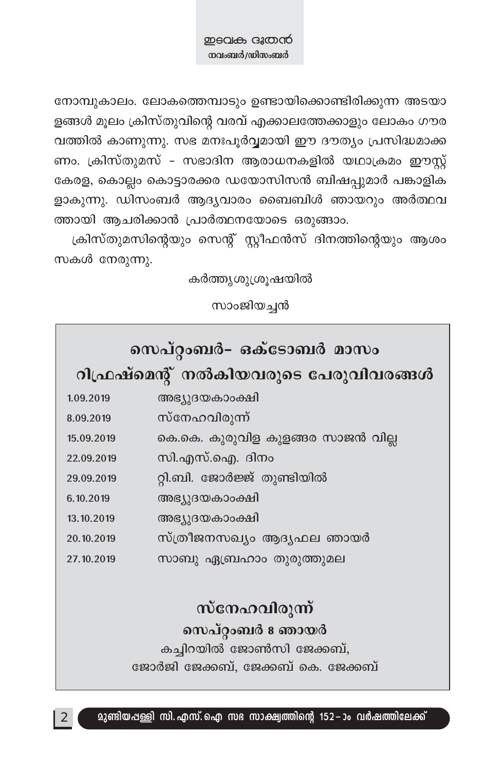നോമ്പുകാലം. ലോകത്തെമ്പാടും ഉണ്ടായിക്കൊണ്ടിരിക്കുന്ന അടയാളങ്ങൾ മൂലം ക്രിസ്തുവിന്റെ വരവ് എക്കാലത്തേക്കാളും ലോകം ഗൗരവത്തിൽ കാണുന്നു. സഭ മനഃപൂർവ്വമായി ഈ ദൗത്യം പ്രസിദ്ധമാക്കണം. ക്രിസ്തുമസ് – സഭാദിന ആരാധനകളിൽ യഥാക്രമം ഈസ്റ്റ് കേരള, കൊല്ലം കൊട്ടാരക്കര ഡയോസിസൻ ബിഷപ്പുമാർ പങ്കാളികളാകുന്നു. ഡിസംബർ ആദ്യവാരം ബൈബിൾ ഞായറും അർത്ഥവത്തായി ആചരിക്കാൻ പ്രാർത്ഥനയോടെ ഒരുങ്ങാം.

ക്രിസ്തുമസിന്റെയും സെന്റ് സ്റ്റീഫൻസ് ദിനത്തിന്റെയും ആശംസകൾ നേരുന്നു.

കർത്തൃശുശ്രൂഷയിൽ

സാംജിയച്ചൻ

## സെപ്റ്റംബർ– ഒക്ടോബർ മാസം റിഫ്രഷ്മെന്റ് നൽകിയവരുടെ പേരുവിവരങ്ങൾ

| | |
|---|---|
| 1.09.2019 | അഭ്യുദയകാംക്ഷി |
| 8.09.2019 | സ്നേഹവിരുന്ന് |
| 15.09.2019 | കെ.കെ. കുരുവിള കുളങ്ങര സാജൻ വില്ല |
| 22.09.2019 | സി.എസ്.ഐ. ദിനം |
| 29.09.2019 | റ്റി.ബി. ജോർജ്ജ് തുണ്ടിയിൽ |
| 6.10.2019 | അഭ്യുദയകാംക്ഷി |
| 13.10.2019 | അഭ്യുദയകാംക്ഷി |
| 20.10.2019 | സ്ത്രീജനസഖ്യം ആദ്യഫല ഞായർ |
| 27.10.2019 | സാബു ഏബ്രഹാം തുരുത്തുമല |

## സ്നേഹവിരുന്ന്

**സെപ്റ്റംബർ 8 ഞായർ**

കച്ചിറയിൽ ജോൺസി ജേക്കബ്,
ജോർജി ജേക്കബ്, ജേക്കബ് കെ. ജേക്കബ്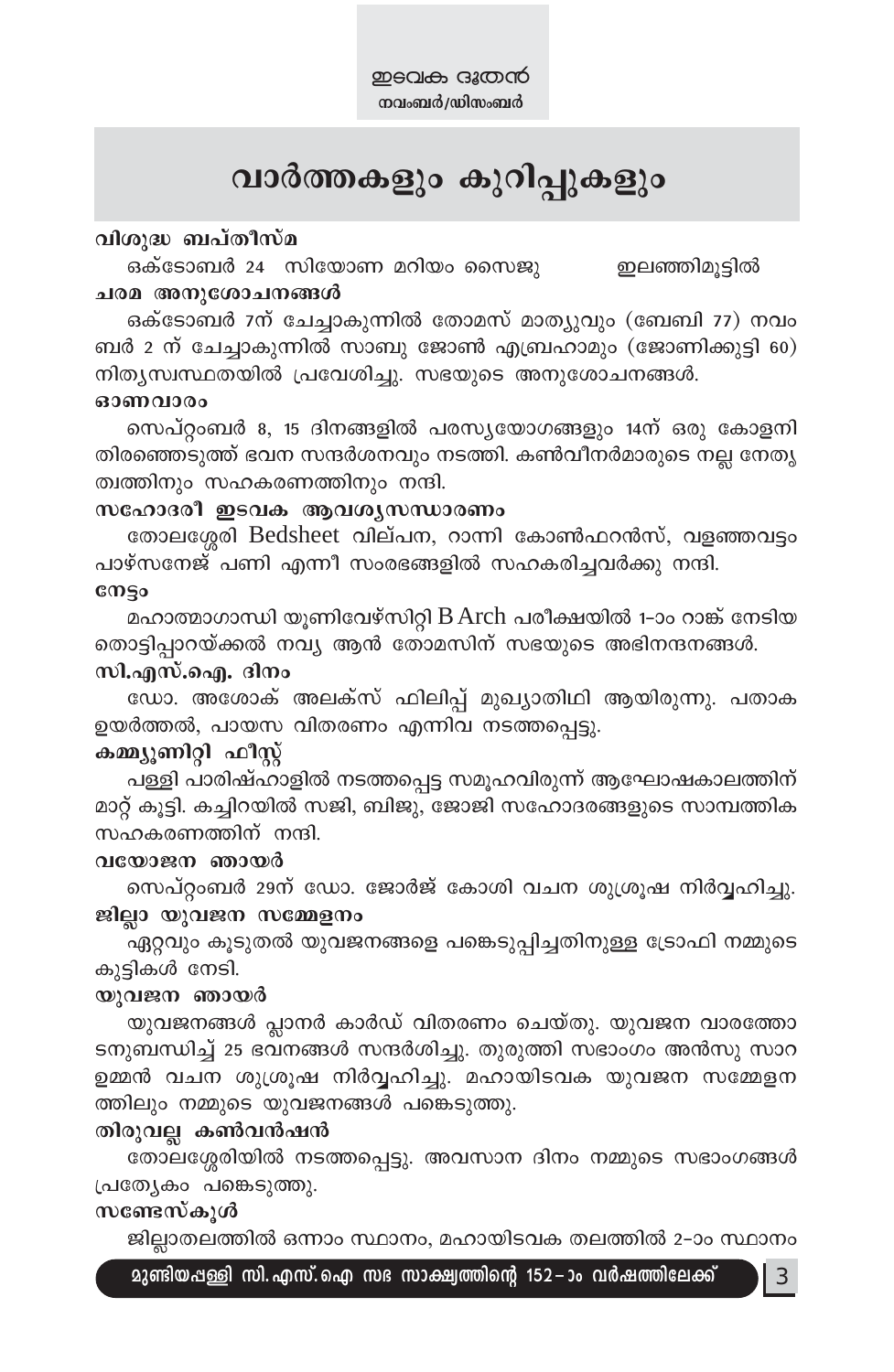# വാർത്തകളും കുറിപ്പുകളും

**വിശുദ്ധ ബപ്തീസ്മ**

ഒക്ടോബർ 24 സിയോണ മറിയം സൈജു ഇലഞ്ഞിമൂട്ടിൽ

**ചരമ അനുശോചനങ്ങൾ**

ഒക്ടോബർ 7ന് ചേച്ചാകുന്നിൽ തോമസ് മാത്യുവും (ബേബി 77) നവംബർ 2 ന് ചേച്ചാകുന്നിൽ സാബു ജോൺ എബ്രഹാമും (ജോണിക്കുട്ടി 60) നിത്യസ്വസ്ഥതയിൽ പ്രവേശിച്ചു. സഭയുടെ അനുശോചനങ്ങൾ.

**ഓണവാരം**

സെപ്റ്റംബർ 8, 15 ദിനങ്ങളിൽ പരസ്യയോഗങ്ങളും 14ന് ഒരു കോളനി തിരഞ്ഞെടുത്ത് ഭവന സന്ദർശനവും നടത്തി. കൺവീനർമാരുടെ നല്ല നേതൃത്വത്തിനും സഹകരണത്തിനും നന്ദി.

**സഹോദരീ ഇടവക ആവശ്യസന്ധാരണം**

തോലശ്ശേരി Bedsheet വില്പന, റാന്നി കോൺഫറൻസ്, വളഞ്ഞവട്ടം പാഴ്സനേജ് പണി എന്നീ സംരഭങ്ങളിൽ സഹകരിച്ചവർക്കു നന്ദി.

**നേട്ടം**

മഹാത്മാഗാന്ധി യൂണിവേഴ്സിറ്റി B Arch പരീക്ഷയിൽ 1–ാം റാങ്ക് നേടിയ തൊട്ടിപ്പാറയ്ക്കൽ നവ്യ ആൻ തോമസിന് സഭയുടെ അഭിനന്ദനങ്ങൾ.

**സി.എസ്.ഐ. ദിനം**

ഡോ. അശോക് അലക്സ് ഫിലിപ്പ് മുഖ്യാതിഥി ആയിരുന്നു. പതാക ഉയർത്തൽ, പായസ വിതരണം എന്നിവ നടത്തപ്പെട്ടു.

**കമ്മ്യൂണിറ്റി ഫീസ്റ്റ്**

പള്ളി പാരിഷ്ഹാളിൽ നടത്തപ്പെട്ട സമൂഹവിരുന്ന് ആഘോഷകാലത്തിന് മാറ്റ് കൂട്ടി. കച്ചിറയിൽ സജി, ബിജു, ജോജി സഹോദരങ്ങളുടെ സാമ്പത്തിക സഹകരണത്തിന് നന്ദി.

**വയോജന ഞായർ**

സെപ്റ്റംബർ 29ന് ഡോ. ജോർജ് കോശി വചന ശുശ്രൂഷ നിർവ്വഹിച്ചു.

**ജില്ലാ യുവജന സമ്മേളനം**

ഏറ്റവും കൂടുതൽ യുവജനങ്ങളെ പങ്കെടുപ്പിച്ചതിനുള്ള ട്രോഫി നമ്മുടെ കുട്ടികൾ നേടി.

**യുവജന ഞായർ**

യുവജനങ്ങൾ പ്ലാനർ കാർഡ് വിതരണം ചെയ്തു. യുവജന വാരത്തോടനുബന്ധിച്ച് 25 ഭവനങ്ങൾ സന്ദർശിച്ചു. തുരുത്തി സഭാംഗം അൻസു സാറ ഉമ്മൻ വചന ശുശ്രൂഷ നിർവ്വഹിച്ചു. മഹായിടവക യുവജന സമ്മേളനത്തിലും നമ്മുടെ യുവജനങ്ങൾ പങ്കെടുത്തു.

**തിരുവല്ല കൺവൻഷൻ**

തോലശ്ശേരിയിൽ നടത്തപ്പെട്ടു. അവസാന ദിനം നമ്മുടെ സഭാംഗങ്ങൾ പ്രത്യേകം പങ്കെടുത്തു.

**സണ്ടേസ്കൂൾ**

ജില്ലാതലത്തിൽ ഒന്നാം സ്ഥാനം, മഹായിടവക തലത്തിൽ 2–ാം സ്ഥാനം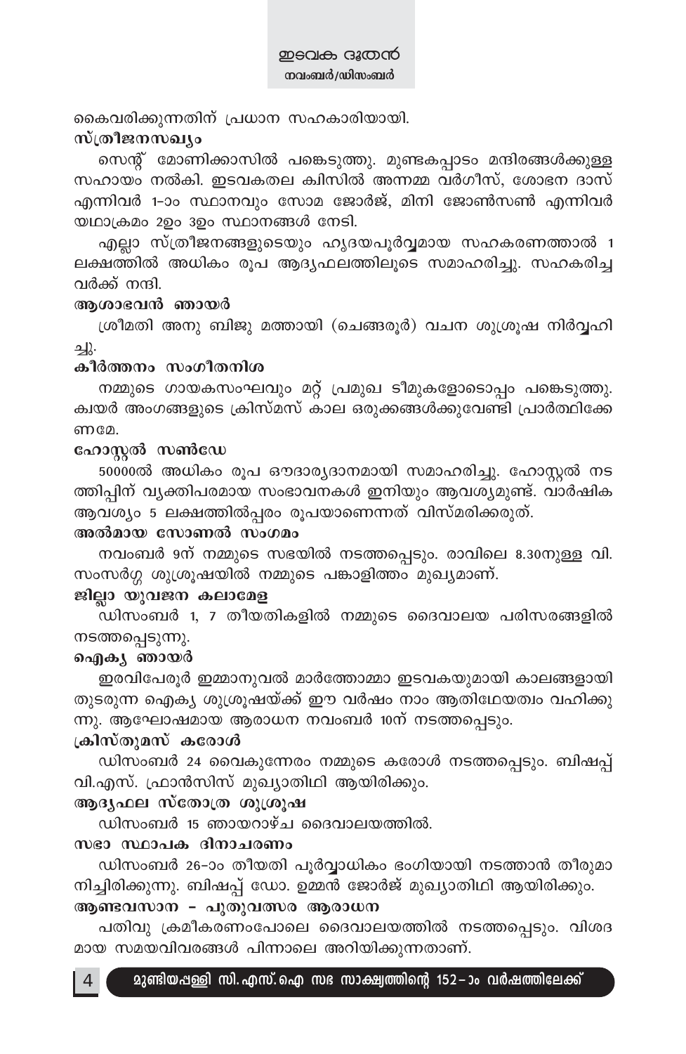കൈവരിക്കുന്നതിന് പ്രധാന സഹകാരിയായി.

**സ്ത്രീജനസഖ്യം**

സെന്റ് മോണിക്കാസിൽ പങ്കെടുത്തു. മുണ്ടകപ്പാടം മന്ദിരങ്ങൾക്കുള്ള സഹായം നൽകി. ഇടവകതല ക്വിസിൽ അന്നമ്മ വർഗീസ്, ശോഭന ദാസ് എന്നിവർ 1-ാം സ്ഥാനവും സോമ ജോർജ്, മിനി ജോൺസൺ എന്നിവർ യഥാക്രമം 2ഉം 3ഉം സ്ഥാനങ്ങൾ നേടി.

എല്ലാ സ്ത്രീജനങ്ങളുടെയും ഹൃദയപൂർവ്വമായ സഹകരണത്താൽ 1 ലക്ഷത്തിൽ അധികം രൂപ ആദ്യഫലത്തിലൂടെ സമാഹരിച്ചു. സഹകരിച്ച വർക്ക് നന്ദി.

**ആശാഭവൻ ഞായർ**

ശ്രീമതി അനു ബിജു മത്തായി (ചെങ്ങരൂർ) വചന ശുശ്രൂഷ നിർവ്വഹിച്ചു.

**കീർത്തനം സംഗീതനിശ**

നമ്മുടെ ഗായകസംഘവും മറ്റ് പ്രമുഖ ടീമുകളോടൊപ്പം പങ്കെടുത്തു. ക്വയർ അംഗങ്ങളുടെ ക്രിസ്മസ് കാല ഒരുക്കങ്ങൾക്കുവേണ്ടി പ്രാർത്ഥിക്കേണമേ.

**ഹോസ്റ്റൽ സൺഡേ**

50000ൽ അധികം രൂപ ഔദാര്യദാനമായി സമാഹരിച്ചു. ഹോസ്റ്റൽ നടത്തിപ്പിന് വ്യക്തിപരമായ സംഭാവനകൾ ഇനിയും ആവശ്യമുണ്ട്. വാർഷിക ആവശ്യം 5 ലക്ഷത്തിൽപ്പരം രൂപയാണെന്നത് വിസ്മരിക്കരുത്.

**അൽമായ സോണൽ സംഗമം**

നവംബർ 9ന് നമ്മുടെ സഭയിൽ നടത്തപ്പെടും. രാവിലെ 8.30നുള്ള വി. സംസർഗ്ഗ ശുശ്രൂഷയിൽ നമ്മുടെ പങ്കാളിത്തം മുഖ്യമാണ്.

**ജില്ലാ യുവജന കലാമേള**

ഡിസംബർ 1, 7 തീയതികളിൽ നമ്മുടെ ദൈവാലയ പരിസരങ്ങളിൽ നടത്തപ്പെടുന്നു.

**ഐക്യ ഞായർ**

ഇരവിപേരൂർ ഇമ്മാനുവൽ മാർത്തോമ്മാ ഇടവകയുമായി കാലങ്ങളായി തുടരുന്ന ഐക്യ ശുശ്രൂഷയ്ക്ക് ഈ വർഷം നാം ആതിഥേയത്വം വഹിക്കുന്നു. ആഘോഷമായ ആരാധന നവംബർ 10ന് നടത്തപ്പെടും.

**ക്രിസ്തുമസ് കരോൾ**

ഡിസംബർ 24 വൈകുന്നേരം നമ്മുടെ കരോൾ നടത്തപ്പെടും. ബിഷപ്പ് വി.എസ്. ഫ്രാൻസിസ് മുഖ്യാതിഥി ആയിരിക്കും.

**ആദ്യഫല സ്തോത്ര ശുശ്രൂഷ**

ഡിസംബർ 15 ഞായറാഴ്ച ദൈവാലയത്തിൽ.

**സഭാ സ്ഥാപക ദിനാചരണം**

ഡിസംബർ 26-ാം തീയതി പൂർവ്വാധികം ഭംഗിയായി നടത്താൻ തീരുമാനിച്ചിരിക്കുന്നു. ബിഷപ്പ് ഡോ. ഉമ്മൻ ജോർജ് മുഖ്യാതിഥി ആയിരിക്കും.

**ആണ്ടവസാന - പുതുവത്സര ആരാധന**

പതിവു ക്രമീകരണംപോലെ ദൈവാലയത്തിൽ നടത്തപ്പെടും. വിശദമായ സമയവിവരങ്ങൾ പിന്നാലെ അറിയിക്കുന്നതാണ്.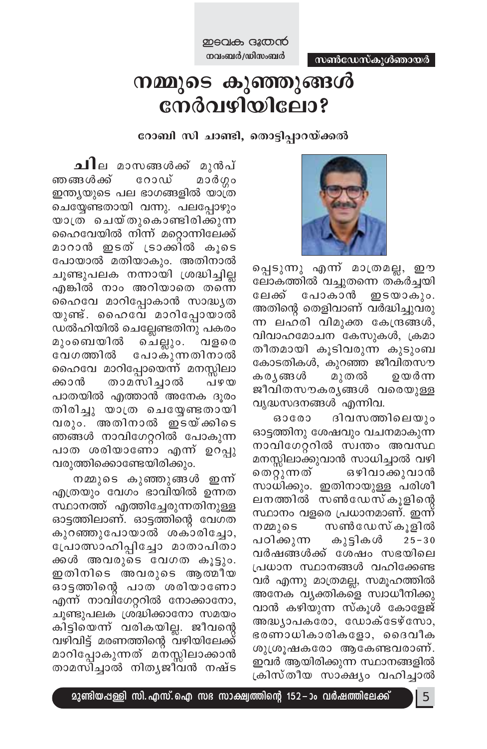സൺഡേസ്കൂൾഞായർ

# നമ്മുടെ കുഞ്ഞുങ്ങൾ നേർവഴിയിലോ?

**റോബി സി ചാണ്ടി, തൊട്ടിപ്പാറയ്ക്കൽ**

**ചി**ല മാസങ്ങൾക്ക് മുൻപ് ഞങ്ങൾക്ക് റോഡ് മാർഗ്ഗം ഇന്ത്യയുടെ പല ഭാഗങ്ങളിൽ യാത്ര ചെയ്യേണ്ടതായി വന്നു. പലപ്പോഴും യാത്ര ചെയ്തുകൊണ്ടിരിക്കുന്ന ഹൈവേയിൽ നിന്ന് മറ്റൊന്നിലേക്ക് മാറാൻ ഇടത് ട്രാക്കിൽ കൂടെ പോയാൽ മതിയാകും. അതിനാൽ ചൂണ്ടുപലക നന്നായി ശ്രദ്ധിച്ചില്ല എങ്കിൽ നാം അറിയാതെ തന്നെ ഹൈവേ മാറിപ്പോകാൻ സാദ്ധ്യതയുണ്ട്. ഹൈവേ മാറിപ്പോയാൽ ഡൽഹിയിൽ ചെല്ലേണ്ടതിനു പകരം മുംബെയിൽ ചെല്ലും. വളരെ വേഗത്തിൽ പോകുന്നതിനാൽ ഹൈവേ മാറിപ്പോയെന്ന് മനസ്സിലാക്കാൻ താമസിച്ചാൽ പഴയ പാതയിൽ എത്താൻ അനേക ദൂരം തിരിച്ചു യാത്ര ചെയ്യേണ്ടതായി വരും. അതിനാൽ ഇടയ്ക്കിടെ ഞങ്ങൾ നാവിഗേറ്ററിൽ പോകുന്ന പാത ശരിയാണോ എന്ന് ഉറപ്പു വരുത്തിക്കൊണ്ടേയിരിക്കും.

നമ്മുടെ കുഞ്ഞുങ്ങൾ ഇന്ന് എത്രയും വേഗം ഭാവിയിൽ ഉന്നത സ്ഥാനത്ത് എത്തിച്ചേരുന്നതിനുള്ള ഓട്ടത്തിലാണ്. ഓട്ടത്തിന്റെ വേഗത കുറഞ്ഞുപോയാൽ ശകാരിച്ചോ, പ്രോത്സാഹിപ്പിച്ചോ മാതാപിതാക്കൾ അവരുടെ വേഗത കൂട്ടും. ഇതിനിടെ അവരുടെ ആത്മീയ ഓട്ടത്തിന്റെ പാത ശരിയാണോ എന്ന് നാവിഗേറ്ററിൽ നോക്കാനോ, ചൂണ്ടുപലക ശ്രദ്ധിക്കാനോ സമയം കിട്ടിയെന്ന് വരികയില്ല. ജീവന്റെ വഴിവിട്ട് മരണത്തിന്റെ വഴിയിലേക്ക് മാറിപ്പോകുന്നത് മനസ്സിലാക്കാൻ താമസിച്ചാൽ നിത്യജീവൻ നഷ്ടപ്പെടുന്നു എന്ന് മാത്രമല്ല, ഈ ലോകത്തിൽ വച്ചുതന്നെ തകർച്ചയിലേക്ക് പോകാൻ ഇടയാകും. അതിന്റെ തെളിവാണ് വർദ്ധിച്ചുവരുന്ന ലഹരി വിമുക്ത കേന്ദ്രങ്ങൾ, വിവാഹമോചന കേസുകൾ, ക്രമാതീതമായി കൂടിവരുന്ന കുടുംബ കോടതികൾ, കുറഞ്ഞ ജീവിതസൗകര്യങ്ങൾ മുതൽ ഉയർന്ന ജീവിതസൗകര്യങ്ങൾ വരെയുള്ള വൃദ്ധസദനങ്ങൾ എന്നിവ.

ഓരോ ദിവസത്തിലെയും ഓട്ടത്തിനു ശേഷവും വചനമാകുന്ന നാവിഗേറ്ററിൽ സ്വന്തം അവസ്ഥ മനസ്സിലാക്കുവാൻ സാധിച്ചാൽ വഴി തെറ്റുന്നത് ഒഴിവാക്കുവാൻ സാധിക്കും. ഇതിനായുള്ള പരിശീലനത്തിൽ സൺഡേസ്കൂളിന്റെ സ്ഥാനം വളരെ പ്രധാനമാണ്. ഇന്ന് നമ്മുടെ സൺഡേസ്കൂളിൽ പഠിക്കുന്ന കുട്ടികൾ 25-30 വർഷങ്ങൾക്ക് ശേഷം സഭയിലെ പ്രധാന സ്ഥാനങ്ങൾ വഹിക്കേണ്ടവർ എന്നു മാത്രമല്ല, സമൂഹത്തിൽ അനേക വ്യക്തികളെ സ്വാധീനിക്കുവാൻ കഴിയുന്ന സ്കൂൾ കോളേജ് അദ്ധ്യാപകരോ, ഡോക്ടേഴ്സോ, ഭരണാധികാരികളോ, ദൈവീക ശുശ്രൂഷകരോ ആകേണ്ടവരാണ്. ഇവർ ആയിരിക്കുന്ന സ്ഥാനങ്ങളിൽ ക്രിസ്തീയ സാക്ഷ്യം വഹിച്ചാൽ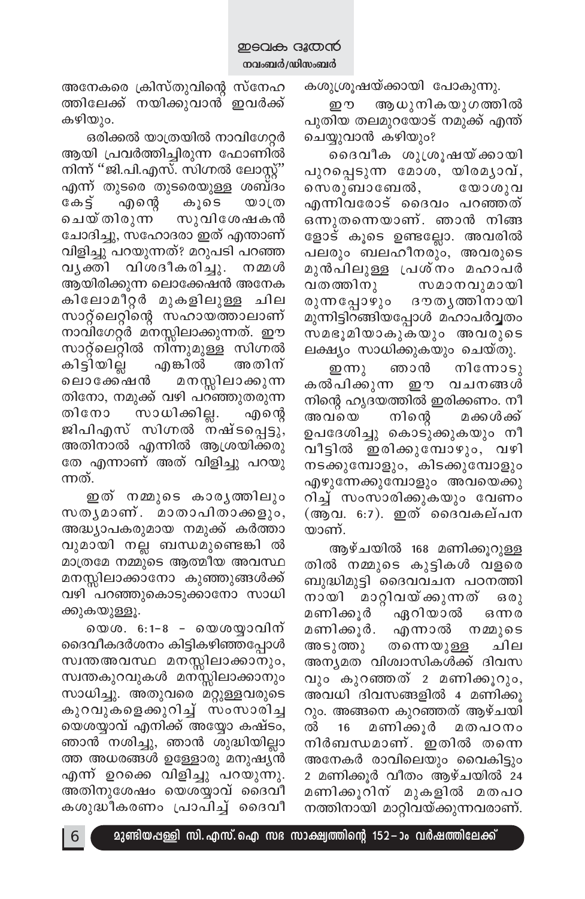അനേകരെ ക്രിസ്തുവിന്റെ സ്നേഹത്തിലേക്ക് നയിക്കുവാൻ ഇവർക്ക് കഴിയും.

ഒരിക്കൽ യാത്രയിൽ നാവിഗേറ്റർ ആയി പ്രവർത്തിച്ചിരുന്ന ഫോണിൽ നിന്ന് "ജി.പി.എസ്. സിഗ്നൽ ലോസ്റ്റ്" എന്ന് തുടരെ തുടരെയുള്ള ശബ്ദം കേട്ട് എന്റെ കൂടെ യാത്ര ചെയ്തിരുന്ന സുവിശേഷകൻ ചോദിച്ചു, സഹോദരാ ഇത് എന്താണ് വിളിച്ചു പറയുന്നത്? മറുപടി പറഞ്ഞ വ്യക്തി വിശദീകരിച്ചു. നമ്മൾ ആയിരിക്കുന്ന ലൊക്കേഷൻ അനേക കിലോമീറ്റർ മുകളിലുള്ള ചില സാറ്റ്ലൈറ്റിന്റെ സഹായത്താലാണ് നാവിഗേറ്റർ മനസ്സിലാക്കുന്നത്. ഈ സാറ്റ്ലൈറ്റിൽ നിന്നുമുള്ള സിഗ്നൽ കിട്ടിയില്ല എങ്കിൽ അതിന് ലൊക്കേഷൻ മനസ്സിലാക്കുന്നതിനോ, നമുക്ക് വഴി പറഞ്ഞുതരുന്നതിനോ സാധിക്കില്ല. എന്റെ ജിപിഎസ് സിഗ്നൽ നഷ്ടപ്പെട്ടു, അതിനാൽ എന്നിൽ ആശ്രയിക്കരുതേ എന്നാണ് അത് വിളിച്ചു പറയുന്നത്.

ഇത് നമ്മുടെ കാര്യത്തിലും സത്യമാണ്. മാതാപിതാക്കളും, അദ്ധ്യാപകരുമായ നമുക്ക് കർത്താവുമായി നല്ല ബന്ധമുണ്ടെങ്കിൽ മാത്രമേ നമ്മുടെ ആത്മീയ അവസ്ഥ മനസ്സിലാക്കാനോ കുഞ്ഞുങ്ങൾക്ക് വഴി പറഞ്ഞുകൊടുക്കാനോ സാധിക്കുകയുള്ളൂ.

യെശ. 6:1-8 - യെശയ്യാവിന് ദൈവീകദർശനം കിട്ടികഴിഞ്ഞപ്പോൾ സ്വന്തഅവസ്ഥ മനസ്സിലാക്കാനും, സ്വന്തകുറവുകൾ മനസ്സിലാക്കാനും സാധിച്ചു. അതുവരെ മറ്റുള്ളവരുടെ കുറവുകളെക്കുറിച്ച് സംസാരിച്ച യെശയ്യാവ് എനിക്ക് അയ്യോ കഷ്ടം, ഞാൻ നശിച്ചു, ഞാൻ ശുദ്ധിയില്ലാത്ത അധരങ്ങൾ ഉള്ളോരു മനുഷ്യൻ എന്ന് ഉറക്കെ വിളിച്ചു പറയുന്നു. അതിനുശേഷം യെശയ്യാവ് ദൈവീകശുദ്ധീകരണം പ്രാപിച്ച് ദൈവീകശുശ്രൂഷയ്ക്കായി പോകുന്നു.

ഈ ആധുനികയുഗത്തിൽ പുതിയ തലമുറയോട് നമുക്ക് എന്ത് ചെയ്യുവാൻ കഴിയും?

ദൈവീക ശുശ്രൂഷയ്ക്കായി പുറപ്പെടുന്ന മോശ, യിരമ്യാവ്, സെരുബാബേൽ, യോശുവ എന്നിവരോട് ദൈവം പറഞ്ഞത് ഒന്നുതന്നെയാണ്. ഞാൻ നിങ്ങളോട് കൂടെ ഉണ്ടല്ലോ. അവരിൽ പലരും ബലഹീനരും, അവരുടെ മുൻപിലുള്ള പ്രശ്നം മഹാപർവതത്തിനു സമാനവുമായിരുന്നപ്പോഴും ദൗത്യത്തിനായി മുന്നിട്ടിറങ്ങിയപ്പോൾ മഹാപർവ്വതം സമഭൂമിയാകുകയും അവരുടെ ലക്ഷ്യം സാധിക്കുകയും ചെയ്തു.

ഇന്നു ഞാൻ നിന്നോടു കൽപിക്കുന്ന ഈ വചനങ്ങൾ നിന്റെ ഹൃദയത്തിൽ ഇരിക്കണം. നീ അവയെ നിന്റെ മക്കൾക്ക് ഉപദേശിച്ചു കൊടുക്കുകയും നീ വീട്ടിൽ ഇരിക്കുമ്പോഴും, വഴി നടക്കുമ്പോളും, കിടക്കുമ്പോളും എഴുന്നേക്കുമ്പോളും അവയെക്കുറിച്ച് സംസാരിക്കുകയും വേണം (ആവ. 6:7). ഇത് ദൈവകല്പനയാണ്.

ആഴ്ചയിൽ 168 മണിക്കൂറുള്ളതിൽ നമ്മുടെ കുട്ടികൾ വളരെ ബുദ്ധിമുട്ടി ദൈവവചന പഠനത്തിനായി മാറ്റിവയ്ക്കുന്നത് ഒരു മണിക്കൂർ ഏറിയാൽ ഒന്നര മണിക്കൂർ. എന്നാൽ നമ്മുടെ അടുത്തു തന്നെയുള്ള ചില അന്യമത വിശ്വാസികൾക്ക് ദിവസവും കുറഞ്ഞത് 2 മണിക്കൂറും, അവധി ദിവസങ്ങളിൽ 4 മണിക്കൂറും. അങ്ങനെ കുറഞ്ഞത് ആഴ്ചയിൽ 16 മണിക്കൂർ മതപഠനം നിർബന്ധമാണ്. ഇതിൽ തന്നെ അനേകർ രാവിലെയും വൈകിട്ടും 2 മണിക്കൂർ വീതം ആഴ്ചയിൽ 24 മണിക്കൂറിന് മുകളിൽ മതപഠനത്തിനായി മാറ്റിവയ്ക്കുന്നവരാണ്.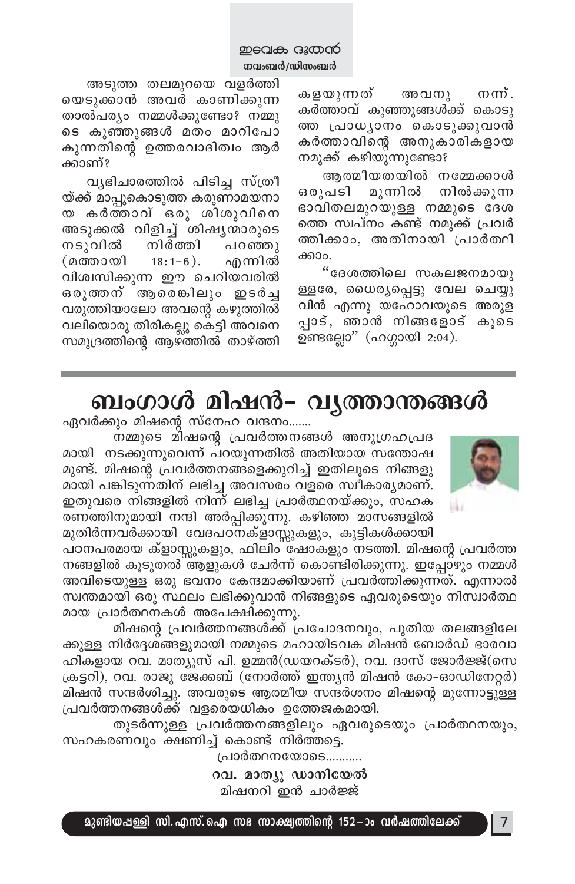അടുത്ത തലമുറയെ വളർത്തിയെടുക്കാൻ അവർ കാണിക്കുന്ന താൽപര്യം നമ്മൾക്കുണ്ടോ? നമ്മുടെ കുഞ്ഞുങ്ങൾ മതം മാറിപോകുന്നതിന്റെ ഉത്തരവാദിത്വം ആർക്കാണ്?

വ്യഭിചാരത്തിൽ പിടിച്ച സ്ത്രീയ്ക്ക് മാപ്പുകൊടുത്ത കരുണാമയനായ കർത്താവ് ഒരു ശിശുവിനെ അടുക്കൽ വിളിച്ച് ശിഷ്യന്മാരുടെ നടുവിൽ നിർത്തി പറഞ്ഞു (മത്തായി 18:1-6). എന്നിൽ വിശ്വസിക്കുന്ന ഈ ചെറിയവരിൽ ഒരുത്തന് ആരെങ്കിലും ഇടർച്ച വരുത്തിയാലോ അവന്റെ കഴുത്തിൽ വലിയൊരു തിരികല്ലു കെട്ടി അവനെ സമുദ്രത്തിന്റെ ആഴത്തിൽ താഴ്ത്തി കളയുന്നത് അവനു നന്ന്. കർത്താവ് കുഞ്ഞുങ്ങൾക്ക് കൊടുത്ത പ്രാധ്യാനം കൊടുക്കുവാൻ കർത്താവിന്റെ അനുകാരികളായ നമുക്ക് കഴിയുന്നുണ്ടോ?

ആത്മീയതയിൽ നമ്മേക്കാൾ ഒരുപടി മുന്നിൽ നിൽക്കുന്ന ഭാവിതലമുറയുള്ള നമ്മുടെ ദേശത്തെ സ്വപ്നം കണ്ട് നമുക്ക് പ്രവർത്തിക്കാം, അതിനായി പ്രാർത്ഥിക്കാം.

"ദേശത്തിലെ സകലജനമായുള്ളരേ, ധൈര്യപ്പെട്ടു വേല ചെയ്യുവിൻ എന്നു യഹോവയുടെ അരുളപ്പാട്, ഞാൻ നിങ്ങളോട് കൂടെ ഉണ്ടല്ലോ" (ഹഗ്ഗായി 2:04).

# ബംഗാൾ മിഷൻ- വൃത്താന്തങ്ങൾ

ഏവർക്കും മിഷന്റെ സ്നേഹ വന്ദനം.......

നമ്മുടെ മിഷന്റെ പ്രവർത്തനങ്ങൾ അനുഗ്രഹപ്രദമായി നടക്കുന്നുവെന്ന് പറയുന്നതിൽ അതിയായ സന്തോഷമുണ്ട്. മിഷന്റെ പ്രവർത്തനങ്ങളെക്കുറിച്ച് ഇതിലൂടെ നിങ്ങളുമായി പങ്കിടുന്നതിന് ലഭിച്ച അവസരം വളരെ സ്വീകാര്യമാണ്. ഇതുവരെ നിങ്ങളിൽ നിന്ന് ലഭിച്ച പ്രാർത്ഥനയ്ക്കും, സഹകരണത്തിനുമായി നന്ദി അർപ്പിക്കുന്നു. കഴിഞ്ഞ മാസങ്ങളിൽ മുതിർന്നവർക്കായി വേദപഠനക്ലാസ്സുകളും, കുട്ടികൾക്കായി പഠനപരമായ ക്ലാസ്സുകളും, ഫിലിം ഷോകളും നടത്തി. മിഷന്റെ പ്രവർത്തനങ്ങളിൽ കൂടുതൽ ആളുകൾ ചേർന്ന് കൊണ്ടിരിക്കുന്നു. ഇപ്പോഴും നമ്മൾ അവിടെയുള്ള ഒരു ഭവനം കേന്ദ്രമാക്കിയാണ് പ്രവർത്തിക്കുന്നത്. എന്നാൽ സ്വന്തമായി ഒരു സ്ഥലം ലഭിക്കുവാൻ നിങ്ങളുടെ ഏവരുടെയും നിസ്വാർത്ഥമായ പ്രാർത്ഥനകൾ അപേക്ഷിക്കുന്നു.

മിഷന്റെ പ്രവർത്തനങ്ങൾക്ക് പ്രചോദനവും, പുതിയ തലങ്ങളിലേക്കുള്ള നിർദ്ദേശങ്ങളുമായി നമ്മുടെ മഹായിടവക മിഷൻ ബോർഡ് ഭാരവാഹികളായ റവ. മാത്യൂസ് പി. ഉമ്മൻ(ഡയറക്ടർ), റവ. ദാസ് ജോർജ്ജ്(സെക്രട്ടറി), റവ. രാജു ജേക്കബ് (നോർത്ത് ഇന്ത്യൻ മിഷൻ കോ-ഓഡിനേറ്റർ) മിഷൻ സന്ദർശിച്ചു. അവരുടെ ആത്മീയ സന്ദർശനം മിഷന്റെ മുന്നോട്ടുള്ള പ്രവർത്തനങ്ങൾക്ക് വളരെയധികം ഉത്തേജകമായി.

തുടർന്നുള്ള പ്രവർത്തനങ്ങളിലും ഏവരുടെയും പ്രാർത്ഥനയും, സഹകരണവും ക്ഷണിച്ച് കൊണ്ട് നിർത്തട്ടെ.

പ്രാർത്ഥനയോടെ...........

**റവ. മാത്യു ഡാനിയേൽ**
മിഷനറി ഇൻ ചാർജ്ജ്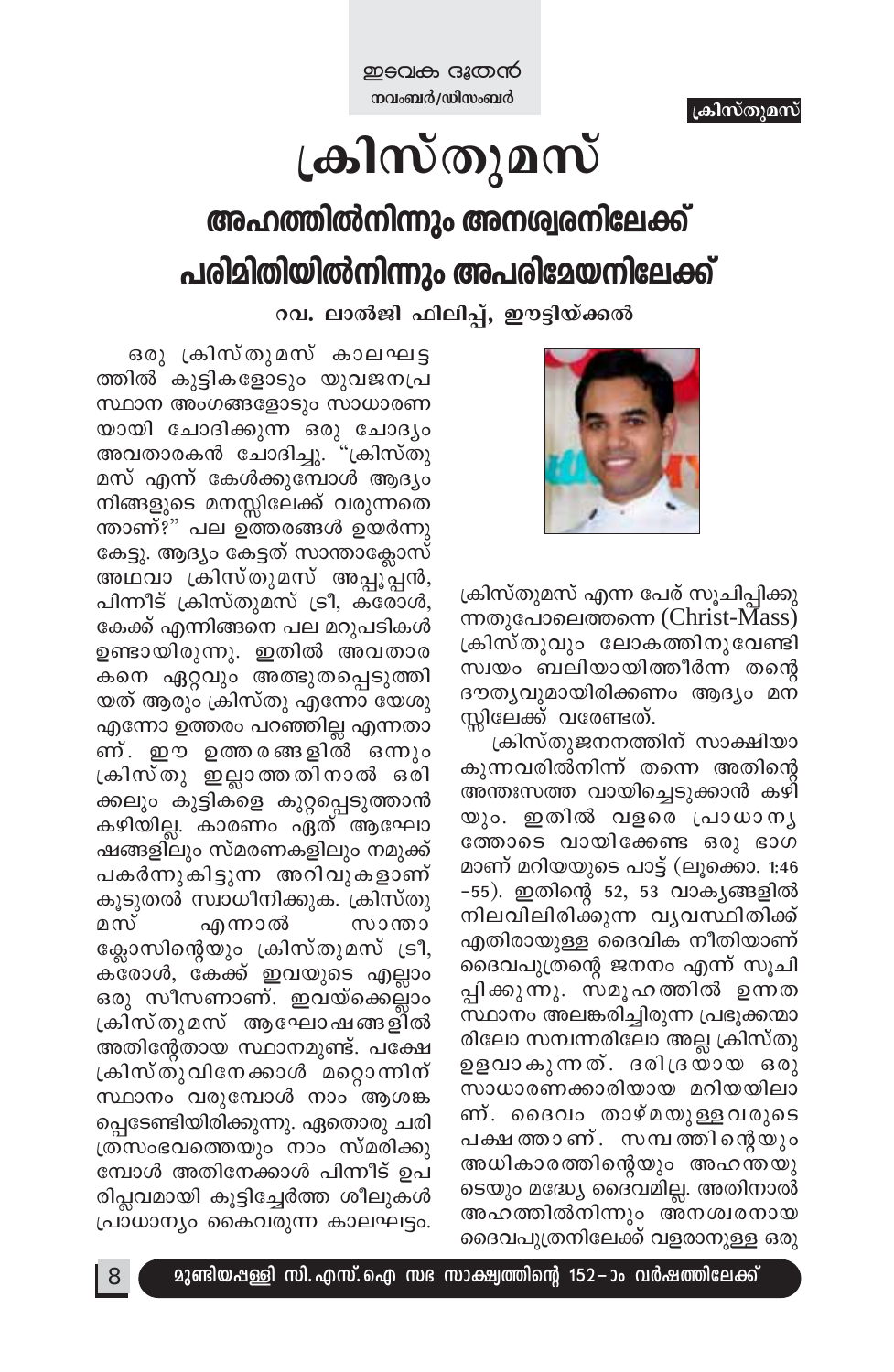# ക്രിസ്തുമസ്

## അഹത്തിൽനിന്നും അനശ്വരനിലേക്ക് പരിമിതിയിൽനിന്നും അപരിമേയനിലേക്ക്

**റവ. ലാൽജി ഫിലിപ്പ്, ഈട്ടിയ്ക്കൽ**

ഒരു ക്രിസ്തുമസ് കാലഘട്ടത്തിൽ കുട്ടികളോടും യുവജനപ്രസ്ഥാന അംഗങ്ങളോടും സാധാരണയായി ചോദിക്കുന്ന ഒരു ചോദ്യം അവതാരകൻ ചോദിച്ചു. "ക്രിസ്തുമസ് എന്ന് കേൾക്കുമ്പോൾ ആദ്യം നിങ്ങളുടെ മനസ്സിലേക്ക് വരുന്നതെന്താണ്?" പല ഉത്തരങ്ങൾ ഉയർന്നു കേട്ടു. ആദ്യം കേട്ടത് സാന്താക്ലോസ് അഥവാ ക്രിസ്തുമസ് അപ്പൂപ്പൻ, പിന്നീട് ക്രിസ്തുമസ് ട്രീ, കരോൾ, കേക്ക് എന്നിങ്ങനെ പല മറുപടികൾ ഉണ്ടായിരുന്നു. ഇതിൽ അവതാരകനെ ഏറ്റവും അത്ഭുതപ്പെടുത്തിയത് ആരും ക്രിസ്തു എന്നോ യേശു എന്നോ ഉത്തരം പറഞ്ഞില്ല എന്നതാണ്. ഈ ഉത്തരങ്ങളിൽ ഒന്നും ക്രിസ്തു ഇല്ലാത്തതിനാൽ ഒരിക്കലും കുട്ടികളെ കുറ്റപ്പെടുത്താൻ കഴിയില്ല. കാരണം ഏത് ആഘോഷങ്ങളിലും സ്മരണകളിലും നമുക്ക് പകർന്നുകിട്ടുന്ന അറിവുകളാണ് കൂടുതൽ സ്വാധീനിക്കുക. ക്രിസ്തുമസ് എന്നാൽ സാന്താക്ലോസിന്റെയും ക്രിസ്തുമസ് ട്രീ, കരോൾ, കേക്ക് ഇവയുടെ എല്ലാം ഒരു സീസണാണ്. ഇവയ്ക്കെല്ലാം ക്രിസ്തുമസ് ആഘോഷങ്ങളിൽ അതിന്റേതായ സ്ഥാനമുണ്ട്. പക്ഷേ ക്രിസ്തുവിനേക്കാൾ മറ്റൊന്നിന് സ്ഥാനം വരുമ്പോൾ നാം ആശങ്കപ്പെടേണ്ടിയിരിക്കുന്നു. ഏതൊരു ചരിത്രസംഭവത്തെയും നാം സ്മരിക്കുമ്പോൾ അതിനേക്കാൾ പിന്നീട് ഉപരിപ്ലവമായി കൂട്ടിച്ചേർത്ത ശീലുകൾ പ്രാധാന്യം കൈവരുന്ന കാലഘട്ടം. ക്രിസ്തുമസ് എന്ന പേര് സൂചിപ്പിക്കുന്നതുപോലെതന്നെ (Christ-Mass) ക്രിസ്തുവും ലോകത്തിനുവേണ്ടി സ്വയം ബലിയായിത്തീർന്ന തന്റെ ദൗത്യവുമായിരിക്കണം ആദ്യം മനസ്സിലേക്ക് വരേണ്ടത്.

ക്രിസ്തുജനനത്തിന് സാക്ഷിയാകുന്നവരിൽനിന്ന് തന്നെ അതിന്റെ അന്തഃസത്ത വായിച്ചെടുക്കാൻ കഴിയും. ഇതിൽ വളരെ പ്രാധാന്യത്തോടെ വായിക്കേണ്ട ഒരു ഭാഗമാണ് മറിയയുടെ പാട്ട് (ലൂക്കൊ. 1:46 –55). ഇതിന്റെ 52, 53 വാക്യങ്ങളിൽ നിലവിലിരിക്കുന്ന വ്യവസ്ഥിതിക്ക് എതിരായുള്ള ദൈവിക നീതിയാണ് ദൈവപുത്രന്റെ ജനനം എന്ന് സൂചിപ്പിക്കുന്നു. സമൂഹത്തിൽ ഉന്നത സ്ഥാനം അലങ്കരിച്ചിരുന്ന പ്രഭുക്കന്മാരിലോ സമ്പന്നരിലോ അല്ല ക്രിസ്തു ഉളവാകുന്നത്. ദരിദ്രയായ ഒരു സാധാരണക്കാരിയായ മറിയയിലാണ്. ദൈവം താഴ്മയുള്ളവരുടെ പക്ഷത്താണ്. സമ്പത്തിന്റെയും അധികാരത്തിന്റെയും അഹന്തയുടെയും മദ്ധ്യേ ദൈവമില്ല. അതിനാൽ അഹത്തിൽനിന്നും അനശ്വരനായ ദൈവപുത്രനിലേക്ക് വളരാനുള്ള ഒരു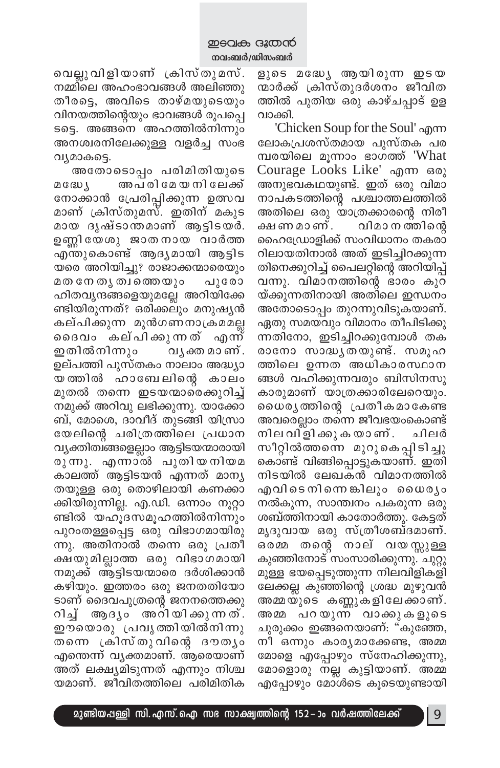വെല്ലുവിളിയാണ് ക്രിസ്തുമസ്. നമ്മിലെ അഹംഭാവങ്ങൾ അലിഞ്ഞു തീരട്ടെ, അവിടെ താഴ്മയുടെയും വിനയത്തിന്റെയും ഭാവങ്ങൾ രൂപപ്പെടട്ടെ. അങ്ങനെ അഹത്തിൽനിന്നും അനശ്വരനിലേക്കുള്ള വളർച്ച സംഭവ്യമാകട്ടെ.

അതോടൊപ്പം പരിമിതിയുടെ മദ്ധ്യേ അപരിമേയനിലേക്ക് നോക്കാൻ പ്രേരിപ്പിക്കുന്ന ഉത്സവമാണ് ക്രിസ്തുമസ്. ഇതിന് മകുടമായ ദൃഷ്ടാന്തമാണ് ആട്ടിടയർ. ഉണ്ണിയേശു ജാതനായ വാർത്ത എന്തുകൊണ്ട് ആദ്യമായി ആട്ടിടയരെ അറിയിച്ചു? രാജാക്കന്മാരെയും മതനേതൃത്വത്തെയും പുരോഹിതവൃന്ദങ്ങളെയുമല്ലേ അറിയിക്കേണ്ടിയിരുന്നത്? ഒരിക്കലും മനുഷ്യൻ കല്പിക്കുന്ന മുൻഗണനാക്രമമല്ല ദൈവം കല്പിക്കുന്നത് എന്ന് ഇതിൽനിന്നും വ്യക്തമാണ്. ഉല്പത്തി പുസ്തകം നാലാം അദ്ധ്യായത്തിൽ ഹാബേലിന്റെ കാലം മുതൽ തന്നെ ഇടയന്മാരെക്കുറിച്ച് നമുക്ക് അറിവു ലഭിക്കുന്നു. യാക്കോബ്, മോശെ, ദാവീദ് തുടങ്ങി യിസ്രായേലിന്റെ ചരിത്രത്തിലെ പ്രധാന വ്യക്തിത്വങ്ങളെല്ലാം ആട്ടിടയന്മാരായിരുന്നു. എന്നാൽ പുതിയനിയമകാലത്ത് ആട്ടിടയൻ എന്നത് മാന്യതയുള്ള ഒരു തൊഴിലായി കണക്കാക്കിയിരുന്നില്ല. എ.ഡി. ഒന്നാം നൂറ്റാണ്ടിൽ യഹൂദസമൂഹത്തിൽനിന്നും പുറംതള്ളപ്പെട്ട ഒരു വിഭാഗമായിരുന്നു. അതിനാൽ തന്നെ ഒരു പ്രതീക്ഷയുമില്ലാത്ത ഒരു വിഭാഗമായി നമുക്ക് ആട്ടിടയന്മാരെ ദർശിക്കാൻ കഴിയും. ഇത്തരം ഒരു ജനതതിയോടാണ് ദൈവപുത്രന്റെ ജനനത്തെക്കുറിച്ച് ആദ്യം അറിയിക്കുന്നത്. ഈയൊരു പ്രവൃത്തിയിൽനിന്നു തന്നെ ക്രിസ്തുവിന്റെ ദൗത്യം എന്തെന്ന് വ്യക്തമാണ്. ആരെയാണ് അത് ലക്ഷ്യമിടുന്നത് എന്നും നിശ്ചയമാണ്. ജീവിതത്തിലെ പരിമിതികളുടെ മദ്ധ്യേ ആയിരുന്ന ഇടയന്മാർക്ക് ക്രിസ്തുദർശനം ജീവിതത്തിൽ പുതിയ ഒരു കാഴ്ചപ്പാട് ഉളവാക്കി.

'Chicken Soup for the Soul' എന്ന ലോകപ്രശസ്തമായ പുസ്തക പരമ്പരയിലെ മൂന്നാം ഭാഗത്ത് 'What Courage Looks Like' എന്ന ഒരു അനുഭവകഥയുണ്ട്. ഇത് ഒരു വിമാനാപകടത്തിന്റെ പശ്ചാത്തലത്തിൽ അതിലെ ഒരു യാത്രക്കാരന്റെ നിരീക്ഷണമാണ്. വിമാനത്തിന്റെ ഹൈഡ്രോളിക്ക് സംവിധാനം തകരാറിലായതിനാൽ അത് ഇടിച്ചിറക്കുന്നതിനെക്കുറിച്ച് പൈലറ്റിന്റെ അറിയിപ്പ് വന്നു. വിമാനത്തിന്റെ ഭാരം കുറയ്ക്കുന്നതിനായി അതിലെ ഇന്ധനം അതോടൊപ്പം തുറന്നുവിടുകയാണ്. ഏതു സമയവും വിമാനം തീപിടിക്കുന്നതിനോ, ഇടിച്ചിറക്കുമ്പോൾ തകരാനോ സാദ്ധ്യതയുണ്ട്. സമൂഹത്തിലെ ഉന്നത അധികാരസ്ഥാനങ്ങൾ വഹിക്കുന്നവരും ബിസിനസുകാരുമാണ് യാത്രക്കാരിലേറെയും. ധൈര്യത്തിന്റെ പ്രതീകമാകേണ്ട അവരെല്ലാം തന്നെ ജീവഭയംകൊണ്ട് നിലവിളിക്കുകയാണ്. ചിലർ സീറ്റിൽത്തന്നെ മുറുകെപ്പിടിച്ചുകൊണ്ട് വിങ്ങിപ്പൊട്ടുകയാണ്. ഇതിനിടയിൽ ലേഖകൻ വിമാനത്തിൽ എവിടെനിന്നെങ്കിലും ധൈര്യം നൽകുന്ന, സാന്ത്വനം പകരുന്ന ഒരു ശബ്ദത്തിനായി കാതോർത്തു. കേട്ടത് മൃദുവായ ഒരു സ്ത്രീശബ്ദമാണ്. ഒരമ്മ തന്റെ നാല് വയസ്സുള്ള കുഞ്ഞിനോട് സംസാരിക്കുന്നു. ചുറ്റുമുള്ള ഭയപ്പെടുത്തുന്ന നിലവിളികളിലേക്കല്ല കുഞ്ഞിന്റെ ശ്രദ്ധ മുഴുവൻ അമ്മയുടെ കണ്ണുകളിലേക്കാണ്. അമ്മ പറയുന്ന വാക്കുകളുടെ ചുരുക്കം ഇങ്ങനെയാണ്: "കുഞ്ഞേ, നീ ഒന്നും കാര്യമാക്കേണ്ട, അമ്മ മോളെ എപ്പോഴും സ്നേഹിക്കുന്നു, മോളൊരു നല്ല കുട്ടിയാണ്. അമ്മ എപ്പോഴും മോൾടെ കൂടെയുണ്ടായി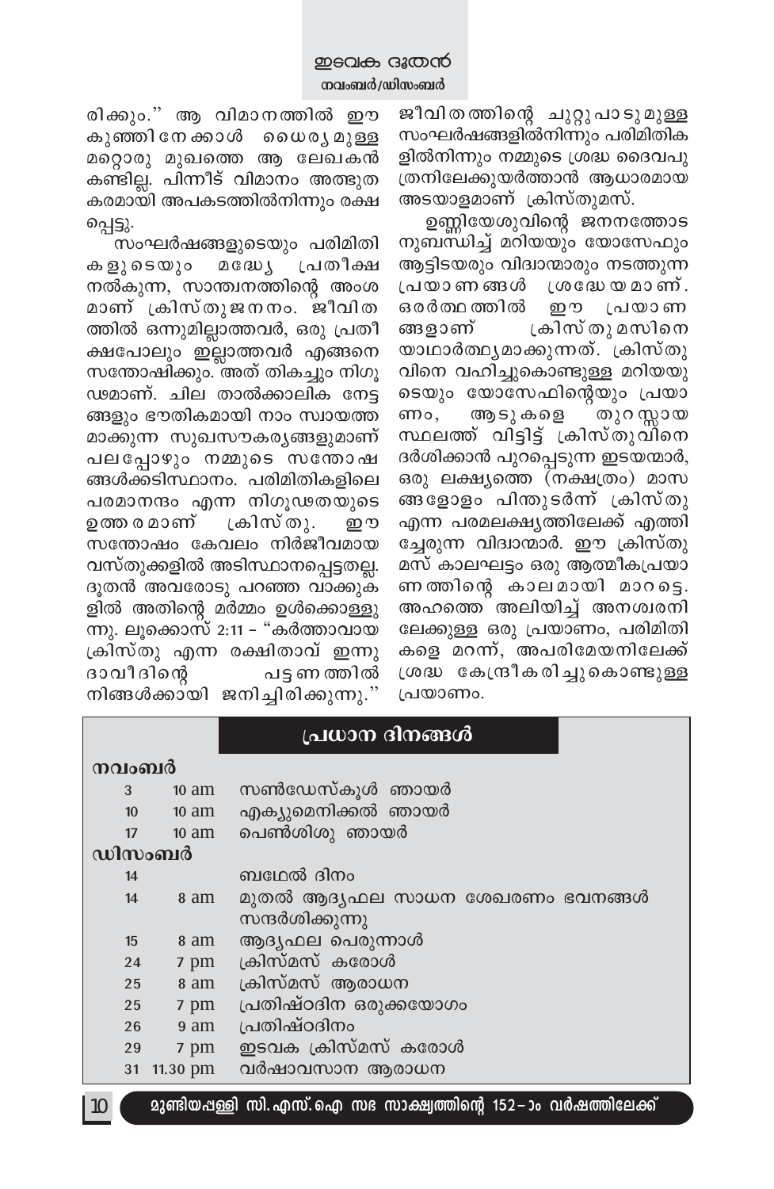രിക്കും.'' ആ വിമാനത്തിൽ ഈ കുഞ്ഞിനേക്കാൾ ധൈര്യമുള്ള മറ്റൊരു മുഖത്തെ ആ ലേഖകൻ കണ്ടില്ല. പിന്നീട് വിമാനം അത്ഭുതകരമായി അപകടത്തിൽനിന്നും രക്ഷപ്പെട്ടു.

സംഘർഷങ്ങളുടെയും പരിമിതികളുടെയും മദ്ധ്യേ പ്രതീക്ഷ നൽകുന്ന, സാന്ത്വനത്തിന്റെ അംശമാണ് ക്രിസ്തുജനനം. ജീവിതത്തിൽ ഒന്നുമില്ലാത്തവർ, ഒരു പ്രതീക്ഷപോലും ഇല്ലാത്തവർ എങ്ങനെ സന്തോഷിക്കും. അത് തികച്ചും നിഗൂഢമാണ്. ചില താൽക്കാലിക നേട്ടങ്ങളും ഭൗതികമായി നാം സ്വായത്തമാക്കുന്ന സുഖസൗകര്യങ്ങളുമാണ് പലപ്പോഴും നമ്മുടെ സന്തോഷങ്ങൾക്കടിസ്ഥാനം. പരിമിതികളിലെ പരമാനന്ദം എന്ന നിഗൂഢതയുടെ ഉത്തരമാണ് ക്രിസ്തു. ഈ സന്തോഷം കേവലം നിർജീവമായ വസ്തുക്കളിൽ അടിസ്ഥാനപ്പെട്ടതല്ല. ദൂതൻ അവരോടു പറഞ്ഞ വാക്കുകളിൽ അതിന്റെ മർമ്മം ഉൾക്കൊള്ളുന്നു. ലൂക്കൊസ് 2:11 – "കർത്താവായ ക്രിസ്തു എന്ന രക്ഷിതാവ് ഇന്നു ദാവീദിന്റെ പട്ടണത്തിൽ നിങ്ങൾക്കായി ജനിച്ചിരിക്കുന്നു.'' ജീവിതത്തിന്റെ ചുറ്റുപാടുമുള്ള സംഘർഷങ്ങളിൽനിന്നും പരിമിതികളിൽനിന്നും നമ്മുടെ ശ്രദ്ധ ദൈവപുത്രനിലേക്കുയർത്താൻ ആധാരമായ അടയാളമാണ് ക്രിസ്തുമസ്.

ഉണ്ണിയേശുവിന്റെ ജനനത്തോടനുബന്ധിച്ച് മറിയയും യോസേഫും ആട്ടിടയരും വിദ്വാന്മാരും നടത്തുന്ന പ്രയാണങ്ങൾ ശ്രദ്ധേയമാണ്. ഒരർത്ഥത്തിൽ ഈ പ്രയാണങ്ങളാണ് ക്രിസ്തുമസിനെ യാഥാർത്ഥ്യമാക്കുന്നത്. ക്രിസ്തുവിനെ വഹിച്ചുകൊണ്ടുള്ള മറിയയുടെയും യോസേഫിന്റെയും പ്രയാണം, ആടുകളെ തുറസ്സായ സ്ഥലത്ത് വിട്ടിട്ട് ക്രിസ്തുവിനെ ദർശിക്കാൻ പുറപ്പെടുന്ന ഇടയന്മാർ, ഒരു ലക്ഷ്യത്തെ (നക്ഷത്രം) മാസങ്ങളോളം പിന്തുടർന്ന് ക്രിസ്തു എന്ന പരമലക്ഷ്യത്തിലേക്ക് എത്തിച്ചേരുന്ന വിദ്വാന്മാർ. ഈ ക്രിസ്തുമസ് കാലഘട്ടം ഒരു ആത്മീകപ്രയാണത്തിന്റെ കാലമായി മാറട്ടെ. അഹത്തെ അലിയിച്ച് അനശ്വരനിലേക്കുള്ള ഒരു പ്രയാണം, പരിമിതികളെ മറന്ന്, അപരിമേയനിലേക്ക് ശ്രദ്ധ കേന്ദ്രീകരിച്ചുകൊണ്ടുള്ള പ്രയാണം.

## പ്രധാന ദിനങ്ങൾ

**നവംബർ**

| | | |
|---|---|---|
| 3 | 10 am | സൺഡേസ്കൂൾ ഞായർ |
| 10 | 10 am | എക്യുമെനിക്കൽ ഞായർ |
| 17 | 10 am | പെൺശിശു ഞായർ |

**ഡിസംബർ**

| | | |
|---|---|---|
| 14 | | ബഥേൽ ദിനം |
| 14 | 8 am | മുതൽ ആദ്യഫല സാധന ശേഖരണം ഭവനങ്ങൾ സന്ദർശിക്കുന്നു |
| 15 | 8 am | ആദ്യഫല പെരുന്നാൾ |
| 24 | 7 pm | ക്രിസ്മസ് കരോൾ |
| 25 | 8 am | ക്രിസ്മസ് ആരാധന |
| 25 | 7 pm | പ്രതിഷ്ഠദിന ഒരുക്കയോഗം |
| 26 | 9 am | പ്രതിഷ്ഠദിനം |
| 29 | 7 pm | ഇടവക ക്രിസ്മസ് കരോൾ |
| 31 | 11.30 pm | വർഷാവസാന ആരാധന |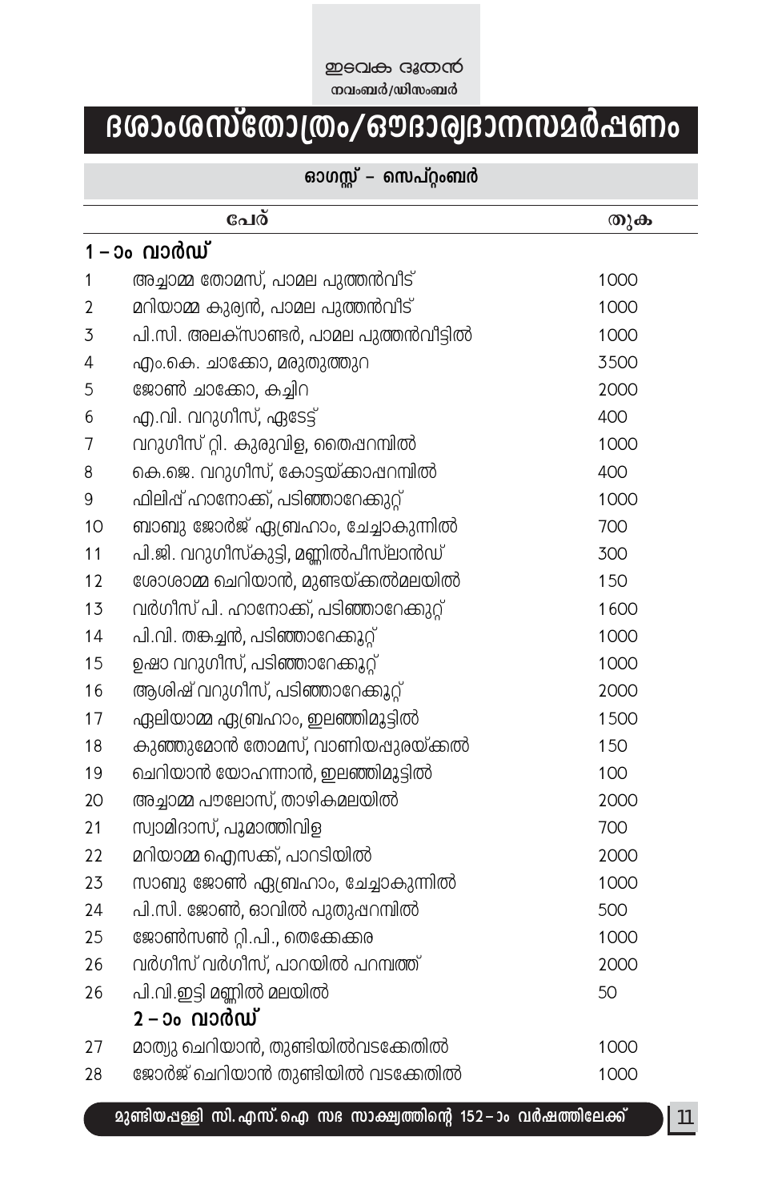# ദശാംശസ്തോത്രം/ഔദാര്യദാനസമർപ്പണം

## ഓഗസ്റ്റ് – സെപ്റ്റംബർ

| | പേര് | തുക |
|---|---|---|
| | **1 – ാം വാർഡ്** | |
| 1 | അച്ചാമ്മ തോമസ്, പാമല പുത്തൻവീട് | 1000 |
| 2 | മറിയാമ്മ കുര്യൻ, പാമല പുത്തൻവീട് | 1000 |
| 3 | പി.സി. അലക്സാണ്ടർ, പാമല പുത്തൻവീട്ടിൽ | 1000 |
| 4 | എം.കെ. ചാക്കോ, മരുതുത്തുറ | 3500 |
| 5 | ജോൺ ചാക്കോ, കച്ചിറ | 2000 |
| 6 | എ.വി. വറുഗീസ്, ഏടേട്ട് | 400 |
| 7 | വറുഗീസ് റ്റി. കുരുവിള, തൈപ്പറമ്പിൽ | 1000 |
| 8 | കെ.ജെ. വറുഗീസ്, കോട്ടയ്ക്കാപ്പറമ്പിൽ | 400 |
| 9 | ഫിലിപ് ഹാനോക്ക്, പടിഞ്ഞാറേക്കുറ്റ് | 1000 |
| 10 | ബാബു ജോർജ് ഏബ്രഹാം, ചേച്ചാകുന്നിൽ | 700 |
| 11 | പി.ജി. വറുഗീസ്കുട്ടി, മണ്ണിൽപീസ്ലാൻഡ് | 300 |
| 12 | ശോശാമ്മ ചെറിയാൻ, മുണ്ടയ്ക്കൽമലയിൽ | 150 |
| 13 | വർഗീസ് പി. ഹാനോക്ക്, പടിഞ്ഞാറേക്കുറ്റ് | 1600 |
| 14 | പി.വി. തങ്കച്ചൻ, പടിഞ്ഞാറേക്കൂറ്റ് | 1000 |
| 15 | ഉഷാ വറുഗീസ്, പടിഞ്ഞാറേക്കൂറ്റ് | 1000 |
| 16 | ആശിഷ് വറുഗീസ്, പടിഞ്ഞാറേക്കൂറ്റ് | 2000 |
| 17 | ഏലിയാമ്മ ഏബ്രഹാം, ഇലഞ്ഞിമൂട്ടിൽ | 1500 |
| 18 | കുഞ്ഞുമോൻ തോമസ്, വാണിയപ്പുരയ്ക്കൽ | 150 |
| 19 | ചെറിയാൻ യോഹന്നാൻ, ഇലഞ്ഞിമൂട്ടിൽ | 100 |
| 20 | അച്ചാമ്മ പൗലോസ്, താഴികമലയിൽ | 2000 |
| 21 | സ്വാമിദാസ്, പൂമാത്തിവിള | 700 |
| 22 | മറിയാമ്മ ഐസക്ക്, പാറടിയിൽ | 2000 |
| 23 | സാബു ജോൺ ഏബ്രഹാം, ചേച്ചാകുന്നിൽ | 1000 |
| 24 | പി.സി. ജോൺ, ഓവിൽ പുതുപ്പറമ്പിൽ | 500 |
| 25 | ജോൺസൺ റ്റി.പി., തെക്കേക്കര | 1000 |
| 26 | വർഗീസ് വർഗീസ്, പാറയിൽ പറമ്പത്ത് | 2000 |
| 26 | പി.വി.ഇട്ടി മണ്ണിൽ മലയിൽ | 50 |
| | **2 – ാം വാർഡ്** | |
| 27 | മാത്യു ചെറിയാൻ, തുണ്ടിയിൽവടക്കേതിൽ | 1000 |
| 28 | ജോർജ് ചെറിയാൻ തുണ്ടിയിൽ വടക്കേതിൽ | 1000 |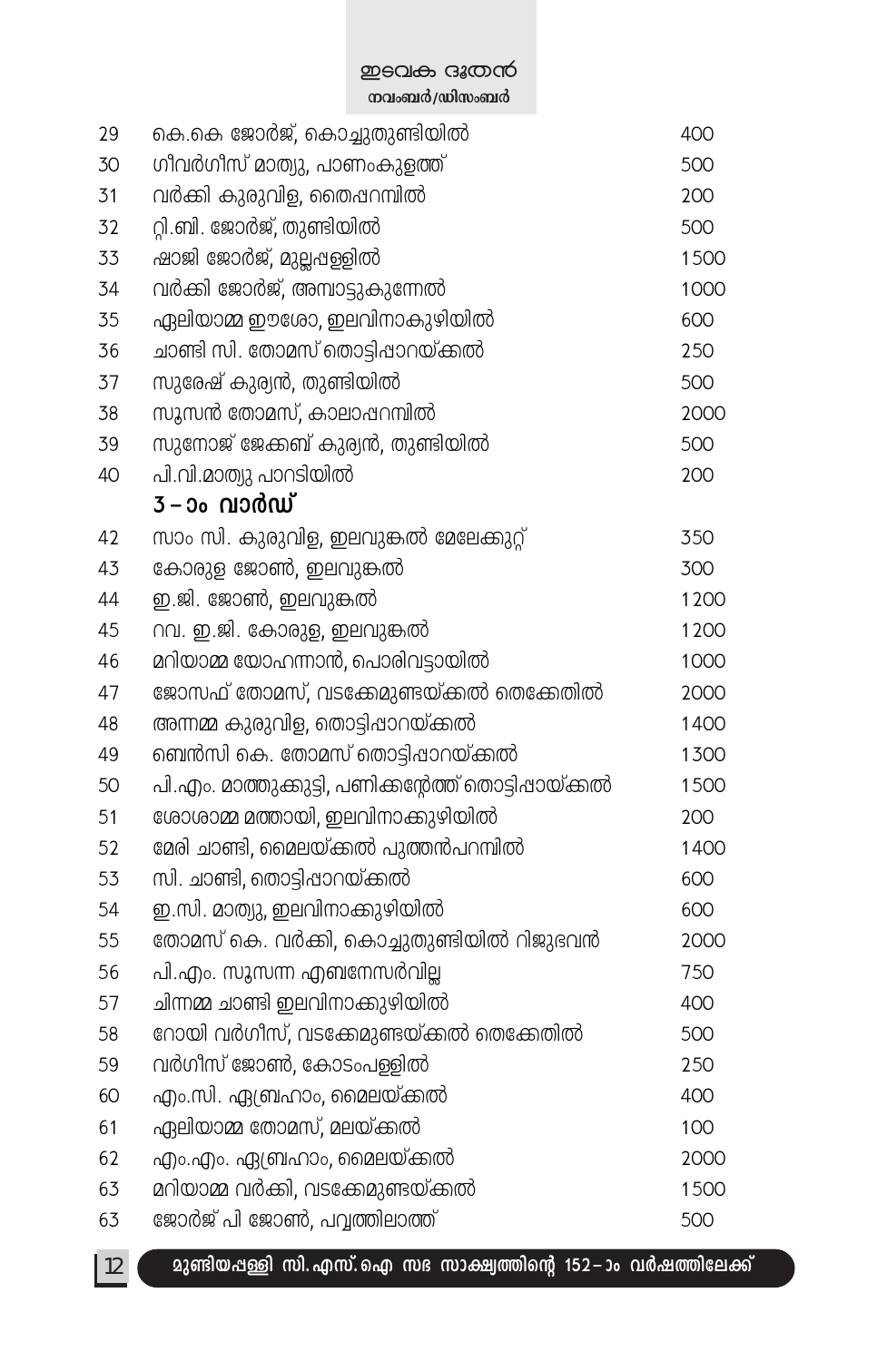| | | |
|---|---|---|
| 29 | കെ.കെ ജോർജ്, കൊച്ചുതുണ്ടിയിൽ | 400 |
| 30 | ഗീവർഗീസ് മാത്യു, പാണംകുളത്ത് | 500 |
| 31 | വർക്കി കുരുവിള, തൈപ്പറമ്പിൽ | 200 |
| 32 | റ്റി.ബി. ജോർജ്, തുണ്ടിയിൽ | 500 |
| 33 | ഷാജി ജോർജ്, മുല്ലപ്പള്ളിൽ | 1500 |
| 34 | വർക്കി ജോർജ്, അമ്പാട്ടുകുന്നേൽ | 1000 |
| 35 | ഏലിയാമ്മ ഈശോ, ഇലവിനാകുഴിയിൽ | 600 |
| 36 | ചാണ്ടി സി. തോമസ് തൊട്ടിപ്പാറയ്ക്കൽ | 250 |
| 37 | സുരേഷ് കുര്യൻ, തുണ്ടിയിൽ | 500 |
| 38 | സൂസൻ തോമസ്, കാലാപ്പറമ്പിൽ | 2000 |
| 39 | സുനോജ് ജേക്കബ് കുര്യൻ, തുണ്ടിയിൽ | 500 |
| 40 | പി.വി.മാത്യു പാറടിയിൽ | 200 |
| | **3 – ാം വാർഡ്** | |
| 42 | സാം സി. കുരുവിള, ഇലവുങ്കൽ മേലേക്കുറ്റ് | 350 |
| 43 | കോരുള ജോൺ, ഇലവുങ്കൽ | 300 |
| 44 | ഇ.ജി. ജോൺ, ഇലവുങ്കൽ | 1200 |
| 45 | റവ. ഇ.ജി. കോരുള, ഇലവുങ്കൽ | 1200 |
| 46 | മറിയാമ്മ യോഹന്നാൻ, പൊരിവട്ടായിൽ | 1000 |
| 47 | ജോസഫ് തോമസ്, വടക്കേമുണ്ടയ്ക്കൽ തെക്കേതിൽ | 2000 |
| 48 | അന്നമ്മ കുരുവിള, തൊട്ടിപ്പാറയ്ക്കൽ | 1400 |
| 49 | ബെൻസി കെ. തോമസ് തൊട്ടിപ്പാറയ്ക്കൽ | 1300 |
| 50 | പി.എം. മാത്തുക്കുട്ടി, പണിക്കന്റേത്ത് തൊട്ടിപ്പായ്ക്കൽ | 1500 |
| 51 | ശോശാമ്മ മത്തായി, ഇലവിനാക്കുഴിയിൽ | 200 |
| 52 | മേരി ചാണ്ടി, മൈലയ്ക്കൽ പുത്തൻപറമ്പിൽ | 1400 |
| 53 | സി. ചാണ്ടി, തൊട്ടിപ്പാറയ്ക്കൽ | 600 |
| 54 | ഇ.സി. മാത്യു, ഇലവിനാക്കുഴിയിൽ | 600 |
| 55 | തോമസ് കെ. വർക്കി, കൊച്ചുതുണ്ടിയിൽ റിജുഭവൻ | 2000 |
| 56 | പി.എം. സൂസന്ന എബനേസർവില്ല | 750 |
| 57 | ചിന്നമ്മ ചാണ്ടി ഇലവിനാക്കുഴിയിൽ | 400 |
| 58 | റോയി വർഗീസ്, വടക്കേമുണ്ടയ്ക്കൽ തെക്കേതിൽ | 500 |
| 59 | വർഗീസ് ജോൺ, കോടംപള്ളിൽ | 250 |
| 60 | എം.സി. ഏബ്രഹാം, മൈലയ്ക്കൽ | 400 |
| 61 | ഏലിയാമ്മ തോമസ്, മലയ്ക്കൽ | 100 |
| 62 | എം.എം. ഏബ്രഹാം, മൈലയ്ക്കൽ | 2000 |
| 63 | മറിയാമ്മ വർക്കി, വടക്കേമുണ്ടയ്ക്കൽ | 1500 |
| 63 | ജോർജ് പി ജോൺ, പവ്വത്തിലാത്ത് | 500 |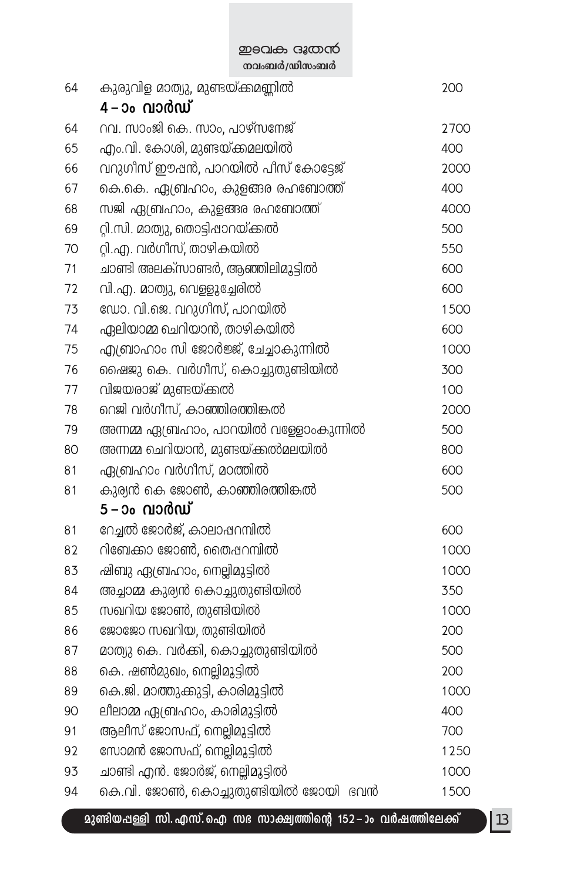| | | |
|---|---|---|
| 64 | കുരുവിള മാത്യു, മുണ്ടയ്ക്കമണ്ണിൽ | 200 |
| | **4 – ാം വാർഡ്** | |
| 64 | റവ. സാംജി കെ. സാം, പാഴ്സനേജ് | 2700 |
| 65 | എം.വി. കോശി, മുണ്ടയ്ക്കമലയിൽ | 400 |
| 66 | വറുഗീസ് ഈപ്പൻ, പാറയിൽ പീസ് കോട്ടേജ് | 2000 |
| 67 | കെ.കെ. ഏബ്രഹാം, കുളങ്ങര രഹബോത്ത് | 400 |
| 68 | സജി ഏബ്രഹാം, കുളങ്ങര രഹബോത്ത് | 4000 |
| 69 | റ്റി.സി. മാത്യു, തൊട്ടിപ്പാറയ്ക്കൽ | 500 |
| 70 | റ്റി.എ. വർഗീസ്, താഴികയിൽ | 550 |
| 71 | ചാണ്ടി അലക്സാണ്ടർ, ആഞ്ഞിലിമൂട്ടിൽ | 600 |
| 72 | വി.എ. മാത്യു, വെള്ളൂച്ചേരിൽ | 600 |
| 73 | ഡോ. വി.ജെ. വറുഗീസ്, പാറയിൽ | 1500 |
| 74 | ഏലിയാമ്മ ചെറിയാൻ, താഴികയിൽ | 600 |
| 75 | എബ്രാഹാം സി ജോർജ്ജ്, ചേച്ചാകുന്നിൽ | 1000 |
| 76 | ഷൈജു കെ. വർഗീസ്, കൊച്ചുതുണ്ടിയിൽ | 300 |
| 77 | വിജയരാജ് മുണ്ടയ്ക്കൽ | 100 |
| 78 | റെജി വർഗീസ്, കാഞ്ഞിരത്തിങ്കൽ | 2000 |
| 79 | അന്നമ്മ ഏബ്രഹാം, പാറയിൽ വള്ളോംകുന്നിൽ | 500 |
| 80 | അന്നമ്മ ചെറിയാൻ, മുണ്ടയ്ക്കൽമലയിൽ | 800 |
| 81 | ഏബ്രഹാം വർഗീസ്, മഠത്തിൽ | 600 |
| 81 | കുര്യൻ കെ ജോൺ, കാഞ്ഞിരത്തിങ്കൽ | 500 |
| | **5 – ാം വാർഡ്** | |
| 81 | റേച്ചൽ ജോർജ്, കാലാപ്പറമ്പിൽ | 600 |
| 82 | റിബേക്കാ ജോൺ, തൈപ്പറമ്പിൽ | 1000 |
| 83 | ഷിബു ഏബ്രഹാം, നെല്ലിമൂട്ടിൽ | 1000 |
| 84 | അച്ചാമ്മ കുര്യൻ കൊച്ചുതുണ്ടിയിൽ | 350 |
| 85 | സഖറിയ ജോൺ, തുണ്ടിയിൽ | 1000 |
| 86 | ജോജോ സഖറിയ, തുണ്ടിയിൽ | 200 |
| 87 | മാത്യു കെ. വർക്കി, കൊച്ചുതുണ്ടിയിൽ | 500 |
| 88 | കെ. ഷൺമുഖം, നെല്ലിമൂട്ടിൽ | 200 |
| 89 | കെ.ജി. മാത്തുക്കുട്ടി, കാരിമൂട്ടിൽ | 1000 |
| 90 | ലീലാമ്മ ഏബ്രഹാം, കാരിമൂട്ടിൽ | 400 |
| 91 | ആലീസ് ജോസഫ്, നെല്ലിമൂട്ടിൽ | 700 |
| 92 | സോമൻ ജോസഫ്, നെല്ലിമൂട്ടിൽ | 1250 |
| 93 | ചാണ്ടി എൻ. ജോർജ്, നെല്ലിമൂട്ടിൽ | 1000 |
| 94 | കെ.വി. ജോൺ, കൊച്ചുതുണ്ടിയിൽ ജോയി ഭവൻ | 1500 |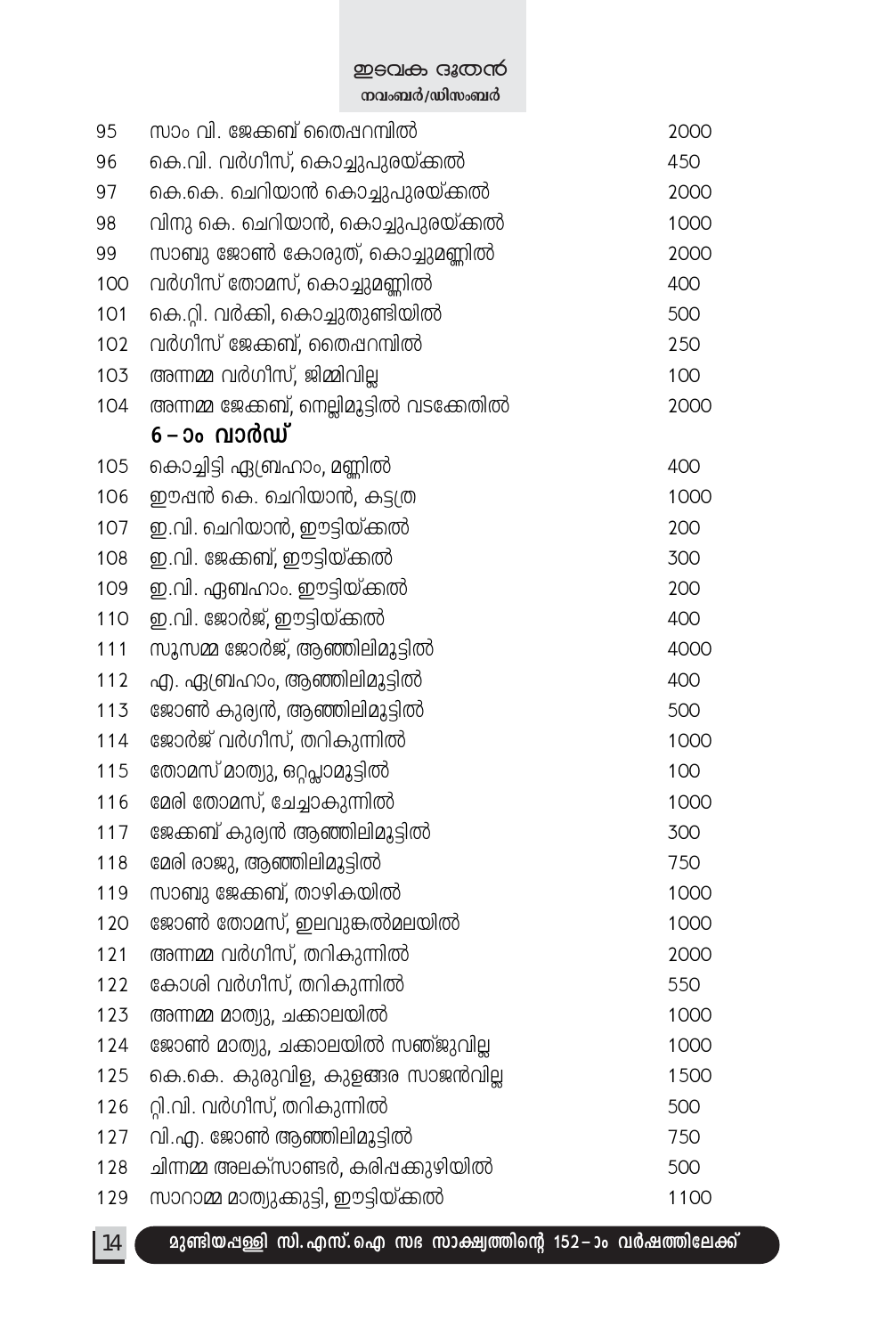| | | |
|---|---|---|
| 95 | സാം വി. ജേക്കബ് തൈപ്പറമ്പിൽ | 2000 |
| 96 | കെ.വി. വർഗീസ്, കൊച്ചുപുരയ്ക്കൽ | 450 |
| 97 | കെ.കെ. ചെറിയാൻ കൊച്ചുപുരയ്ക്കൽ | 2000 |
| 98 | വിനു കെ. ചെറിയാൻ, കൊച്ചുപുരയ്ക്കൽ | 1000 |
| 99 | സാബു ജോൺ കോരുത്, കൊച്ചുമണ്ണിൽ | 2000 |
| 100 | വർഗീസ് തോമസ്, കൊച്ചുമണ്ണിൽ | 400 |
| 101 | കെ.റ്റി. വർക്കി, കൊച്ചുതുണ്ടിയിൽ | 500 |
| 102 | വർഗീസ് ജേക്കബ്, തൈപ്പറമ്പിൽ | 250 |
| 103 | അന്നമ്മ വർഗീസ്, ജിമ്മിവില്ല | 100 |
| 104 | അന്നമ്മ ജേക്കബ്, നെല്ലിമൂട്ടിൽ വടക്കേതിൽ | 2000 |
| | **6 – ാം വാർഡ്** | |
| 105 | കൊച്ചിട്ടി ഏബ്രഹാം, മണ്ണിൽ | 400 |
| 106 | ഈപ്പൻ കെ. ചെറിയാൻ, കട്ടത്ര | 1000 |
| 107 | ഇ.വി. ചെറിയാൻ, ഈട്ടിയ്ക്കൽ | 200 |
| 108 | ഇ.വി. ജേക്കബ്, ഈട്ടിയ്ക്കൽ | 300 |
| 109 | ഇ.വി. ഏബഹാം. ഈട്ടിയ്ക്കൽ | 200 |
| 110 | ഇ.വി. ജോർജ്, ഈട്ടിയ്ക്കൽ | 400 |
| 111 | സൂസമ്മ ജോർജ്, ആഞ്ഞിലിമൂട്ടിൽ | 4000 |
| 112 | എ. ഏബ്രഹാം, ആഞ്ഞിലിമൂട്ടിൽ | 400 |
| 113 | ജോൺ കുര്യൻ, ആഞ്ഞിലിമൂട്ടിൽ | 500 |
| 114 | ജോർജ് വർഗീസ്, തറികുന്നിൽ | 1000 |
| 115 | തോമസ് മാത്യു, ഒറ്റപ്ലാമൂട്ടിൽ | 100 |
| 116 | മേരി തോമസ്, ചേച്ചാകുന്നിൽ | 1000 |
| 117 | ജേക്കബ് കുര്യൻ ആഞ്ഞിലിമൂട്ടിൽ | 300 |
| 118 | മേരി രാജു, ആഞ്ഞിലിമൂട്ടിൽ | 750 |
| 119 | സാബു ജേക്കബ്, താഴികയിൽ | 1000 |
| 120 | ജോൺ തോമസ്, ഇലവുങ്കൽമലയിൽ | 1000 |
| 121 | അന്നമ്മ വർഗീസ്, തറികുന്നിൽ | 2000 |
| 122 | കോശി വർഗീസ്, തറികുന്നിൽ | 550 |
| 123 | അന്നമ്മ മാത്യു, ചക്കാലയിൽ | 1000 |
| 124 | ജോൺ മാത്യു, ചക്കാലയിൽ സഞ്ജുവില്ല | 1000 |
| 125 | കെ.കെ. കുരുവിള, കുളങ്ങര സാജൻവില്ല | 1500 |
| 126 | റ്റി.വി. വർഗീസ്, തറികുന്നിൽ | 500 |
| 127 | വി.എ. ജോൺ ആഞ്ഞിലിമൂട്ടിൽ | 750 |
| 128 | ചിന്നമ്മ അലക്സാണ്ടർ, കരിപ്പക്കുഴിയിൽ | 500 |
| 129 | സാറാമ്മ മാത്യുക്കുട്ടി, ഈട്ടിയ്ക്കൽ | 1100 |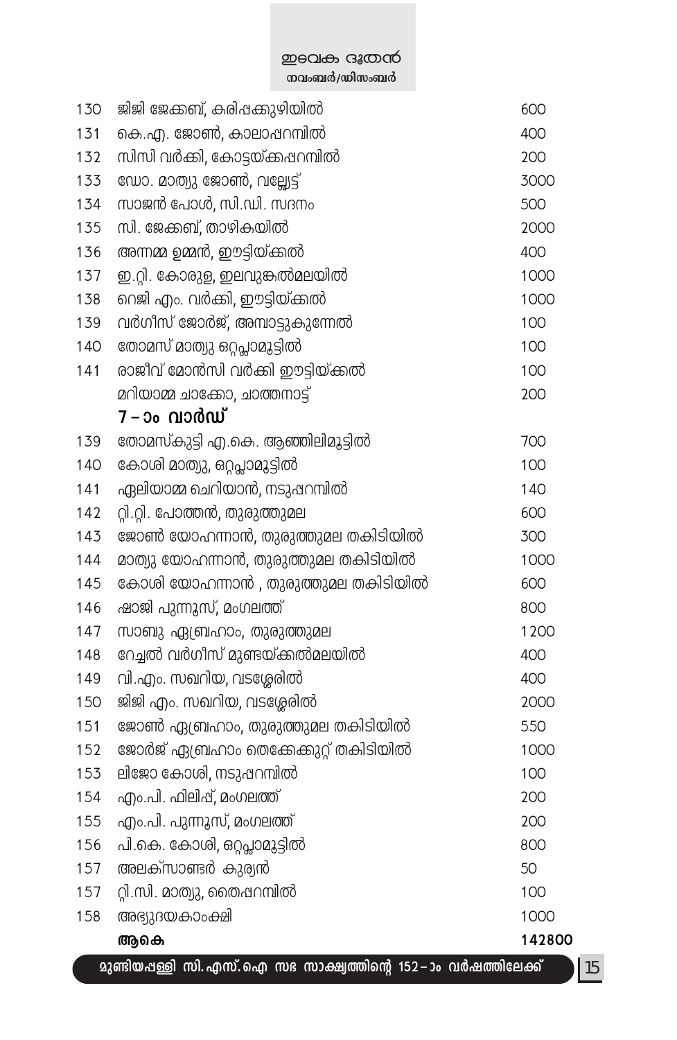| | | |
|---|---|---|
| 130 | ജിജി ജേക്കബ്, കരിപ്പക്കുഴിയിൽ | 600 |
| 131 | കെ.എ. ജോൺ, കാലാപ്പറമ്പിൽ | 400 |
| 132 | സിസി വർക്കി, കോട്ടയ്ക്കപ്പറമ്പിൽ | 200 |
| 133 | ഡോ. മാത്യു ജോൺ, വല്ലേട്ട് | 3000 |
| 134 | സാജൻ പോൾ, സി.ഡി. സദനം | 500 |
| 135 | സി. ജേക്കബ്, താഴികയിൽ | 2000 |
| 136 | അന്നമ്മ ഉമ്മൻ, ഈട്ടിയ്ക്കൽ | 400 |
| 137 | ഇ.റ്റി. കോരുള, ഇലവുങ്കൽമലയിൽ | 1000 |
| 138 | റെജി എം. വർക്കി, ഈട്ടിയ്ക്കൽ | 1000 |
| 139 | വർഗീസ് ജോർജ്, അമ്പാട്ടുകുന്നേൽ | 100 |
| 140 | തോമസ് മാത്യു ഒറ്റപ്ലാമൂട്ടിൽ | 100 |
| 141 | രാജീവ് മോൻസി വർക്കി ഈട്ടിയ്ക്കൽ | 100 |
| | മറിയാമ്മ ചാക്കോ, ചാത്തനാട്ട് | 200 |
| | **7 – ാം വാർഡ്** | |
| 139 | തോമസ്കുട്ടി എ.കെ. ആഞ്ഞിലിമൂട്ടിൽ | 700 |
| 140 | കോശി മാത്യു, ഒറ്റപ്ലാമൂട്ടിൽ | 100 |
| 141 | ഏലിയാമ്മ ചെറിയാൻ, നടുപ്പറമ്പിൽ | 140 |
| 142 | റ്റി.റ്റി. പോത്തൻ, തുരുത്തുമല | 600 |
| 143 | ജോൺ യോഹന്നാൻ, തുരുത്തുമല തകിടിയിൽ | 300 |
| 144 | മാത്യു യോഹന്നാൻ, തുരുത്തുമല തകിടിയിൽ | 1000 |
| 145 | കോശി യോഹന്നാൻ , തുരുത്തുമല തകിടിയിൽ | 600 |
| 146 | ഷാജി പുന്നൂസ്, മംഗലത്ത് | 800 |
| 147 | സാബു ഏബ്രഹാം, തുരുത്തുമല | 1200 |
| 148 | റേച്ചൽ വർഗീസ് മുണ്ടയ്ക്കൽമലയിൽ | 400 |
| 149 | വി.എം. സഖറിയ, വടശ്ശേരിൽ | 400 |
| 150 | ജിജി എം. സഖറിയ, വടശ്ശേരിൽ | 2000 |
| 151 | ജോൺ ഏബ്രഹാം, തുരുത്തുമല തകിടിയിൽ | 550 |
| 152 | ജോർജ് ഏബ്രഹാം തെക്കേക്കുറ്റ് തകിടിയിൽ | 1000 |
| 153 | ലിജോ കോശി, നടുപ്പറമ്പിൽ | 100 |
| 154 | എം.പി. ഫിലിപ്പ്, മംഗലത്ത് | 200 |
| 155 | എം.പി. പുന്നൂസ്, മംഗലത്ത് | 200 |
| 156 | പി.കെ. കോശി, ഒറ്റപ്ലാമൂട്ടിൽ | 800 |
| 157 | അലക്സാണ്ടർ കുര്യൻ | 50 |
| 157 | റ്റി.സി. മാത്യു, തൈപ്പറമ്പിൽ | 100 |
| 158 | അഭ്യുദയകാംക്ഷി | 1000 |
| | **ആകെ** | **142800** |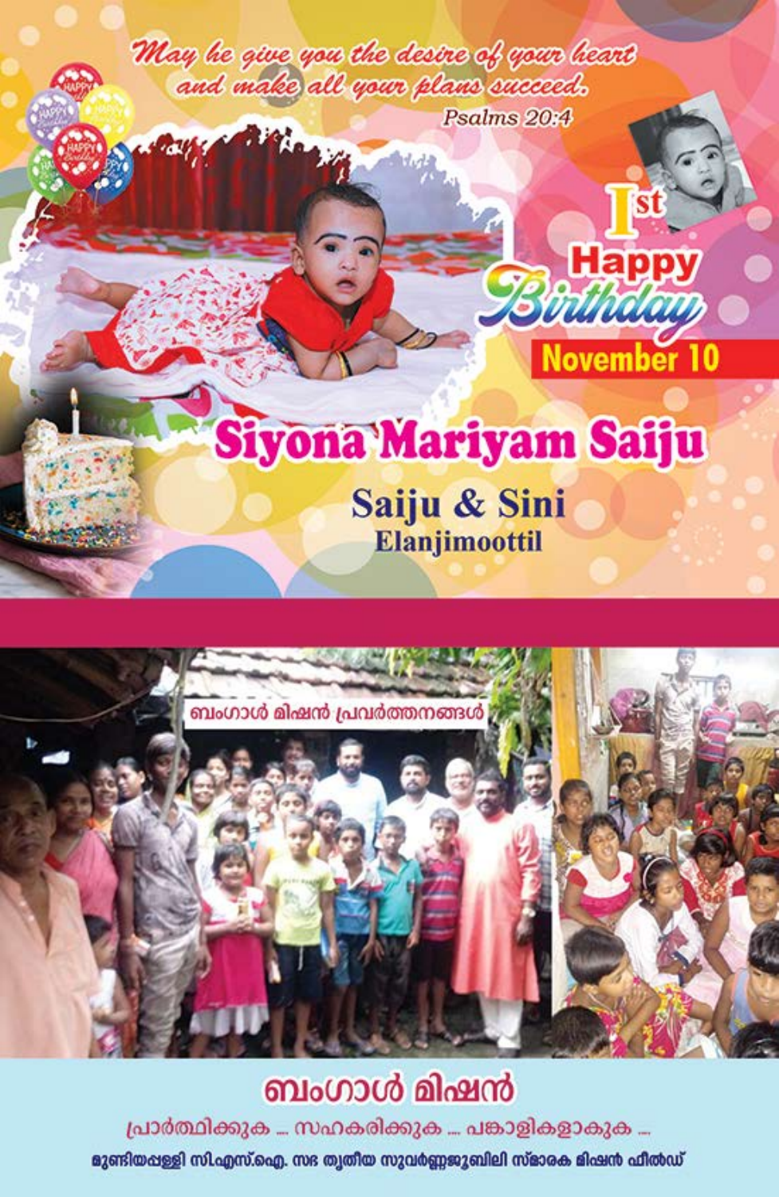*May he give you the desire of your heart and make all your plans succeed.*

*Psalms 20:4*

1st Happy Birthday

**November 10**

# Siyona Mariyam Saiju

**Saiju & Sini**
**Elanjimoottil**

ബംഗാൾ മിഷൻ പ്രവർത്തനങ്ങൾ

## ബംഗാൾ മിഷൻ

പ്രാർത്ഥിക്കുക ... സഹകരിക്കുക ... പങ്കാളികളാകുക ...

**മുണ്ടിയപ്പള്ളി സി.എസ്.ഐ. സഭ തൃതീയ സുവർണ്ണജൂബിലി സ്മാരക മിഷൻ ഫീൽഡ്**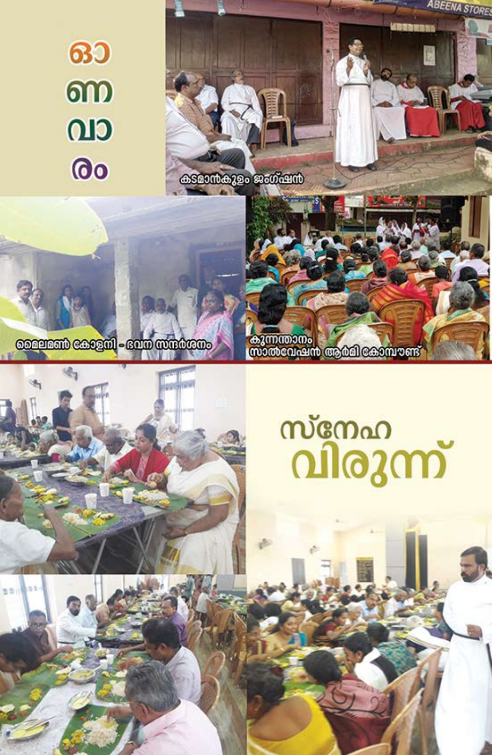# ഓണവാരം

കടമാൻകുളം ജംഗ്ഷൻ

മൈലമൺ കോളനി - ഭവന സന്ദർശനം

കുന്നന്താനം
സാൽവേഷൻ ആർമി കോമ്പൗണ്ട്

# സ്നേഹ വിരുന്ന്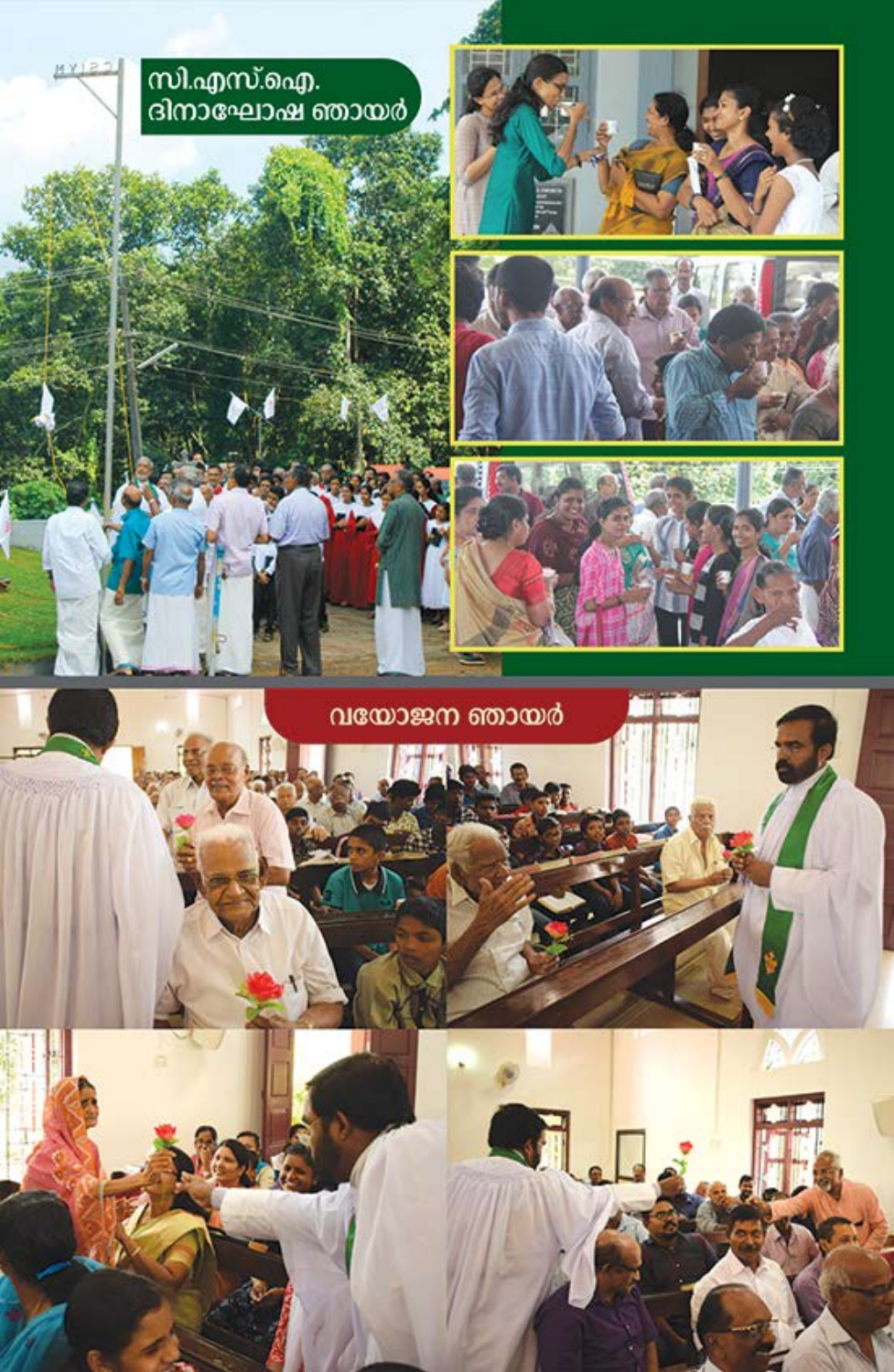## സി.എസ്.ഐ. ദിനാഘോഷ ഞായർ

## വയോജന ഞായർ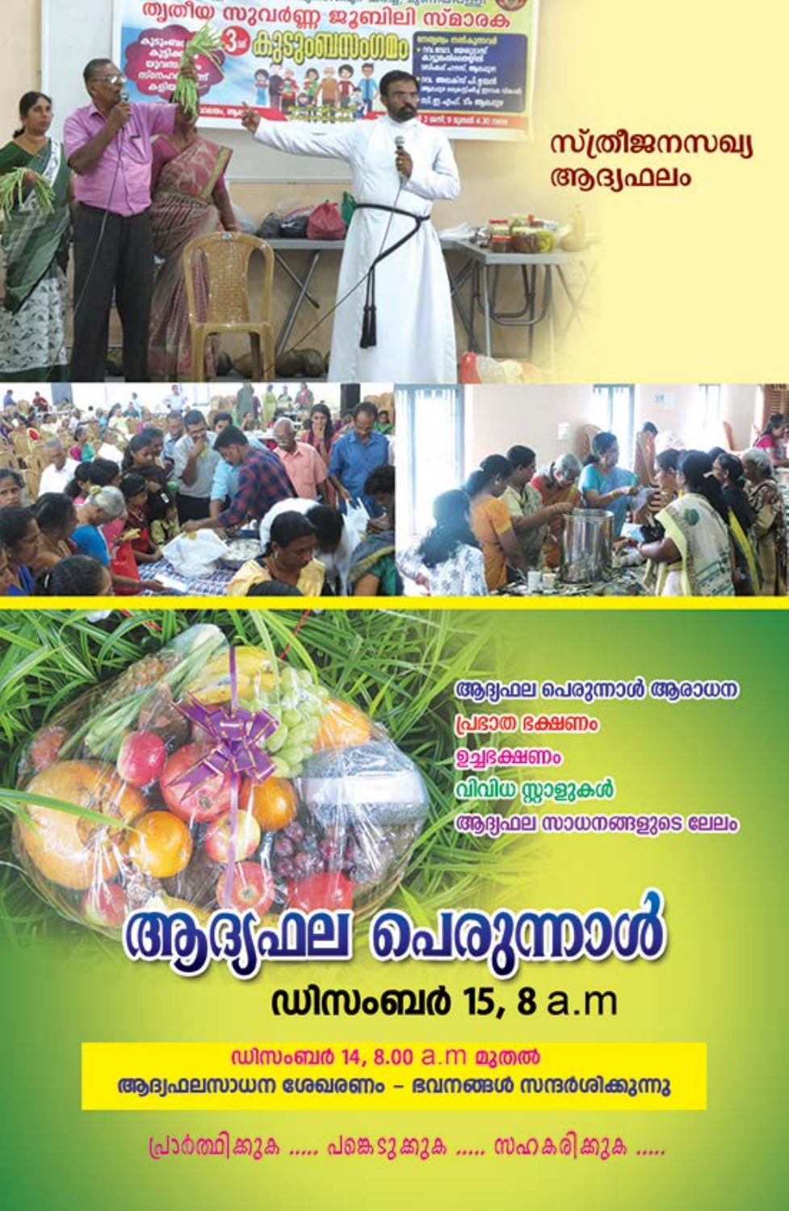സ്ത്രീജനസഖ്യ ആദ്യഫലം

ആദ്യഫല പെരുന്നാൾ ആരാധന

പ്രഭാത ഭക്ഷണം

ഉച്ചഭക്ഷണം

വിവിധ സ്റ്റാളുകൾ

ആദ്യഫല സാധനങ്ങളുടെ ലേലം

# ആദ്യഫല പെരുന്നാൾ

## ഡിസംബർ 15, 8 a.m

**ഡിസംബർ 14, 8.00 a.m മുതൽ**
**ആദ്യഫലസാധന ശേഖരണം – ഭവനങ്ങൾ സന്ദർശിക്കുന്നു**

പ്രാർത്ഥിക്കുക ..... പങ്കെടുക്കുക ..... സഹകരിക്കുക .....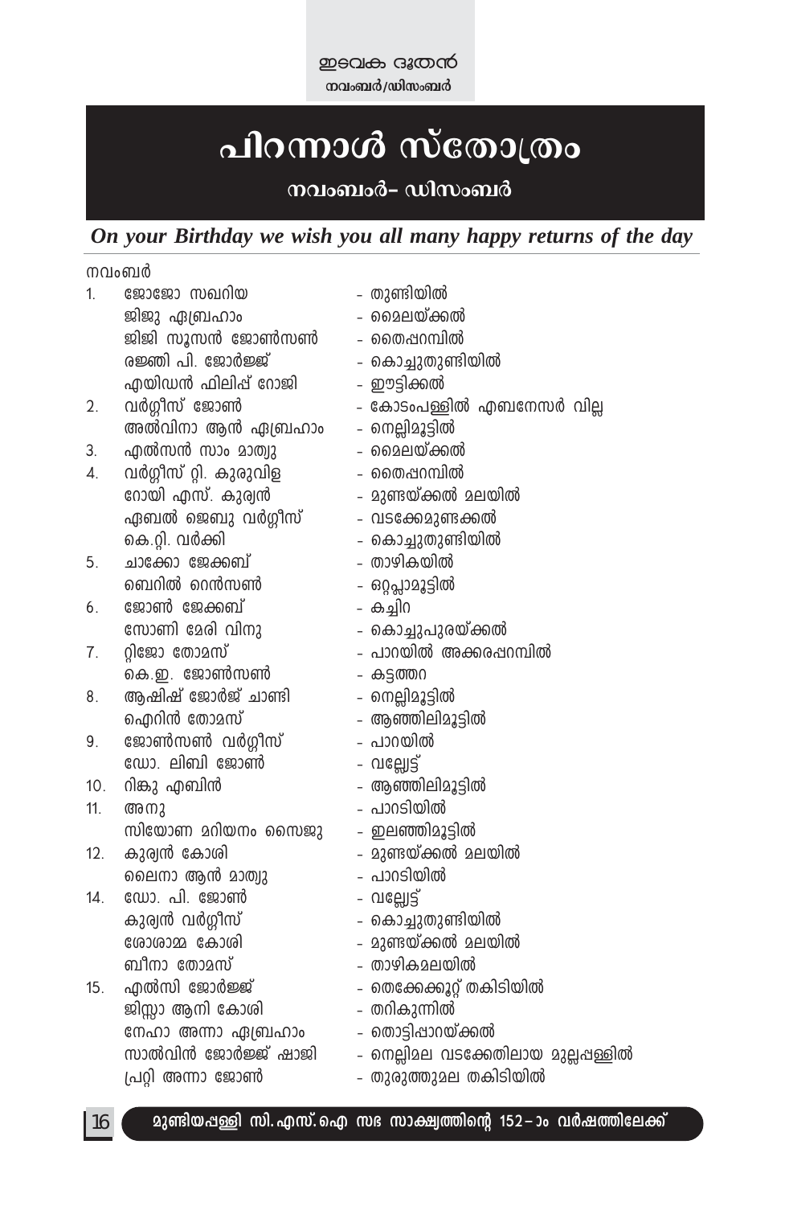# പിറന്നാൾ സ്തോത്രം

## നവംബർ– ഡിസംബർ

***On your Birthday we wish you all many happy returns of the day***

നവംബർ

| | | |
|---|---|---|
| 1. | ജോജോ സഖറിയ | – തുണ്ടിയിൽ |
| | ജിജു ഏബ്രഹാം | – മൈലയ്ക്കൽ |
| | ജിജി സൂസൻ ജോൺസൺ | – തൈപ്പറമ്പിൽ |
| | രജ്ഞി പി. ജോർജ്ജ് | – കൊച്ചുതുണ്ടിയിൽ |
| | എയിഡൻ ഫിലിപ്പ് റോജി | – ഈട്ടിക്കൽ |
| 2. | വർഗ്ഗീസ് ജോൺ | – കോടംപള്ളിൽ എബനേസർ വില്ല |
| | അൽവിനാ ആൻ ഏബ്രഹാം | – നെല്ലിമൂട്ടിൽ |
| 3. | എൽസൻ സാം മാത്യു | – മൈലയ്ക്കൽ |
| 4. | വർഗ്ഗീസ് റ്റി. കുരുവിള | – തൈപ്പറമ്പിൽ |
| | റോയി എസ്. കുര്യൻ | – മുണ്ടയ്ക്കൽ മലയിൽ |
| | ഏബൽ ജെബു വർഗ്ഗീസ് | – വടക്കേമുണ്ടക്കൽ |
| | കെ.റ്റി. വർക്കി | – കൊച്ചുതുണ്ടിയിൽ |
| 5. | ചാക്കോ ജേക്കബ് | – താഴികയിൽ |
| | ബെറിൽ റെൻസൺ | – ഒറ്റപ്ലാമൂട്ടിൽ |
| 6. | ജോൺ ജേക്കബ് | – കച്ചിറ |
| | സോണി മേരി വിനു | – കൊച്ചുപുരയ്ക്കൽ |
| 7. | റ്റിജോ തോമസ് | – പാറയിൽ അക്കരപ്പറമ്പിൽ |
| | കെ.ഇ. ജോൺസൺ | – കട്ടത്തറ |
| 8. | ആഷിഷ് ജോർജ് ചാണ്ടി | – നെല്ലിമൂട്ടിൽ |
| | ഐറിൻ തോമസ് | – ആഞ്ഞിലിമൂട്ടിൽ |
| 9. | ജോൺസൺ വർഗ്ഗീസ് | – പാറയിൽ |
| | ഡോ. ലിബി ജോൺ | – വല്ലേട്ട് |
| 10. | റിങ്കു എബിൻ | – ആഞ്ഞിലിമൂട്ടിൽ |
| 11. | അനു | – പാറടിയിൽ |
| | സിയോണ മറിയനം സൈജു | – ഇലഞ്ഞിമൂട്ടിൽ |
| 12. | കുര്യൻ കോശി | – മുണ്ടയ്ക്കൽ മലയിൽ |
| | ലൈനാ ആൻ മാത്യു | – പാറടിയിൽ |
| 14. | ഡോ. പി. ജോൺ | – വല്ലേട്ട് |
| | കുര്യൻ വർഗ്ഗീസ് | – കൊച്ചുതുണ്ടിയിൽ |
| | ശോശാമ്മ കോശി | – മുണ്ടയ്ക്കൽ മലയിൽ |
| | ബീനാ തോമസ് | – താഴികമലയിൽ |
| 15. | എൽസി ജോർജ്ജ് | – തെക്കേക്കൂറ്റ് തകിടിയിൽ |
| | ജിസ്സാ ആനി കോശി | – തറികുന്നിൽ |
| | നേഹാ അന്നാ ഏബ്രഹാം | – തൊട്ടിപ്പാറയ്ക്കൽ |
| | സാൽവിൻ ജോർജ്ജ് ഷാജി | – നെല്ലിമല വടക്കേതിലായ മുല്ലപ്പള്ളിൽ |
| | പ്രറ്റി അന്നാ ജോൺ | – തുരുത്തുമല തകിടിയിൽ |

മുണ്ടിയപ്പള്ളി സി.എസ്.ഐ സഭ സാക്ഷ്യത്തിന്റെ 152–ാം വർഷത്തിലേക്ക്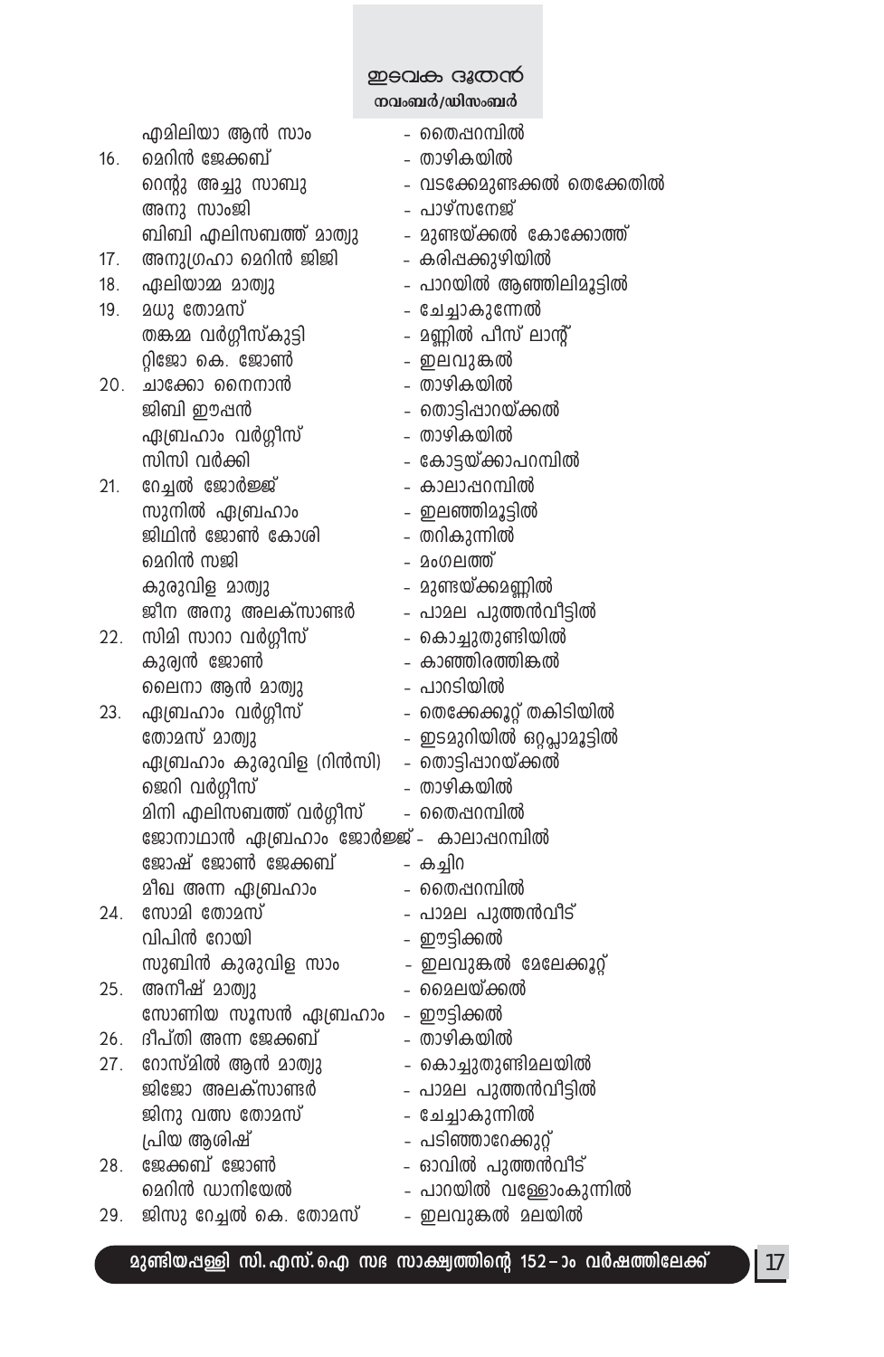| | | |
|---|---|---|
| | എമിലിയാ ആൻ സാം | - തൈപ്പറമ്പിൽ |
| 16. | മെറിൻ ജേക്കബ് | - താഴികയിൽ |
| | റെന്റു അച്ചു സാബു | - വടക്കേമുണ്ടക്കൽ തെക്കേതിൽ |
| | അനു സാംജി | - പാഴ്സനേജ് |
| | ബിബി എലിസബത്ത് മാത്യു | - മുണ്ടയ്ക്കൽ കോക്കോത്ത് |
| 17. | അനുഗ്രഹാ മെറിൻ ജിജി | - കരിപ്പക്കുഴിയിൽ |
| 18. | ഏലിയാമ്മ മാത്യു | - പാറയിൽ ആഞ്ഞിലിമൂട്ടിൽ |
| 19. | മധു തോമസ് | - ചേച്ചാകുന്നേൽ |
| | തങ്കമ്മ വർഗ്ഗീസ്കുട്ടി | - മണ്ണിൽ പീസ് ലാന്റ് |
| | റ്റിജോ കെ. ജോൺ | - ഇലവുങ്കൽ |
| 20. | ചാക്കോ നൈനാൻ | - താഴികയിൽ |
| | ജിബി ഈപ്പൻ | - തൊട്ടിപ്പാറയ്ക്കൽ |
| | ഏബ്രഹാം വർഗ്ഗീസ് | - താഴികയിൽ |
| | സിസി വർക്കി | - കോട്ടയ്ക്കാപറമ്പിൽ |
| 21. | റേച്ചൽ ജോർജ്ജ് | - കാലാപ്പറമ്പിൽ |
| | സുനിൽ ഏബ്രഹാം | - ഇലഞ്ഞിമൂട്ടിൽ |
| | ജിഥിൻ ജോൺ കോശി | - തറികുന്നിൽ |
| | മെറിൻ സജി | - മംഗലത്ത് |
| | കുരുവിള മാത്യു | - മുണ്ടയ്ക്കമണ്ണിൽ |
| | ജീന അനു അലക്സാണ്ടർ | - പാമല പുത്തൻവീട്ടിൽ |
| 22. | സിമി സാറാ വർഗ്ഗീസ് | - കൊച്ചുതുണ്ടിയിൽ |
| | കുര്യൻ ജോൺ | - കാഞ്ഞിരത്തിങ്കൽ |
| | ലൈനാ ആൻ മാത്യു | - പാറടിയിൽ |
| 23. | ഏബ്രഹാം വർഗ്ഗീസ് | - തെക്കേക്കൂറ്റ് തകിടിയിൽ |
| | തോമസ് മാത്യു | - ഇടമുറിയിൽ ഒറ്റപ്ലാമൂട്ടിൽ |
| | ഏബ്രഹാം കുരുവിള (റിൻസി) | - തൊട്ടിപ്പാറയ്ക്കൽ |
| | ജെറി വർഗ്ഗീസ് | - താഴികയിൽ |
| | മിനി എലിസബത്ത് വർഗ്ഗീസ് | - തൈപ്പറമ്പിൽ |
| | ജോനാഥാൻ ഏബ്രഹാം ജോർജ്ജ് | - കാലാപ്പറമ്പിൽ |
| | ജോഷ് ജോൺ ജേക്കബ് | - കച്ചിറ |
| | മീഖ അന്ന ഏബ്രഹാം | - തൈപ്പറമ്പിൽ |
| 24. | സോമി തോമസ് | - പാമല പുത്തൻവീട് |
| | വിപിൻ റോയി | - ഈട്ടിക്കൽ |
| | സുബിൻ കുരുവിള സാം | - ഇലവുങ്കൽ മേലേക്കൂറ്റ് |
| 25. | അനീഷ് മാത്യു | - മൈലയ്ക്കൽ |
| | സോണിയ സൂസൻ ഏബ്രഹാം | - ഈട്ടിക്കൽ |
| 26. | ദീപ്തി അന്ന ജേക്കബ് | - താഴികയിൽ |
| 27. | റോസ്മിൽ ആൻ മാത്യു | - കൊച്ചുതുണ്ടിമലയിൽ |
| | ജിജോ അലക്സാണ്ടർ | - പാമല പുത്തൻവീട്ടിൽ |
| | ജിനു വത്സ തോമസ് | - ചേച്ചാകുന്നിൽ |
| | പ്രിയ ആശിഷ് | - പടിഞ്ഞാറേക്കുറ്റ് |
| 28. | ജേക്കബ് ജോൺ | - ഓവിൽ പുത്തൻവീട് |
| | മെറിൻ ഡാനിയേൽ | - പാറയിൽ വള്ളോംകുന്നിൽ |
| 29. | ജിസു റേച്ചൽ കെ. തോമസ് | - ഇലവുങ്കൽ മലയിൽ |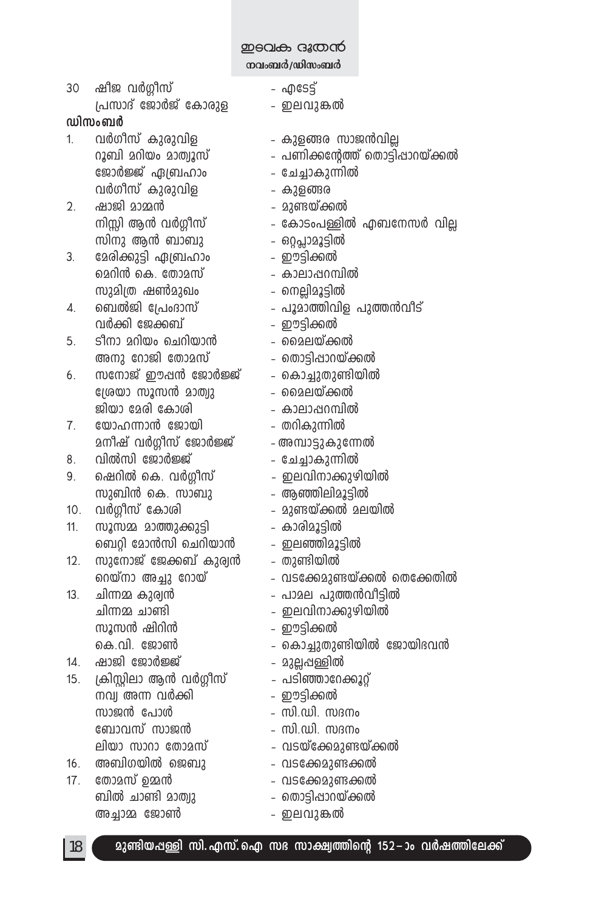| | | |
|---|---|---|
| 30 | ഷീജ വർഗ്ഗീസ് | - എടേട്ട് |
| | പ്രസാദ് ജോർജ് കോരുള | - ഇലവുങ്കൽ |

**ഡിസംബർ**

| | | |
|---|---|---|
| 1. | വർഗീസ് കുരുവിള | - കുളങ്ങര സാജൻവില്ല |
| | റൂബി മറിയം മാത്യൂസ് | - പണിക്കന്റേത്ത് തൊട്ടിപ്പാറയ്ക്കൽ |
| | ജോർജ്ജ് ഏബ്രഹാം | - ചേച്ചാകുന്നിൽ |
| | വർഗീസ് കുരുവിള | - കുളങ്ങര |
| 2. | ഷാജി മാമ്മൻ | - മുണ്ടയ്ക്കൽ |
| | നിസ്സി ആൻ വർഗ്ഗീസ് | - കോടംപള്ളിൽ എബനേസർ വില്ല |
| | സിനു ആൻ ബാബു | - ഒറ്റപ്ലാമൂട്ടിൽ |
| 3. | മേരിക്കുട്ടി ഏബ്രഹാം | - ഈട്ടിക്കൽ |
| | മെറിൻ കെ. തോമസ് | - കാലാപ്പറമ്പിൽ |
| | സുമിത്ര ഷൺമുഖം | - നെല്ലിമൂട്ടിൽ |
| 4. | ബെൽജി പ്രേംദാസ് | - പൂമാത്തിവിള പുത്തൻവീട് |
| | വർക്കി ജേക്കബ് | - ഈട്ടിക്കൽ |
| 5. | ടീനാ മറിയം ചെറിയാൻ | - മൈലയ്ക്കൽ |
| | അനു റോജി തോമസ് | - തൊട്ടിപ്പാറയ്ക്കൽ |
| 6. | സനോജ് ഈപ്പൻ ജോർജ്ജ് | - കൊച്ചുതുണ്ടിയിൽ |
| | ശ്രേയാ സൂസൻ മാത്യു | - മൈലയ്ക്കൽ |
| | ജിയാ മേരി കോശി | - കാലാപ്പറമ്പിൽ |
| 7. | യോഹന്നാൻ ജോയി | - തറികുന്നിൽ |
| | മനീഷ് വർഗ്ഗീസ് ജോർജ്ജ് | - അമ്പാട്ടുകുന്നേൽ |
| 8. | വിൽസി ജോർജ്ജ് | - ചേച്ചാകുന്നിൽ |
| 9. | ഷെറിൽ കെ. വർഗ്ഗീസ് | - ഇലവിനാക്കുഴിയിൽ |
| | സുബിൻ കെ. സാബു | - ആഞ്ഞിലിമൂട്ടിൽ |
| 10. | വർഗ്ഗീസ് കോശി | - മുണ്ടയ്ക്കൽ മലയിൽ |
| 11. | സൂസമ്മ മാത്തുക്കുട്ടി | - കാരിമൂട്ടിൽ |
| | ബെറ്റി മോൻസി ചെറിയാൻ | - ഇലഞ്ഞിമൂട്ടിൽ |
| 12. | സുനോജ് ജേക്കബ് കുര്യൻ | - തുണ്ടിയിൽ |
| | റെയ്നാ അച്ചു റോയ് | - വടക്കേമുണ്ടയ്ക്കൽ തെക്കേതിൽ |
| 13. | ചിന്നമ്മ കുര്യൻ | - പാമല പുത്തൻവീട്ടിൽ |
| | ചിന്നമ്മ ചാണ്ടി | - ഇലവിനാക്കുഴിയിൽ |
| | സൂസൻ ഷിറിൻ | - ഈട്ടിക്കൽ |
| | കെ.വി. ജോൺ | - കൊച്ചുതുണ്ടിയിൽ ജോയിഭവൻ |
| 14. | ഷാജി ജോർജ്ജ് | - മുല്ലപ്പള്ളിൽ |
| 15. | ക്രിസ്റ്റിലാ ആൻ വർഗ്ഗീസ് | - പടിഞ്ഞാറേക്കൂറ്റ് |
| | നവ്യ അന്ന വർക്കി | - ഈട്ടിക്കൽ |
| | സാജൻ പോൾ | - സി.ഡി. സദനം |
| | ബോവസ് സാജൻ | - സി.ഡി. സദനം |
| | ലിയാ സാറാ തോമസ് | - വടയ്ക്കേമുണ്ടയ്ക്കൽ |
| 16. | അബിഗയിൽ ജെബു | - വടക്കേമുണ്ടക്കൽ |
| 17. | തോമസ് ഉമ്മൻ | - വടക്കേമുണ്ടക്കൽ |
| | ബിൽ ചാണ്ടി മാത്യു | - തൊട്ടിപ്പാറയ്ക്കൽ |
| | അച്ചാമ്മ ജോൺ | - ഇലവുങ്കൽ |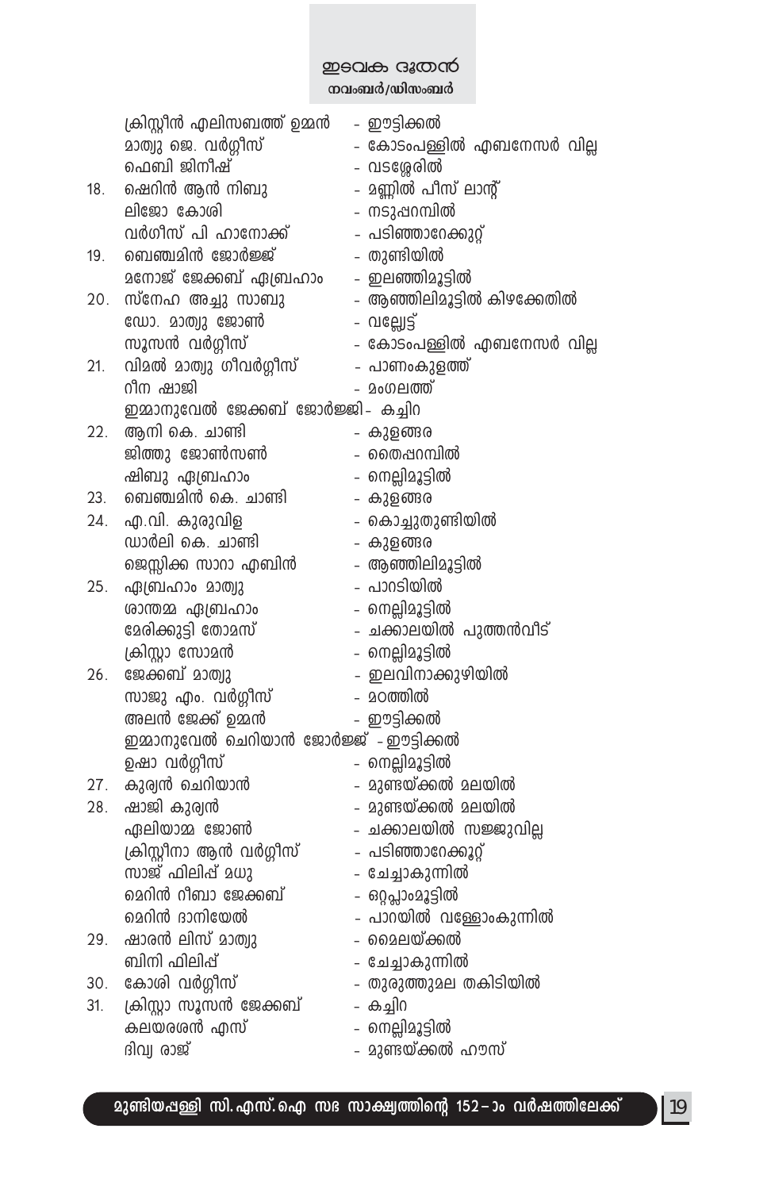| | | |
|---|---|---|
| | ക്രിസ്റ്റീൻ എലിസബത്ത് ഉമ്മൻ | - ഈട്ടിക്കൽ |
| | മാത്യു ജെ. വർഗ്ഗീസ് | - കോടംപള്ളിൽ എബനേസർ വില്ല |
| | ഫെബി ജിനീഷ് | - വടശ്ശേരിൽ |
| 18. | ഷെറിൻ ആൻ നിബു | - മണ്ണിൽ പീസ് ലാന്റ് |
| | ലിജോ കോശി | - നടുപ്പറമ്പിൽ |
| | വർഗീസ് പി ഹാനോക്ക് | - പടിഞ്ഞാറേക്കുറ്റ് |
| 19. | ബെഞ്ചമിൻ ജോർജ്ജ് | - തുണ്ടിയിൽ |
| | മനോജ് ജേക്കബ് ഏബ്രഹാം | - ഇലഞ്ഞിമൂട്ടിൽ |
| 20. | സ്നേഹ അച്ചു സാബു | - ആഞ്ഞിലിമൂട്ടിൽ കിഴക്കേതിൽ |
| | ഡോ. മാത്യു ജോൺ | - വല്ലേട്ട് |
| | സൂസൻ വർഗ്ഗീസ് | - കോടംപള്ളിൽ എബനേസർ വില്ല |
| 21. | വിമൽ മാത്യു ഗീവർഗ്ഗീസ് | - പാണംകുളത്ത് |
| | റീന ഷാജി | - മംഗലത്ത് |
| | ഇമ്മാനുവേൽ ജേക്കബ് ജോർജ്ജി | - കച്ചിറ |
| 22. | ആനി കെ. ചാണ്ടി | - കുളങ്ങര |
| | ജിത്തു ജോൺസൺ | - തൈപ്പറമ്പിൽ |
| | ഷിബു ഏബ്രഹാം | - നെല്ലിമൂട്ടിൽ |
| 23. | ബെഞ്ചമിൻ കെ. ചാണ്ടി | - കുളങ്ങര |
| 24. | എ.വി. കുരുവിള | - കൊച്ചുതുണ്ടിയിൽ |
| | ഡാർലി കെ. ചാണ്ടി | - കുളങ്ങര |
| | ജെസ്സിക്ക സാറാ എബിൻ | - ആഞ്ഞിലിമൂട്ടിൽ |
| 25. | ഏബ്രഹാം മാത്യു | - പാറടിയിൽ |
| | ശാന്തമ്മ ഏബ്രഹാം | - നെല്ലിമൂട്ടിൽ |
| | മേരിക്കുട്ടി തോമസ് | - ചക്കാലയിൽ പുത്തൻവീട് |
| | ക്രിസ്റ്റാ സോമൻ | - നെല്ലിമൂട്ടിൽ |
| 26. | ജേക്കബ് മാത്യു | - ഇലവിനാക്കുഴിയിൽ |
| | സാജു എം. വർഗ്ഗീസ് | - മഠത്തിൽ |
| | അലൻ ജേക്ക് ഉമ്മൻ | - ഈട്ടിക്കൽ |
| | ഇമ്മാനുവേൽ ചെറിയാൻ ജോർജ്ജ് | - ഈട്ടിക്കൽ |
| | ഉഷാ വർഗ്ഗീസ് | - നെല്ലിമൂട്ടിൽ |
| 27. | കുര്യൻ ചെറിയാൻ | - മുണ്ടയ്ക്കൽ മലയിൽ |
| 28. | ഷാജി കുര്യൻ | - മുണ്ടയ്ക്കൽ മലയിൽ |
| | ഏലിയാമ്മ ജോൺ | - ചക്കാലയിൽ സജ്ജുവില്ല |
| | ക്രിസ്റ്റീനാ ആൻ വർഗ്ഗീസ് | - പടിഞ്ഞാറേക്കൂറ്റ് |
| | സാജ് ഫിലിപ്പ് മധു | - ചേച്ചാകുന്നിൽ |
| | മെറിൻ റീബാ ജേക്കബ് | - ഒറ്റപ്ലാംമൂട്ടിൽ |
| | മെറിൻ ദാനിയേൽ | - പാറയിൽ വള്ളോംകുന്നിൽ |
| 29. | ഷാരൻ ലിസ് മാത്യു | - മൈലയ്ക്കൽ |
| | ബിനി ഫിലിപ്പ് | - ചേച്ചാകുന്നിൽ |
| 30. | കോശി വർഗ്ഗീസ് | - തുരുത്തുമല തകിടിയിൽ |
| 31. | ക്രിസ്റ്റാ സൂസൻ ജേക്കബ് | - കച്ചിറ |
| | കലയരശൻ എസ് | - നെല്ലിമൂട്ടിൽ |
| | ദിവ്യ രാജ് | - മുണ്ടയ്ക്കൽ ഹൗസ് |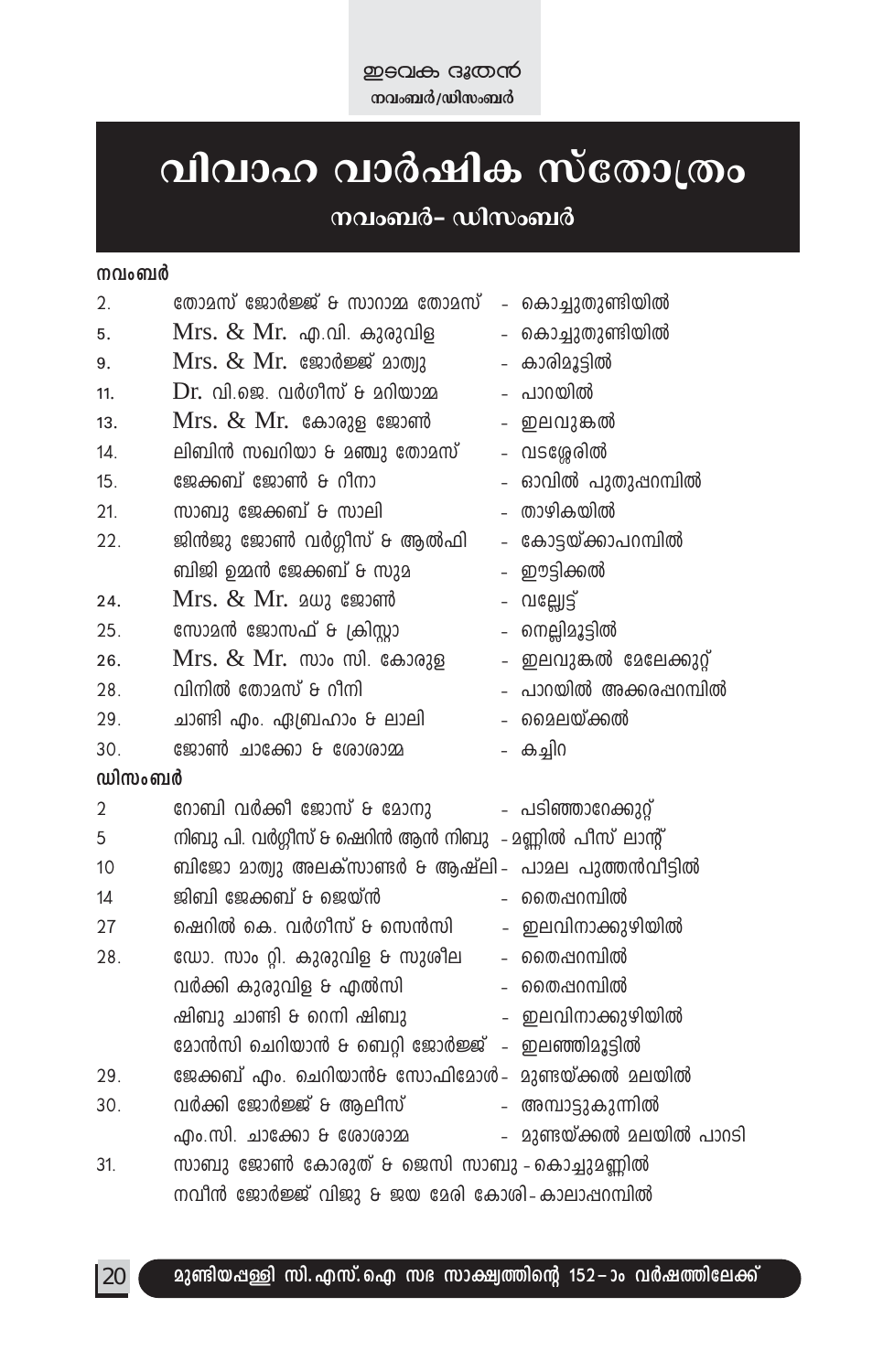# വിവാഹ വാർഷിക സ്തോത്രം

## നവംബർ- ഡിസംബർ

**നവംബർ**

| | | |
|---|---|---|
| 2. | തോമസ് ജോർജ്ജ് & സാറാമ്മ തോമസ് | - കൊച്ചുതുണ്ടിയിൽ |
| 5. | Mrs. & Mr. എ.വി. കുരുവിള | - കൊച്ചുതുണ്ടിയിൽ |
| 9. | Mrs. & Mr. ജോർജ്ജ് മാത്യു | - കാരിമൂട്ടിൽ |
| 11. | Dr. വി.ജെ. വർഗീസ് & മറിയാമ്മ | - പാറയിൽ |
| 13. | Mrs. & Mr. കോരുള ജോൺ | - ഇലവുങ്കൽ |
| 14. | ലിബിൻ സഖറിയാ & മഞ്ചു തോമസ് | - വടശ്ശേരിൽ |
| 15. | ജേക്കബ് ജോൺ & റീനാ | - ഓവിൽ പുതുപ്പറമ്പിൽ |
| 21. | സാബു ജേക്കബ് & സാലി | - താഴികയിൽ |
| 22. | ജിൻജു ജോൺ വർഗ്ഗീസ് & ആൽഫി | - കോട്ടയ്ക്കാപറമ്പിൽ |
| | ബിജി ഉമ്മൻ ജേക്കബ് & സുമ | - ഈട്ടിക്കൽ |
| 24. | Mrs. & Mr. മധു ജോൺ | - വല്ലേട്ട് |
| 25. | സോമൻ ജോസഫ് & ക്രിസ്റ്റാ | - നെല്ലിമൂട്ടിൽ |
| 26. | Mrs. & Mr. സാം സി. കോരുള | - ഇലവുങ്കൽ മേലേക്കുറ്റ് |
| 28. | വിനിൽ തോമസ് & റീനി | - പാറയിൽ അക്കരപ്പറമ്പിൽ |
| 29. | ചാണ്ടി എം. ഏബ്രഹാം & ലാലി | - മൈലയ്ക്കൽ |
| 30. | ജോൺ ചാക്കോ & ശോശാമ്മ | - കച്ചിറ |

**ഡിസംബർ**

| | | |
|---|---|---|
| 2 | റോബി വർക്കീ ജോസ് & മോനു | - പടിഞ്ഞാറേക്കുറ്റ് |
| 5 | നിബു പി. വർഗ്ഗീസ് & ഷെറിൻ ആൻ നിബു | - മണ്ണിൽ പീസ് ലാന്റ് |
| 10 | ബിജോ മാത്യു അലക്സാണ്ടർ & ആഷ്‌ലി | - പാമല പുത്തൻവീട്ടിൽ |
| 14 | ജിബി ജേക്കബ് & ജെയ്ൻ | - തൈപ്പറമ്പിൽ |
| 27 | ഷെറിൽ കെ. വർഗീസ് & സെൻസി | - ഇലവിനാക്കുഴിയിൽ |
| 28. | ഡോ. സാം റ്റി. കുരുവിള & സുശീല | - തൈപ്പറമ്പിൽ |
| | വർക്കി കുരുവിള & എൽസി | - തൈപ്പറമ്പിൽ |
| | ഷിബു ചാണ്ടി & റെനി ഷിബു | - ഇലവിനാക്കുഴിയിൽ |
| | മോൻസി ചെറിയാൻ & ബെറ്റി ജോർജ്ജ് | - ഇലഞ്ഞിമൂട്ടിൽ |
| 29. | ജേക്കബ് എം. ചെറിയാൻ& സോഫിമോൾ | - മുണ്ടയ്ക്കൽ മലയിൽ |
| 30. | വർക്കി ജോർജ്ജ് & ആലീസ് | - അമ്പാട്ടുകുന്നിൽ |
| | എം.സി. ചാക്കോ & ശോശാമ്മ | - മുണ്ടയ്ക്കൽ മലയിൽ പാറടി |
| 31. | സാബു ജോൺ കോരുത് & ജെസി സാബു | - കൊച്ചുമണ്ണിൽ |
| | നവീൻ ജോർജ്ജ് വിജു & ജയ മേരി കോശി | - കാലാപ്പറമ്പിൽ |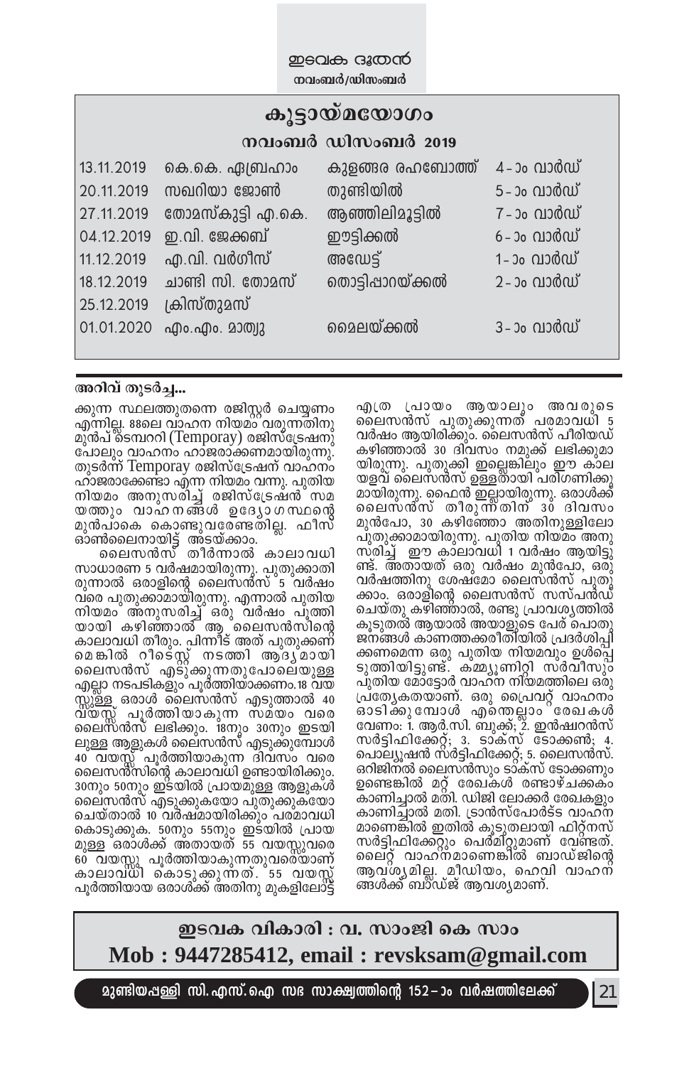## കൂട്ടായ്മയോഗം

### നവംബർ ഡിസംബർ 2019

| | | | |
|---|---|---|---|
| 13.11.2019 | കെ.കെ. ഏബ്രഹാം | കുളങ്ങര രഹബോത്ത് | 4-ാം വാർഡ് |
| 20.11.2019 | സഖറിയാ ജോൺ | തുണ്ടിയിൽ | 5-ാം വാർഡ് |
| 27.11.2019 | തോമസ്കുട്ടി എ.കെ. | ആഞ്ഞിലിമൂട്ടിൽ | 7-ാം വാർഡ് |
| 04.12.2019 | ഇ.വി. ജേക്കബ് | ഈട്ടിക്കൽ | 6-ാം വാർഡ് |
| 11.12.2019 | എ.വി. വർഗീസ് | അഡേട്ട് | 1-ാം വാർഡ് |
| 18.12.2019 | ചാണ്ടി സി. തോമസ് | തൊട്ടിപ്പാറയ്ക്കൽ | 2-ാം വാർഡ് |
| 25.12.2019 | ക്രിസ്തുമസ് | | |
| 01.01.2020 | എം.എം. മാത്യു | മൈലയ്ക്കൽ | 3-ാം വാർഡ് |

**അറിവ് തുടർച്ച...**

ക്കുന്ന സ്ഥലത്തുതന്നെ രജിസ്റ്റർ ചെയ്യണം എന്നില്ല. 88ലെ വാഹന നിയമം വരുന്നതിനു മുൻപ് ടെമ്പററി (Temporay) രജിസ്ട്രേഷനു പോലും വാഹനം ഹാജരാക്കണമായിരുന്നു. തുടർന്ന് Temporay രജിസ്ട്രേഷന് വാഹനം ഹാജരാക്കേണ്ടാ എന്ന നിയമം വന്നു. പുതിയ നിയമം അനുസരിച്ച് രജിസ്ട്രേഷൻ സമയത്തും വാഹനങ്ങൾ ഉദ്യോഗസ്ഥന്റെ മുൻപാകെ കൊണ്ടുവരേണ്ടതില്ല. ഫീസ് ഓൺലൈനായിട്ട് അടയ്ക്കാം.

ലൈസൻസ് തീർന്നാൽ കാലാവധി സാധാരണ 5 വർഷമായിരുന്നു. പുതുക്കാതിരുന്നാൽ ഒരാളിന്റെ ലൈസൻസ് 5 വർഷം വരെ പുതുക്കാമായിരുന്നു. എന്നാൽ പുതിയ നിയമം അനുസരിച്ച് ഒരു വർഷം പൂർത്തിയായി കഴിഞ്ഞാൽ ആ ലൈസൻസിന്റെ കാലാവധി തീരും. പിന്നീട് അത് പുതുക്കണമെങ്കിൽ റീടെസ്റ്റ് നടത്തി ആദ്യമായി ലൈസൻസ് എടുക്കുന്നതുപോലെയുള്ള എല്ലാ നടപടികളും പൂർത്തിയാക്കണം.18 വയസ്സുള്ള ഒരാൾ ലൈസൻസ് എടുത്താൽ 40 വയസ്സ് പൂർത്തിയാകുന്ന സമയം വരെ ലൈസൻസ് ലഭിക്കും. 18നും 30നും ഇടയിലുള്ള ആളുകൾ ലൈസൻസ് എടുക്കുമ്പോൾ 40 വയസ്സ് പൂർത്തിയാകുന്ന ദിവസം വരെ ലൈസൻസിന്റെ കാലാവധി ഉണ്ടായിരിക്കും. 30നും 50നും ഇടയിൽ പ്രായമുള്ള ആളുകൾ ലൈസൻസ് എടുക്കുകയോ പുതുക്കുകയോ ചെയ്താൽ 10 വർഷമായിരിക്കും പരമാവധി കൊടുക്കുക. 50നും 55നും ഇടയിൽ പ്രായമുള്ള ഒരാൾക്ക് അതായത് 55 വയസ്സുവരെ 60 വയസ്സു പൂർത്തിയാകുന്നതുവരെയാണ് കാലാവധി കൊടുക്കുന്നത്. 55 വയസ്സ് പൂർത്തിയായ ഒരാൾക്ക് അതിനു മുകളിലോട്ട് എത്ര പ്രായം ആയാലും അവരുടെ ലൈസൻസ് പുതുക്കുന്നത് പരമാവധി 5 വർഷം ആയിരിക്കും. ലൈസൻസ് പീരിയഡ് കഴിഞ്ഞാൽ 30 ദിവസം നമുക്ക് ലഭിക്കുമായിരുന്നു. പുതുക്കി ഇല്ലെങ്കിലും ഈ കാലയളവ് ലൈസൻസ് ഉള്ളതായി പരിഗണിക്കുമായിരുന്നു. ഫൈൻ ഇല്ലായിരുന്നു. ഒരാൾക്ക് ലൈസൻസ് തീരുന്നതിന് 30 ദിവസം മുൻപോ, 30 കഴിഞ്ഞോ അതിനുള്ളിലോ പുതുക്കാമായിരുന്നു. പുതിയ നിയമം അനുസരിച്ച് ഈ കാലാവധി 1 വർഷം ആയിട്ടുണ്ട്. അതായത് ഒരു വർഷം മുൻപോ, ഒരു വർഷത്തിനു ശേഷമോ ലൈസൻസ് പുതുക്കാം. ഒരാളിന്റെ ലൈസൻസ് സസ്പെൻഡ് ചെയ്തു കഴിഞ്ഞാൽ, രണ്ടു പ്രാവശ്യത്തിൽ കൂടുതൽ ആയാൽ അയാളുടെ പേര് പൊതുജനങ്ങൾ കാണത്തക്കരീതിയിൽ പ്രദർശിപ്പിക്കണമെന്ന ഒരു പുതിയ നിയമവും ഉൾപ്പെടുത്തിയിട്ടുണ്ട്. കമ്മ്യൂണിറ്റി സർവീസും പുതിയ മോട്ടോർ വാഹന നിയമത്തിലെ ഒരു പ്രത്യേകതയാണ്. ഒരു പ്രൈവറ്റ് വാഹനം ഓടിക്കുമ്പോൾ എന്തെല്ലാം രേഖകൾ വേണം: 1. ആർ.സി. ബുക്ക്; 2. ഇൻഷ്വറൻസ് സർട്ടിഫിക്കേറ്റ്; 3. ടാക്സ് ടോക്കൺ; 4. പൊല്യൂഷൻ സർട്ടിഫിക്കേറ്റ്; 5. ലൈസൻസ്. ഒറിജിനൽ ലൈസൻസും ടാക്സ് ടോക്കണും ഉണ്ടെങ്കിൽ മറ്റ് രേഖകൾ രണ്ടാഴ്ചക്കകം കാണിച്ചാൽ മതി. ഡിജി ലോക്കർ രേഖകളും കാണിച്ചാൽ മതി. ട്രാൻസ്പോർട്ട് വാഹനമാണെങ്കിൽ ഇതിൽ കൂടുതലായി ഫിറ്റ്നസ് സർട്ടിഫിക്കേറ്റും പെർമിറ്റുമാണ് വേണ്ടത്. ലൈറ്റ് വാഹനമാണെങ്കിൽ ബാഡ്ജിന്റെ ആവശ്യമില്ല. മീഡിയം, ഹെവി വാഹനങ്ങൾക്ക് ബാഡ്ജ് ആവശ്യമാണ്.

**ഇടവക വികാരി : വ. സാംജി കെ സാം**
**Mob : 9447285412, email : revsksam@gmail.com**

**മുണ്ടിയപ്പള്ളി സി.എസ്.ഐ സഭ സാക്ഷ്യത്തിന്റെ 152-ാം വർഷത്തിലേക്ക്**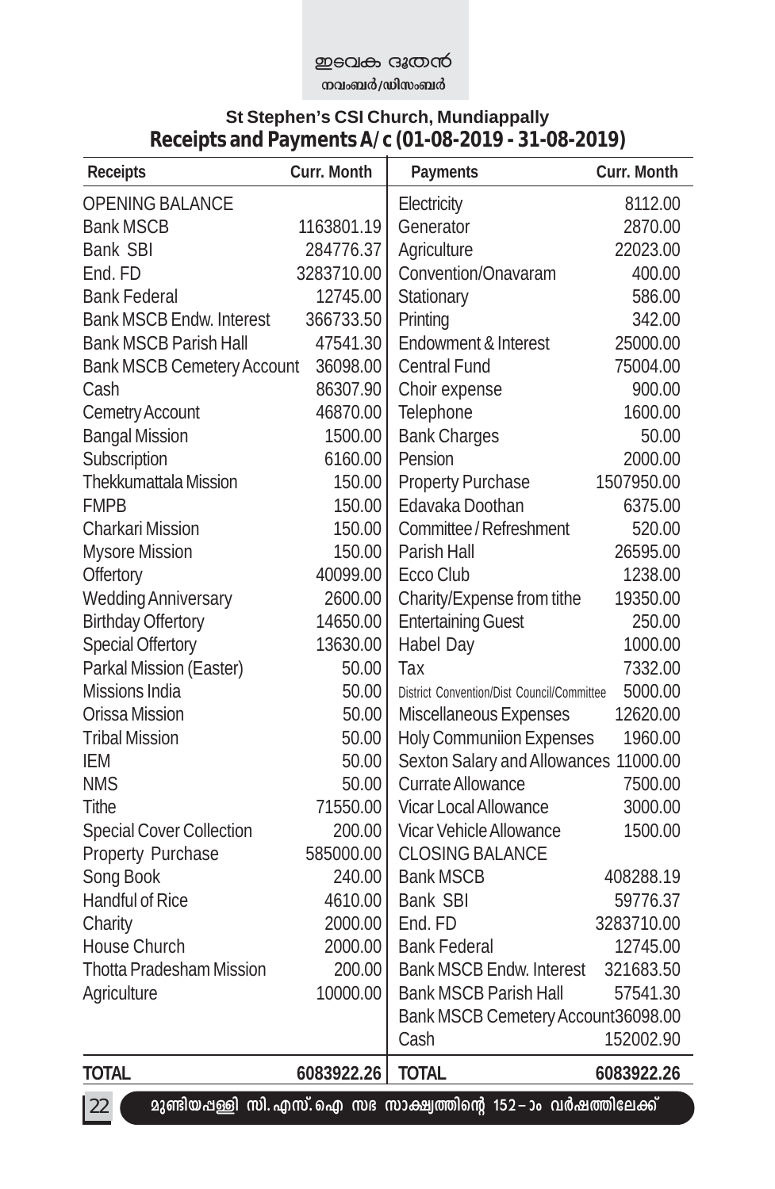**St Stephen's CSI Church, Mundiappally**

## Receipts and Payments A/c (01-08-2019 - 31-08-2019)

| Receipts | Curr. Month | Payments | Curr. Month |
|---|---|---|---|
| OPENING BALANCE | | Electricity | 8112.00 |
| Bank MSCB | 1163801.19 | Generator | 2870.00 |
| Bank SBI | 284776.37 | Agriculture | 22023.00 |
| End. FD | 3283710.00 | Convention/Onavaram | 400.00 |
| Bank Federal | 12745.00 | Stationary | 586.00 |
| Bank MSCB Endw. Interest | 366733.50 | Printing | 342.00 |
| Bank MSCB Parish Hall | 47541.30 | Endowment & Interest | 25000.00 |
| Bank MSCB Cemetery Account | 36098.00 | Central Fund | 75004.00 |
| Cash | 86307.90 | Choir expense | 900.00 |
| Cemetry Account | 46870.00 | Telephone | 1600.00 |
| Bangal Mission | 1500.00 | Bank Charges | 50.00 |
| Subscription | 6160.00 | Pension | 2000.00 |
| Thekkumattala Mission | 150.00 | Property Purchase | 1507950.00 |
| FMPB | 150.00 | Edavaka Doothan | 6375.00 |
| Charkari Mission | 150.00 | Committee / Refreshment | 520.00 |
| Mysore Mission | 150.00 | Parish Hall | 26595.00 |
| Offertory | 40099.00 | Ecco Club | 1238.00 |
| Wedding Anniversary | 2600.00 | Charity/Expense from tithe | 19350.00 |
| Birthday Offertory | 14650.00 | Entertaining Guest | 250.00 |
| Special Offertory | 13630.00 | Habel Day | 1000.00 |
| Parkal Mission (Easter) | 50.00 | Tax | 7332.00 |
| Missions India | 50.00 | District Convention/Dist Council/Committee | 5000.00 |
| Orissa Mission | 50.00 | Miscellaneous Expenses | 12620.00 |
| Tribal Mission | 50.00 | Holy Communiion Expenses | 1960.00 |
| IEM | 50.00 | Sexton Salary and Allowances | 11000.00 |
| NMS | 50.00 | Currate Allowance | 7500.00 |
| Tithe | 71550.00 | Vicar Local Allowance | 3000.00 |
| Special Cover Collection | 200.00 | Vicar Vehicle Allowance | 1500.00 |
| Property Purchase | 585000.00 | CLOSING BALANCE | |
| Song Book | 240.00 | Bank MSCB | 408288.19 |
| Handful of Rice | 4610.00 | Bank SBI | 59776.37 |
| Charity | 2000.00 | End. FD | 3283710.00 |
| House Church | 2000.00 | Bank Federal | 12745.00 |
| Thotta Pradesham Mission | 200.00 | Bank MSCB Endw. Interest | 321683.50 |
| Agriculture | 10000.00 | Bank MSCB Parish Hall | 57541.30 |
| | | Bank MSCB Cemetery Account | 36098.00 |
| | | Cash | 152002.90 |
| **TOTAL** | **6083922.26** | **TOTAL** | **6083922.26** |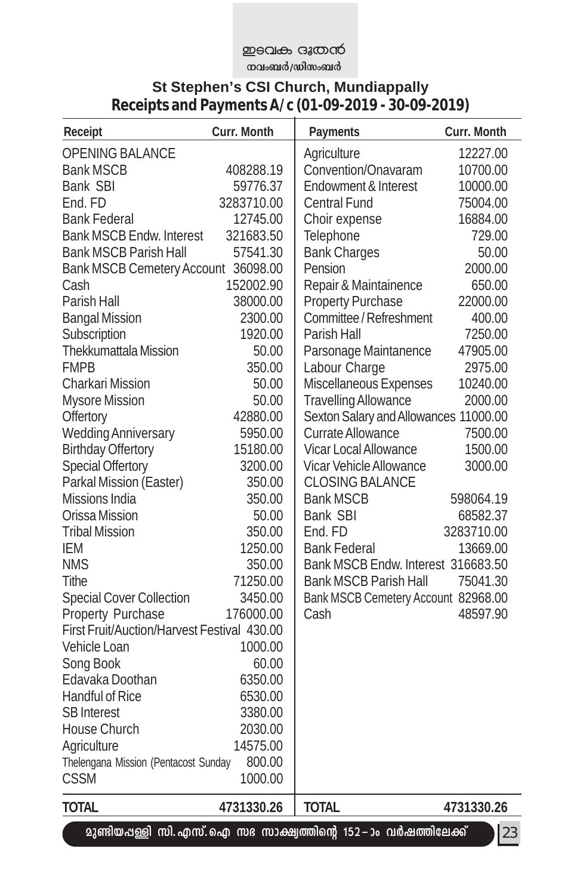## St Stephen's CSI Church, Mundiappally

## Receipts and Payments A/c (01-09-2019 - 30-09-2019)

| Receipt | Curr. Month | Payments | Curr. Month |
|---|---|---|---|
| OPENING BALANCE | | Agriculture | 12227.00 |
| Bank MSCB | 408288.19 | Convention/Onavaram | 10700.00 |
| Bank SBI | 59776.37 | Endowment & Interest | 10000.00 |
| End. FD | 3283710.00 | Central Fund | 75004.00 |
| Bank Federal | 12745.00 | Choir expense | 16884.00 |
| Bank MSCB Endw. Interest | 321683.50 | Telephone | 729.00 |
| Bank MSCB Parish Hall | 57541.30 | Bank Charges | 50.00 |
| Bank MSCB Cemetery Account | 36098.00 | Pension | 2000.00 |
| Cash | 152002.90 | Repair & Maintainence | 650.00 |
| Parish Hall | 38000.00 | Property Purchase | 22000.00 |
| Bangal Mission | 2300.00 | Committee / Refreshment | 400.00 |
| Subscription | 1920.00 | Parish Hall | 7250.00 |
| Thekkumattala Mission | 50.00 | Parsonage Maintanence | 47905.00 |
| FMPB | 350.00 | Labour Charge | 2975.00 |
| Charkari Mission | 50.00 | Miscellaneous Expenses | 10240.00 |
| Mysore Mission | 50.00 | Travelling Allowance | 2000.00 |
| Offertory | 42880.00 | Sexton Salary and Allowances | 11000.00 |
| Wedding Anniversary | 5950.00 | Currate Allowance | 7500.00 |
| Birthday Offertory | 15180.00 | Vicar Local Allowance | 1500.00 |
| Special Offertory | 3200.00 | Vicar Vehicle Allowance | 3000.00 |
| Parkal Mission (Easter) | 350.00 | CLOSING BALANCE | |
| Missions India | 350.00 | Bank MSCB | 598064.19 |
| Orissa Mission | 50.00 | Bank SBI | 68582.37 |
| Tribal Mission | 350.00 | End. FD | 3283710.00 |
| IEM | 1250.00 | Bank Federal | 13669.00 |
| NMS | 350.00 | Bank MSCB Endw. Interest | 316683.50 |
| Tithe | 71250.00 | Bank MSCB Parish Hall | 75041.30 |
| Special Cover Collection | 3450.00 | Bank MSCB Cemetery Account | 82968.00 |
| Property Purchase | 176000.00 | Cash | 48597.90 |
| First Fruit/Auction/Harvest Festival | 430.00 | | |
| Vehicle Loan | 1000.00 | | |
| Song Book | 60.00 | | |
| Edavaka Doothan | 6350.00 | | |
| Handful of Rice | 6530.00 | | |
| SB Interest | 3380.00 | | |
| House Church | 2030.00 | | |
| Agriculture | 14575.00 | | |
| Thelengana Mission (Pentacost Sunday | 800.00 | | |
| CSSM | 1000.00 | | |
| **TOTAL** | **4731330.26** | **TOTAL** | **4731330.26** |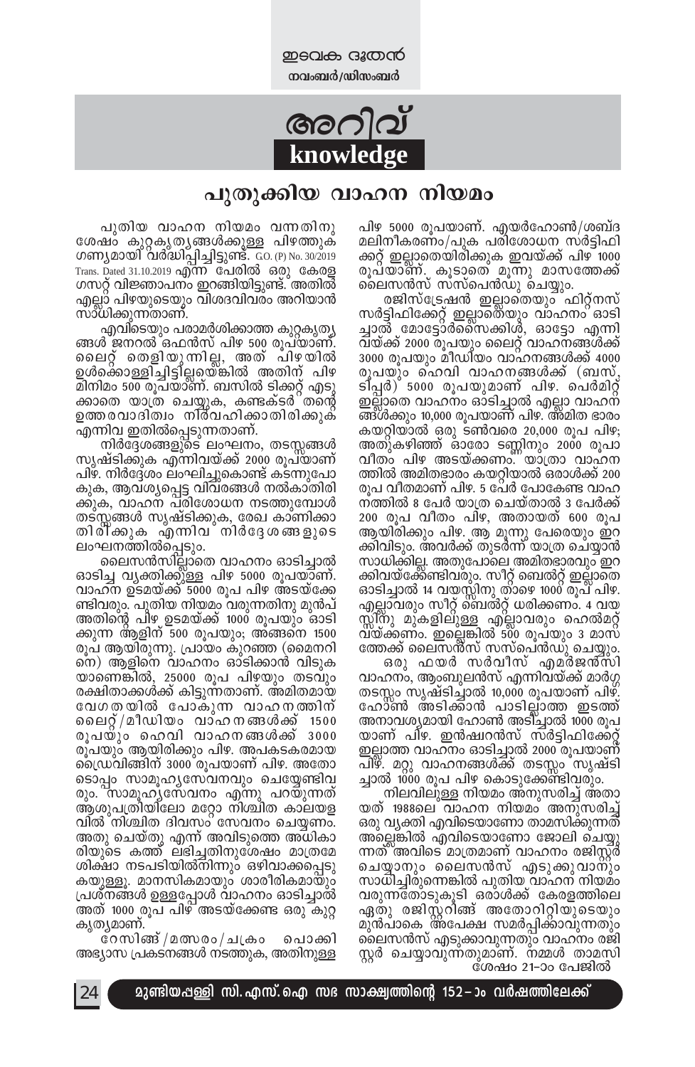# അറിവ്

## knowledge

## പുതുക്കിയ വാഹന നിയമം

പുതിയ വാഹന നിയമം വന്നതിനു ശേഷം കുറ്റകൃത്യങ്ങൾക്കുള്ള പിഴത്തുക ഗണ്യമായി വർദ്ധിപ്പിച്ചിട്ടുണ്ട്. G.O. (P) No. 30/2019 Trans. Dated 31.10.2019 എന്ന പേരിൽ ഒരു കേരള ഗസറ്റ് വിജ്ഞാപനം ഇറങ്ങിയിട്ടുണ്ട്. അതിൽ എല്ലാ പിഴയുടെയും വിശദവിവരം അറിയാൻ സാധിക്കുന്നതാണ്.

എവിടെയും പരാമർശിക്കാത്ത കുറ്റകൃത്യങ്ങൾ ജനറൽ ഒഫൻസ് പിഴ 500 രൂപയാണ്. ലൈറ്റ് തെളിയുന്നില്ല, അത് പിഴയിൽ ഉൾക്കൊള്ളിച്ചിട്ടില്ലയെങ്കിൽ അതിന് പിഴ മിനിമം 500 രൂപയാണ്. ബസിൽ ടിക്കറ്റ് എടുക്കാതെ യാത്ര ചെയ്യുക, കണ്ടക്ടർ തന്റെ ഉത്തരവാദിത്വം നിർവഹിക്കാതിരിക്കുക എന്നിവ ഇതിൽപ്പെടുന്നതാണ്.

നിർദ്ദേശങ്ങളുടെ ലംഘനം, തടസ്സങ്ങൾ സൃഷ്ടിക്കുക എന്നിവയ്ക്ക് 2000 രൂപയാണ് പിഴ. നിർദ്ദേശം ലംഘിച്ചുകൊണ്ട് കടന്നുപോകുക, ആവശ്യപ്പെട്ട വിവരങ്ങൾ നൽകാതിരിക്കുക, വാഹന പരിശോധന നടത്തുമ്പോൾ തടസ്സങ്ങൾ സൃഷ്ടിക്കുക, രേഖ കാണിക്കാതിരിക്കുക എന്നിവ നിർദ്ദേശങ്ങളുടെ ലംഘനത്തിൽപ്പെടും.

ലൈസൻസില്ലാതെ വാഹനം ഓടിച്ചാൽ ഓടിച്ച വ്യക്തിക്കുള്ള പിഴ 5000 രൂപയാണ്. വാഹന ഉടമയ്ക്ക് 5000 രൂപ പിഴ അടയ്ക്കേണ്ടിവരും. പുതിയ നിയമം വരുന്നതിനു മുൻപ് അതിന്റെ പിഴ ഉടമയ്ക്ക് 1000 രൂപയും ഓടിക്കുന്ന ആളിന് 500 രൂപയും; അങ്ങനെ 1500 രൂപ ആയിരുന്നു. പ്രായം കുറഞ്ഞ (മൈനറിനെ) ആളിനെ വാഹനം ഓടിക്കാൻ വിടുകയാണെങ്കിൽ, 25000 രൂപ പിഴയും തടവും രക്ഷിതാക്കൾക്ക് കിട്ടുന്നതാണ്. അമിതമായ വേഗതയിൽ പോകുന്ന വാഹനത്തിന് ലൈറ്റ്/മീഡിയം വാഹനങ്ങൾക്ക് 1500 രൂപയും ഹെവി വാഹനങ്ങൾക്ക് 3000 രൂപയും ആയിരിക്കും പിഴ. അപകടകരമായ ഡ്രൈവിങ്ങിന് 3000 രൂപയാണ് പിഴ. അതോടൊപ്പം സാമൂഹ്യസേവനവും ചെയ്യേണ്ടിവരും. സാമൂഹ്യസേവനം എന്നു പറയുന്നത് ആശുപത്രിയിലോ മറ്റോ നിശ്ചിത കാലയളവിൽ നിശ്ചിത ദിവസം സേവനം ചെയ്യണം. അതു ചെയ്തു എന്ന് അവിടുത്തെ അധികാരിയുടെ കത്ത് ലഭിച്ചതിനുശേഷം മാത്രമേ ശിക്ഷാ നടപടിയിൽനിന്നും ഒഴിവാക്കപ്പെടുകയുള്ളൂ. മാനസികമായും ശാരീരികമായും പ്രശ്നങ്ങൾ ഉള്ളപ്പോൾ വാഹനം ഓടിച്ചാൽ അത് 1000 രൂപ പിഴ അടയ്ക്കേണ്ട ഒരു കുറ്റകൃത്യമാണ്.

റേസിങ്ങ്/മത്സരം/ചക്രം പൊക്കി അഭ്യാസ പ്രകടനങ്ങൾ നടത്തുക, അതിനുള്ള പിഴ 5000 രൂപയാണ്. എയർഹോൺ/ശബ്ദ മലിനീകരണം/പുക പരിശോധന സർട്ടിഫിക്കറ്റ് ഇല്ലാതെയിരിക്കുക ഇവയ്ക്ക് പിഴ 1000 രൂപയാണ്. കൂടാതെ മൂന്നു മാസത്തേക്ക് ലൈസൻസ് സസ്പെൻഡു ചെയ്യും.

രജിസ്ട്രേഷൻ ഇല്ലാതെയും ഫിറ്റ്നസ് സർട്ടിഫിക്കേറ്റ് ഇല്ലാതെയും വാഹനം ഓടിച്ചാൽ മോട്ടോർസൈക്കിൾ, ഓട്ടോ എന്നിവയ്ക്ക് 2000 രൂപയും ലൈറ്റ് വാഹനങ്ങൾക്ക് 3000 രൂപയും മീഡിയം വാഹനങ്ങൾക്ക് 4000 രൂപയും ഹെവി വാഹനങ്ങൾക്ക് (ബസ്, ടിപ്പർ) 5000 രൂപയുമാണ് പിഴ. പെർമിറ്റ് ഇല്ലാതെ വാഹനം ഓടിച്ചാൽ എല്ലാ വാഹനങ്ങൾക്കും 10,000 രൂപയാണ് പിഴ. അമിത ഭാരം കയറ്റിയാൽ ഒരു ടൺവരെ 20,000 രൂപ പിഴ; അതുകഴിഞ്ഞ് ഓരോ ടണ്ണിനും 2000 രൂപ വീതം പിഴ അടയ്ക്കണം. യാത്രാ വാഹനത്തിൽ അമിതഭാരം കയറ്റിയാൽ ഒരാൾക്ക് 200 രൂപ വീതമാണ് പിഴ. 5 പേർ പോകേണ്ട വാഹനത്തിൽ 8 പേർ യാത്ര ചെയ്താൽ 3 പേർക്ക് 200 രൂപ വീതം പിഴ, അതായത് 600 രൂപ ആയിരിക്കും പിഴ. ആ മൂന്നു പേരെയും ഇറക്കിവിടും. അവർക്ക് തുടർന്ന് യാത്ര ചെയ്യാൻ സാധിക്കില്ല. അതുപോലെ അമിതഭാരവും ഇറക്കിവയ്ക്കേണ്ടിവരും. സീറ്റ് ബെൽറ്റ് ഇല്ലാതെ ഓടിച്ചാൽ 14 വയസ്സിനു താഴെ 1000 രൂപ പിഴ. എല്ലാവരും സീറ്റ് ബെൽറ്റ് ധരിക്കണം. 4 വയസ്സിനു മുകളിലുള്ള എല്ലാവരും ഹെൽമറ്റ് വയ്ക്കണം. ഇല്ലെങ്കിൽ 500 രൂപയും 3 മാസത്തേക്ക് ലൈസൻസ് സസ്പെൻഡു ചെയ്യും.

ഒരു ഫയർ സർവീസ് എമർജൻസി വാഹനം, ആംബുലൻസ് എന്നിവയ്ക്ക് മാർഗ്ഗ തടസ്സം സൃഷ്ടിച്ചാൽ 10,000 രൂപയാണ് പിഴ. ഹോൺ അടിക്കാൻ പാടില്ലാത്ത ഇടത്ത് അനാവശ്യമായി ഹോൺ അടിച്ചാൽ 1000 രൂപയാണ് പിഴ. ഇൻഷ്വറൻസ് സർട്ടിഫിക്കേറ്റ് ഇല്ലാത്ത വാഹനം ഓടിച്ചാൽ 2000 രൂപയാണ് പിഴ. മറ്റു വാഹനങ്ങൾക്ക് തടസ്സം സൃഷ്ടിച്ചാൽ 1000 രൂപ പിഴ കൊടുക്കേണ്ടിവരും.

നിലവിലുള്ള നിയമം അനുസരിച്ച് അതായത് 1988ലെ വാഹന നിയമം അനുസരിച്ച് ഒരു വ്യക്തി എവിടെയാണോ താമസിക്കുന്നത് അല്ലെങ്കിൽ എവിടെയാണോ ജോലി ചെയ്യുന്നത് അവിടെ മാത്രമാണ് വാഹനം രജിസ്റ്റർ ചെയ്യാനും ലൈസൻസ് എടുക്കുവാനും സാധിച്ചിരുന്നെങ്കിൽ പുതിയ വാഹന നിയമം വരുന്നതോടുകൂടി ഒരാൾക്ക് കേരളത്തിലെ ഏതു രജിസ്റ്ററിങ്ങ് അതോറിറ്റിയുടെയും മുൻപാകെ അപേക്ഷ സമർപ്പിക്കാവുന്നതും ലൈസൻസ് എടുക്കാവുന്നതും വാഹനം രജിസ്റ്റർ ചെയ്യാവുന്നതുമാണ്. നമ്മൾ താമസി

ശേഷം 21-ാം പേജിൽ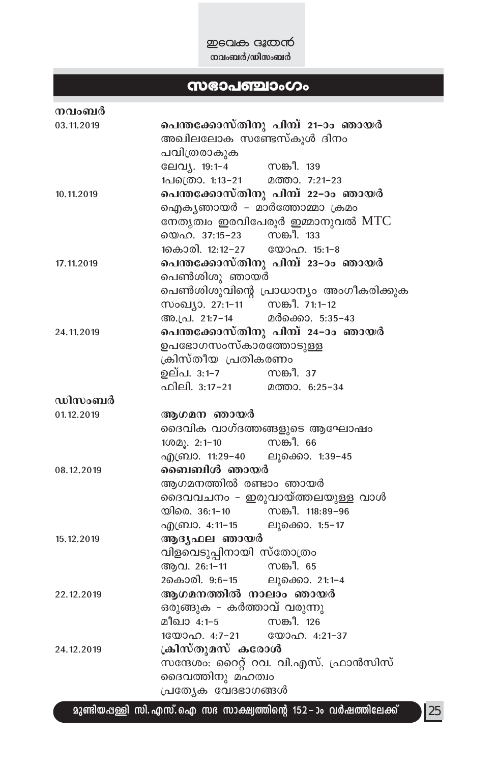## സഭാപഞ്ചാംഗം

**നവംബർ**

**03.11.2019** — **പെന്തക്കോസ്തിനു പിമ്പ് 21-ാം ഞായർ**
അഖിലലോക സണ്ടേസ്കൂൾ ദിനം
പവിത്രരാകുക
ലേവ്യ. 19:1-4 — സങ്കീ. 139
1പത്രൊ. 1:13-21 — മത്താ. 7:21-23

**10.11.2019** — **പെന്തക്കോസ്തിനു പിമ്പ് 22-ാം ഞായർ**
ഐക്യഞായർ - മാർത്തോമ്മാ ക്രമം
നേതൃത്വം ഇരവിപേരൂർ ഇമ്മാനുവൽ MTC
യെഹ. 37:15-23 — സങ്കീ. 133
1കൊരി. 12:12-27 — യോഹ. 15:1-8

**17.11.2019** — **പെന്തക്കോസ്തിനു പിമ്പ് 23-ാം ഞായർ**
പെൺശിശു ഞായർ
പെൺശിശുവിന്റെ പ്രാധാന്യം അംഗീകരിക്കുക
സംഖ്യാ. 27:1-11 — സങ്കീ. 71:1-12
അ.പ്ര. 21:7-14 — മർക്കൊ. 5:35-43

**24.11.2019** — **പെന്തക്കോസ്തിനു പിമ്പ് 24-ാം ഞായർ**
ഉപഭോഗസംസ്കാരത്തോടുള്ള
ക്രിസ്തീയ പ്രതികരണം
ഉല്പ. 3:1-7 — സങ്കീ. 37
ഫിലി. 3:17-21 — മത്താ. 6:25-34

**ഡിസംബർ**

**01.12.2019** — **ആഗമന ഞായർ**
ദൈവിക വാഗ്ദത്തങ്ങളുടെ ആഘോഷം
1ശമു. 2:1-10 — സങ്കീ. 66
എബ്രാ. 11:29-40 — ലൂക്കൊ. 1:39-45

**08.12.2019** — **ബൈബിൾ ഞായർ**
ആഗമനത്തിൽ രണ്ടാം ഞായർ
ദൈവവചനം - ഇരുവായ്ത്തലയുള്ള വാൾ
യിരെ. 36:1-10 — സങ്കീ. 118:89-96
എബ്രാ. 4:11-15 — ലൂക്കൊ. 1:5-17

**15.12.2019** — **ആദ്യഫല ഞായർ**
വിളവെടുപ്പിനായി സ്തോത്രം
ആവ. 26:1-11 — സങ്കീ. 65
2കൊരി. 9:6-15 — ലൂക്കൊ. 21:1-4

**22.12.2019** — **ആഗമനത്തിൽ നാലാം ഞായർ**
ഒരുങ്ങുക - കർത്താവ് വരുന്നു
മീഖാ 4:1-5 — സങ്കീ. 126
1യോഹ. 4:7-21 — യോഹ. 4:21-37

**24.12.2019** — **ക്രിസ്തുമസ് കരോൾ**
സന്ദേശം: റൈറ്റ് റവ. വി.എസ്. ഫ്രാൻസിസ്
ദൈവത്തിനു മഹത്വം
പ്രത്യേക വേദഭാഗങ്ങൾ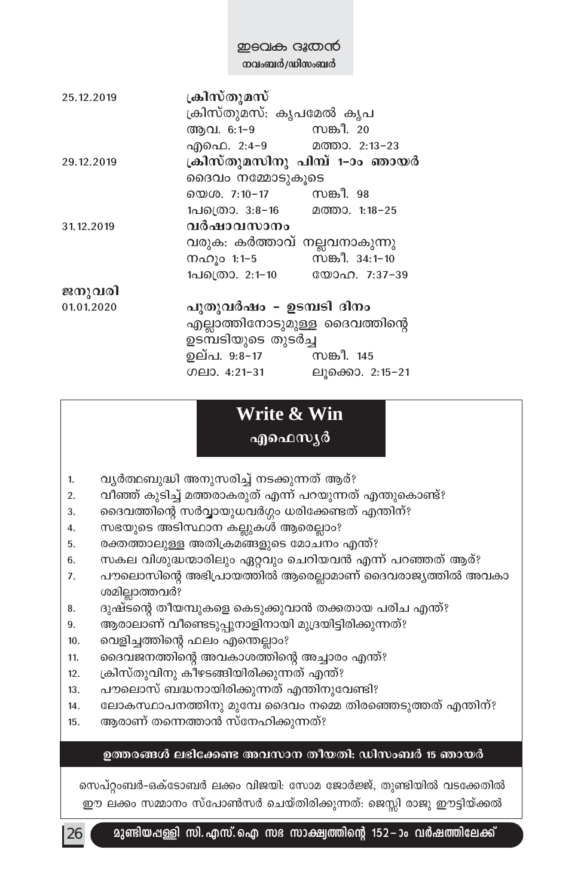| | |
|---|---|
| 25.12.2019 | **ക്രിസ്തുമസ്** |
| | ക്രിസ്തുമസ്: കൃപമേൽ കൃപ |
| | ആവ. 6:1-9 സങ്കീ. 20 |
| | എഫെ. 2:4-9 മത്താ. 2:13-23 |
| 29.12.2019 | **ക്രിസ്തുമസിനു പിമ്പ് 1-ാം ഞായർ** |
| | ദൈവം നമ്മോടുകൂടെ |
| | യെശ. 7:10-17 സങ്കീ. 98 |
| | 1പത്രൊ. 3:8-16 മത്താ. 1:18-25 |
| 31.12.2019 | **വർഷാവസാനം** |
| | വരുക: കർത്താവ് നല്ലവനാകുന്നു |
| | നഹൂം 1:1-5 സങ്കീ. 34:1-10 |
| | 1പത്രൊ. 2:1-10 യോഹ. 7:37-39 |
| **ജനുവരി** | |
| 01.01.2020 | **പുതുവർഷം - ഉടമ്പടി ദിനം** |
| | എല്ലാത്തിനോടുമുള്ള ദൈവത്തിന്റെ ഉടമ്പടിയുടെ തുടർച്ച |
| | ഉല്പ. 9:8-17 സങ്കീ. 145 |
| | ഗലാ. 4:21-31 ലൂക്കൊ. 2:15-21 |

## Write & Win

### എഫെസ്യർ

1. വ്യർത്ഥബുദ്ധി അനുസരിച്ച് നടക്കുന്നത് ആര്?
2. വീഞ്ഞ് കുടിച്ച് മത്തരാകരുത് എന്ന് പറയുന്നത് എന്തുകൊണ്ട്?
3. ദൈവത്തിന്റെ സർവ്വായുധവർഗ്ഗം ധരിക്കേണ്ടത് എന്തിന്?
4. സഭയുടെ അടിസ്ഥാന കല്ലുകൾ ആരെല്ലാം?
5. രക്തത്താലുള്ള അതിക്രമങ്ങളുടെ മോചനം എന്ത്?
6. സകല വിശുദ്ധന്മാരിലും ഏറ്റവും ചെറിയവൻ എന്ന് പറഞ്ഞത് ആര്?
7. പൗലൊസിന്റെ അഭിപ്രായത്തിൽ ആരെല്ലാമാണ് ദൈവരാജ്യത്തിൽ അവകാശമില്ലാത്തവർ?
8. ദുഷ്ടന്റെ തീയമ്പുകളെ കെടുക്കുവാൻ തക്കതായ പരിച എന്ത്?
9. ആരാലാണ് വീണ്ടെടുപ്പുനാളിനായി മുദ്രയിട്ടിരിക്കുന്നത്?
10. വെളിച്ചത്തിന്റെ ഫലം എന്തെല്ലാം?
11. ദൈവജനത്തിന്റെ അവകാശത്തിന്റെ അച്ചാരം എന്ത്?
12. ക്രിസ്തുവിനു കീഴടങ്ങിയിരിക്കുന്നത് എന്ത്?
13. പൗലൊസ് ബദ്ധനായിരിക്കുന്നത് എന്തിനുവേണ്ടി?
14. ലോകസ്ഥാപനത്തിനു മുമ്പേ ദൈവം നമ്മെ തിരഞ്ഞെടുത്തത് എന്തിന്?
15. ആരാണ് തന്നെത്താൻ സ്നേഹിക്കുന്നത്?

**ഉത്തരങ്ങൾ ലഭിക്കേണ്ട അവസാന തീയതി: ഡിസംബർ 15 ഞായർ**

സെപ്റ്റംബർ-ഒക്ടോബർ ലക്കം വിജയി: സോമ ജോർജ്ജ്, തുണ്ടിയിൽ വടക്കേതിൽ

ഈ ലക്കം സമ്മാനം സ്പോൺസർ ചെയ്തിരിക്കുന്നത്: ജെസ്സി രാജു ഈട്ടിയ്ക്കൽ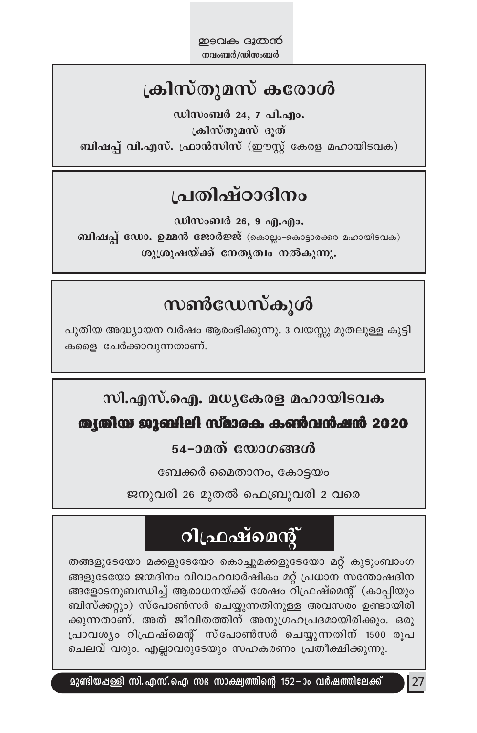## ക്രിസ്തുമസ് കരോൾ

**ഡിസംബർ 24, 7 പി.എം.**

**ക്രിസ്തുമസ് ദൂത്**

**ബിഷപ്പ് വി.എസ്. ഫ്രാൻസിസ് (ഈസ്റ്റ് കേരള മഹായിടവക)**

## പ്രതിഷ്ഠാദിനം

**ഡിസംബർ 26, 9 എ.എം.**

**ബിഷപ്പ് ഡോ. ഉമ്മൻ ജോർജ്ജ്** (കൊല്ലം-കൊട്ടാരക്കര മഹായിടവക) **ശുശ്രൂഷയ്ക്ക് നേതൃത്വം നൽകുന്നു.**

## സൺഡേസ്കൂൾ

പുതിയ അദ്ധ്യായന വർഷം ആരംഭിക്കുന്നു. 3 വയസ്സു മുതലുള്ള കുട്ടികളെ ചേർക്കാവുന്നതാണ്.

## സി.എസ്.ഐ. മധ്യകേരള മഹായിടവക

## തൃതീയ ജൂബിലി സ്മാരക കൺവൻഷൻ 2020

**54-ാമത് യോഗങ്ങൾ**

ബേക്കർ മൈതാനം, കോട്ടയം

ജനുവരി 26 മുതൽ ഫെബ്രുവരി 2 വരെ

## റിഫ്രഷ്മെന്റ്

തങ്ങളുടേയോ മക്കളുടേയോ കൊച്ചുമക്കളുടേയോ മറ്റ് കുടുംബാംഗങ്ങളുടേയോ ജന്മദിനം വിവാഹവാർഷികം മറ്റ് പ്രധാന സന്തോഷദിനങ്ങളോടനുബന്ധിച്ച് ആരാധനയ്ക്ക് ശേഷം റിഫ്രഷ്മെന്റ് (കാപ്പിയും ബിസ്ക്കറ്റും) സ്പോൺസർ ചെയ്യുന്നതിനുള്ള അവസരം ഉണ്ടായിരിക്കുന്നതാണ്. അത് ജീവിതത്തിന് അനുഗ്രഹപ്രദമായിരിക്കും. ഒരു പ്രാവശ്യം റിഫ്രഷ്മെന്റ് സ്പോൺസർ ചെയ്യുന്നതിന് 1500 രൂപ ചെലവ് വരും. എല്ലാവരുടേയും സഹകരണം പ്രതീക്ഷിക്കുന്നു.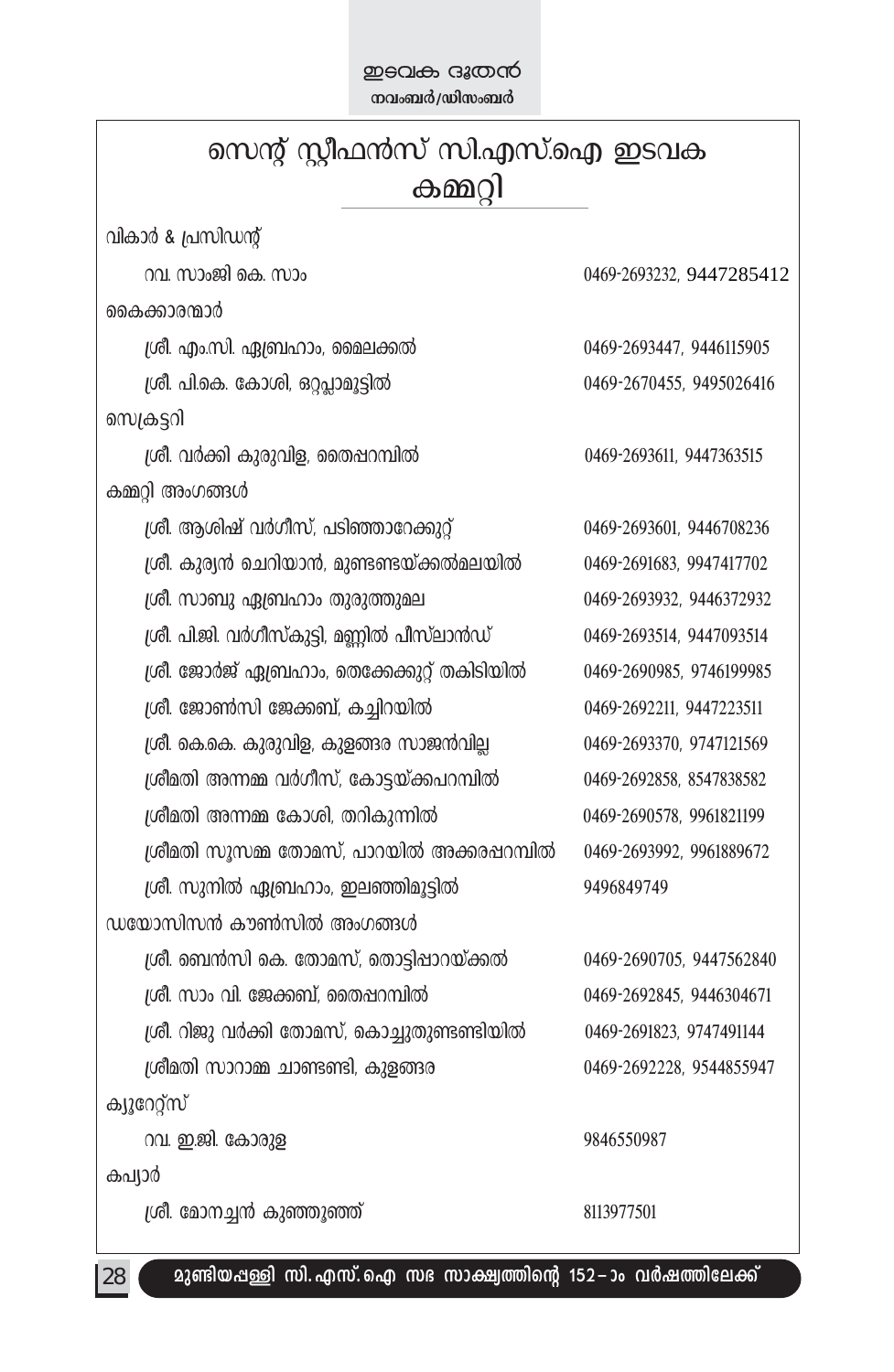# സെന്റ് സ്റ്റീഫൻസ് സി.എസ്.ഐ ഇടവക കമ്മറ്റി

| | |
|---|---|
| **വികാർ & പ്രസിഡന്റ്** | |
| റവ. സാംജി കെ. സാം | 0469-2693232, 9447285412 |
| **കൈക്കാരന്മാർ** | |
| ശ്രീ. എം.സി. ഏബ്രഹാം, മൈലക്കൽ | 0469-2693447, 9446115905 |
| ശ്രീ. പി.കെ. കോശി, ഒറ്റപ്ലാമൂട്ടിൽ | 0469-2670455, 9495026416 |
| **സെക്രട്ടറി** | |
| ശ്രീ. വർക്കി കുരുവിള, തൈപ്പറമ്പിൽ | 0469-2693611, 9447363515 |
| **കമ്മറ്റി അംഗങ്ങൾ** | |
| ശ്രീ. ആശിഷ് വർഗീസ്, പടിഞ്ഞാറേക്കുറ്റ് | 0469-2693601, 9446708236 |
| ശ്രീ. കുര്യൻ ചെറിയാൻ, മുണ്ടണ്ടയ്ക്കൽമലയിൽ | 0469-2691683, 9947417702 |
| ശ്രീ. സാബു ഏബ്രഹാം തുരുത്തുമല | 0469-2693932, 9446372932 |
| ശ്രീ. പി.ജി. വർഗീസ്കുട്ടി, മണ്ണിൽ പീസ്ലാൻഡ് | 0469-2693514, 9447093514 |
| ശ്രീ. ജോർജ് ഏബ്രഹാം, തെക്കേക്കുറ്റ് തകിടിയിൽ | 0469-2690985, 9746199985 |
| ശ്രീ. ജോൺസി ജേക്കബ്, കച്ചിറയിൽ | 0469-2692211, 9447223511 |
| ശ്രീ. കെ.കെ. കുരുവിള, കുളങ്ങര സാജൻവില്ല | 0469-2693370, 9747121569 |
| ശ്രീമതി അന്നമ്മ വർഗീസ്, കോട്ടയ്ക്കപറമ്പിൽ | 0469-2692858, 8547838582 |
| ശ്രീമതി അന്നമ്മ കോശി, തറികുന്നിൽ | 0469-2690578, 9961821199 |
| ശ്രീമതി സൂസമ്മ തോമസ്, പാറയിൽ അക്കരപ്പറമ്പിൽ | 0469-2693992, 9961889672 |
| ശ്രീ. സുനിൽ ഏബ്രഹാം, ഇലഞ്ഞിമൂട്ടിൽ | 9496849749 |
| **ഡയോസിസൻ കൗൺസിൽ അംഗങ്ങൾ** | |
| ശ്രീ. ബെൻസി കെ. തോമസ്, തൊട്ടിപ്പാറയ്ക്കൽ | 0469-2690705, 9447562840 |
| ശ്രീ. സാം വി. ജേക്കബ്, തൈപ്പറമ്പിൽ | 0469-2692845, 9446304671 |
| ശ്രീ. റിജു വർക്കി തോമസ്, കൊച്ചുതുണ്ടണ്ടിയിൽ | 0469-2691823, 9747491144 |
| ശ്രീമതി സാറാമ്മ ചാണ്ടണ്ടി, കുളങ്ങര | 0469-2692228, 9544855947 |
| **ക്യൂറേറ്റ്സ്** | |
| റവ. ഇ.ജി. കോരുള | 9846550987 |
| **കപ്യാർ** | |
| ശ്രീ. മോനച്ചൻ കുഞ്ഞൂഞ്ഞ് | 8113977501 |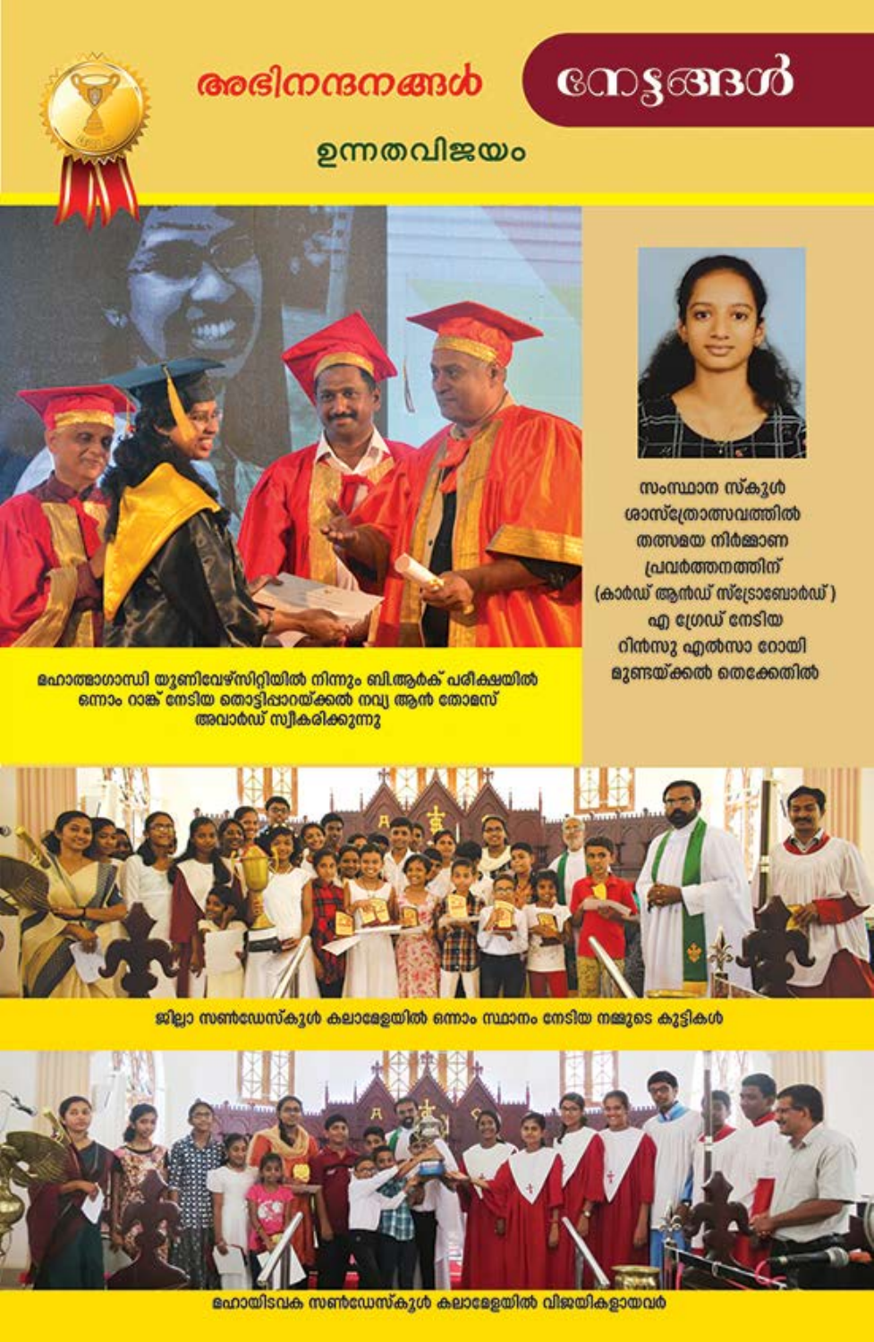# നേട്ടങ്ങൾ

## അഭിനന്ദനങ്ങൾ

### ഉന്നതവിജയം

മഹാത്മാഗാന്ധി യൂണിവേഴ്സിറ്റിയിൽ നിന്നും ബി.ആർക് പരീക്ഷയിൽ ഒന്നാം റാങ്ക് നേടിയ തൊട്ടിപ്പാറയ്ക്കൽ നവ്യ ആൻ തോമസ് അവാർഡ് സ്വീകരിക്കുന്നു

സംസ്ഥാന സ്കൂൾ ശാസ്ത്രോത്സവത്തിൽ തത്സമയ നിർമ്മാണ പ്രവർത്തനത്തിന് (കാർഡ് ആൻഡ് സ്ട്രോബോർഡ്) എ ഗ്രേഡ് നേടിയ റിൻസു എൽസാ റോയി മൂണ്ടയ്ക്കൽ തെക്കേതിൽ

ജില്ലാ സൺഡേസ്കൂൾ കലാമേളയിൽ ഒന്നാം സ്ഥാനം നേടിയ നമ്മുടെ കുട്ടികൾ

മഹായിടവക സൺഡേസ്കൂൾ കലാമേളയിൽ വിജയികളായവർ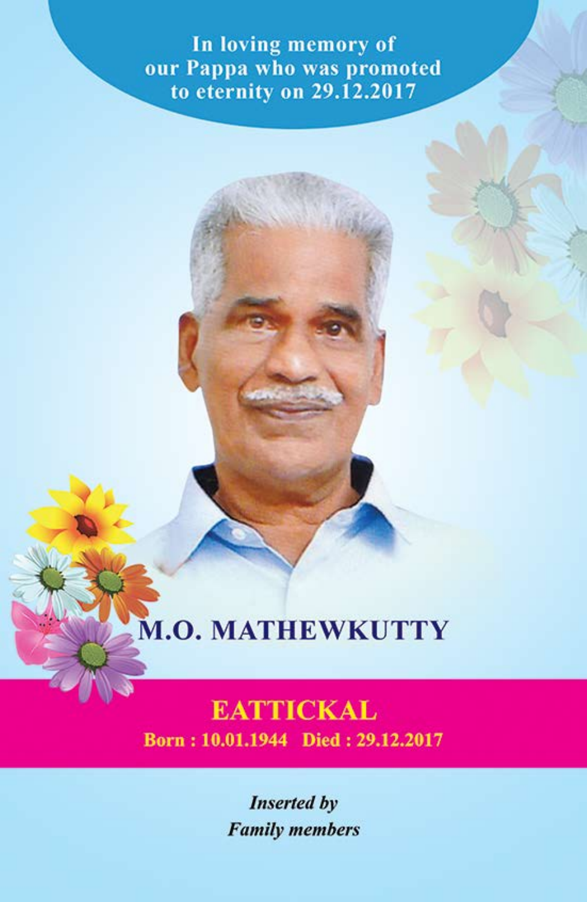**In loving memory of our Pappa who was promoted to eternity on 29.12.2017**

# M.O. MATHEWKUTTY

## EATTICKAL

**Born : 10.01.1944 Died : 29.12.2017**

***Inserted by***
***Family members***